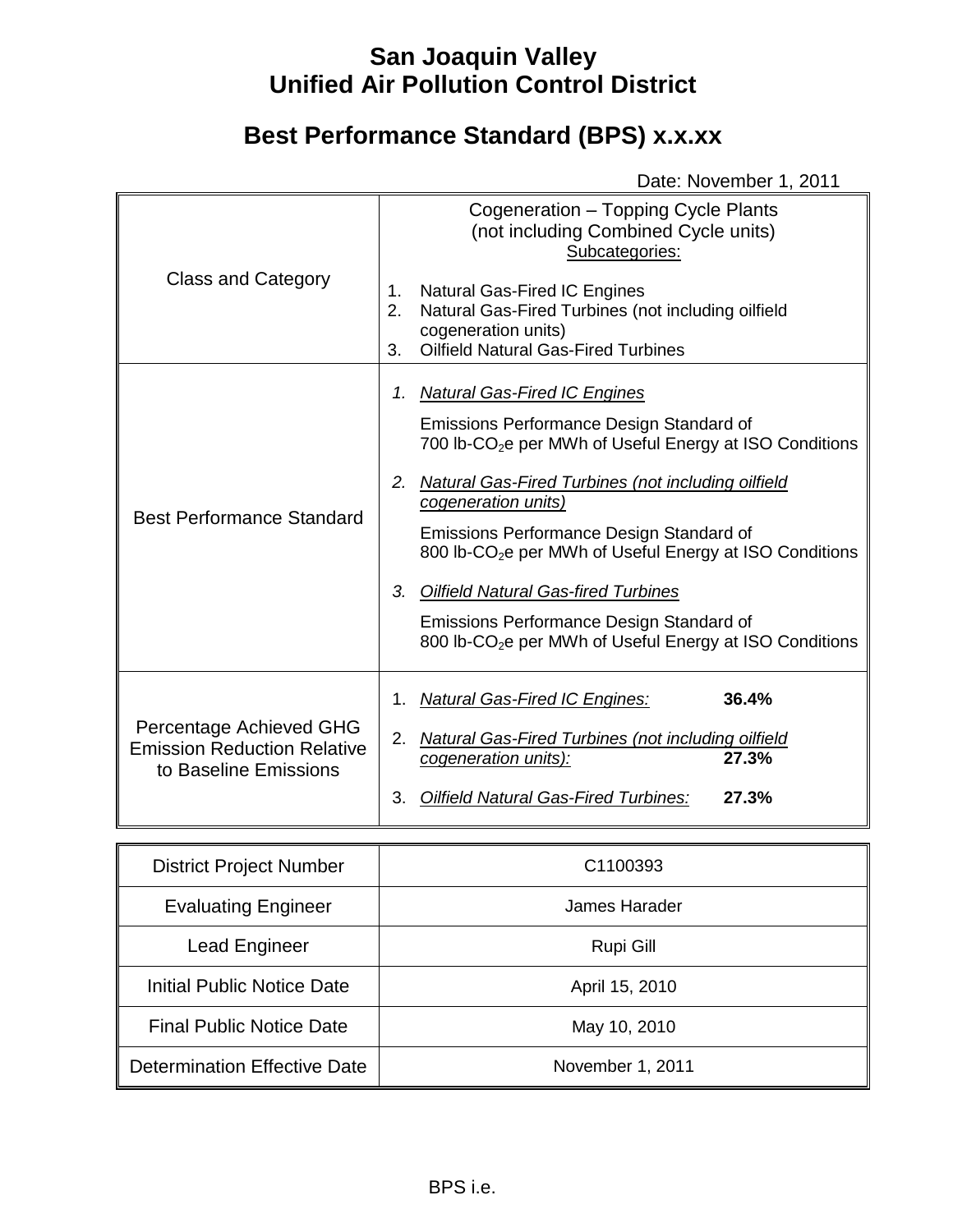# San Joaquin Valley
# Unified Air Pollution Control District

## Best Performance Standard (BPS) x.x.xx

Date: November 1, 2011

| Class and Category | Cogeneration – Topping Cycle Plants<br>(not including Combined Cycle units)<br>Subcategories:<br>1. Natural Gas-Fired IC Engines<br>2. Natural Gas-Fired Turbines (not including oilfield cogeneration units)<br>3. Oilfield Natural Gas-Fired Turbines |
|---|---|
| Best Performance Standard | *1. Natural Gas-Fired IC Engines*<br>Emissions Performance Design Standard of 700 lb-$CO_2$e per MWh of Useful Energy at ISO Conditions<br>*2. Natural Gas-Fired Turbines (not including oilfield cogeneration units)*<br>Emissions Performance Design Standard of 800 lb-$CO_2$e per MWh of Useful Energy at ISO Conditions<br>*3. Oilfield Natural Gas-fired Turbines*<br>Emissions Performance Design Standard of 800 lb-$CO_2$e per MWh of Useful Energy at ISO Conditions |
| Percentage Achieved GHG Emission Reduction Relative to Baseline Emissions | 1. *Natural Gas-Fired IC Engines:* **36.4%**<br>2. *Natural Gas-Fired Turbines (not including oilfield cogeneration units):* **27.3%**<br>3. *Oilfield Natural Gas-Fired Turbines:* **27.3%** |

| District Project Number | C1100393 |
|---|---|
| Evaluating Engineer | James Harader |
| Lead Engineer | Rupi Gill |
| Initial Public Notice Date | April 15, 2010 |
| Final Public Notice Date | May 10, 2010 |
| Determination Effective Date | November 1, 2011 |

BPS i.e.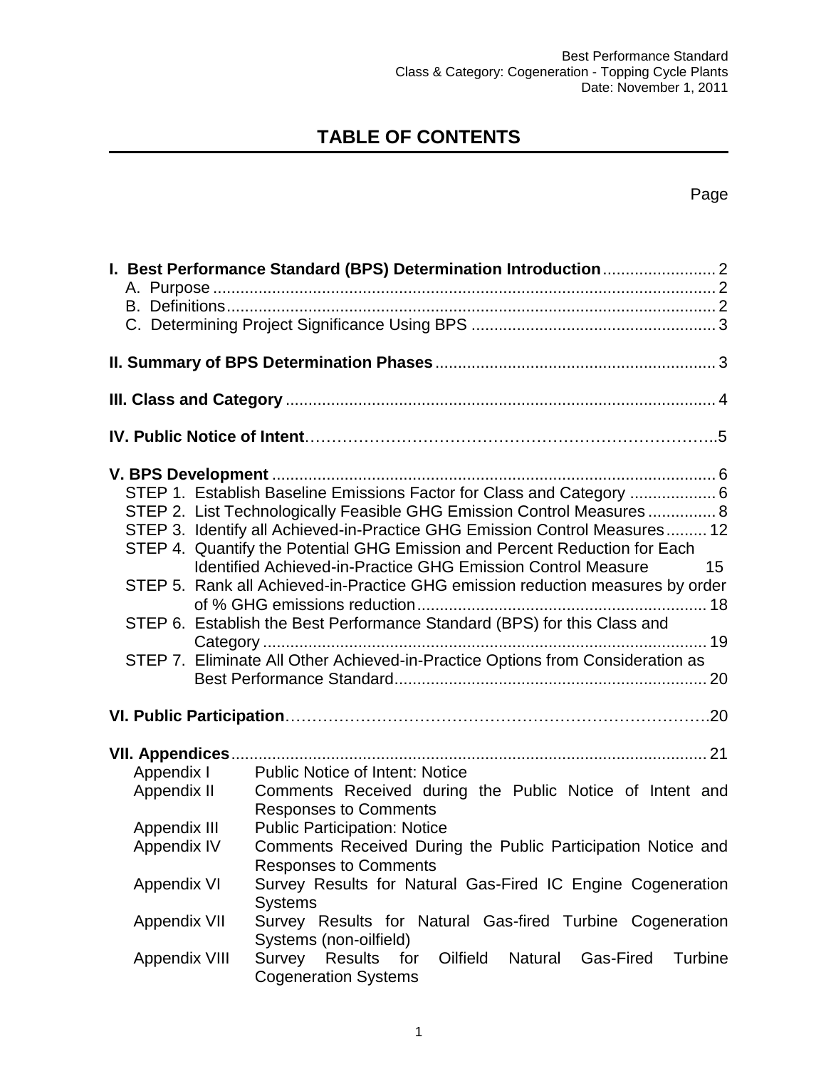# TABLE OF CONTENTS

Page

**I. Best Performance Standard (BPS) Determination Introduction** ......................... 2
- A. Purpose ............................................................................................................ 2
- B. Definitions ......................................................................................................... 2
- C. Determining Project Significance Using BPS ..................................................... 3

**II. Summary of BPS Determination Phases** ............................................................ 3

**III. Class and Category** ............................................................................................ 4

**IV. Public Notice of Intent** ........................................................................................ 5

**V. BPS Development** ................................................................................................ 6
- STEP 1. Establish Baseline Emissions Factor for Class and Category ................... 6
- STEP 2. List Technologically Feasible GHG Emission Control Measures ............... 8
- STEP 3. Identify all Achieved-in-Practice GHG Emission Control Measures ......... 12
- STEP 4. Quantify the Potential GHG Emission and Percent Reduction for Each Identified Achieved-in-Practice GHG Emission Control Measure 15
- STEP 5. Rank all Achieved-in-Practice GHG emission reduction measures by order of % GHG emissions reduction ............................................................... 18
- STEP 6. Establish the Best Performance Standard (BPS) for this Class and Category ................................................................................................. 19
- STEP 7. Eliminate All Other Achieved-in-Practice Options from Consideration as Best Performance Standard .................................................................... 20

**VI. Public Participation** ............................................................................................ 20

**VII. Appendices** ........................................................................................................ 21

| | |
|---|---|
| Appendix I | Public Notice of Intent: Notice |
| Appendix II | Comments Received during the Public Notice of Intent and Responses to Comments |
| Appendix III | Public Participation: Notice |
| Appendix IV | Comments Received During the Public Participation Notice and Responses to Comments |
| Appendix VI | Survey Results for Natural Gas-Fired IC Engine Cogeneration Systems |
| Appendix VII | Survey Results for Natural Gas-fired Turbine Cogeneration Systems (non-oilfield) |
| Appendix VIII | Survey Results for Oilfield Natural Gas-Fired Turbine Cogeneration Systems |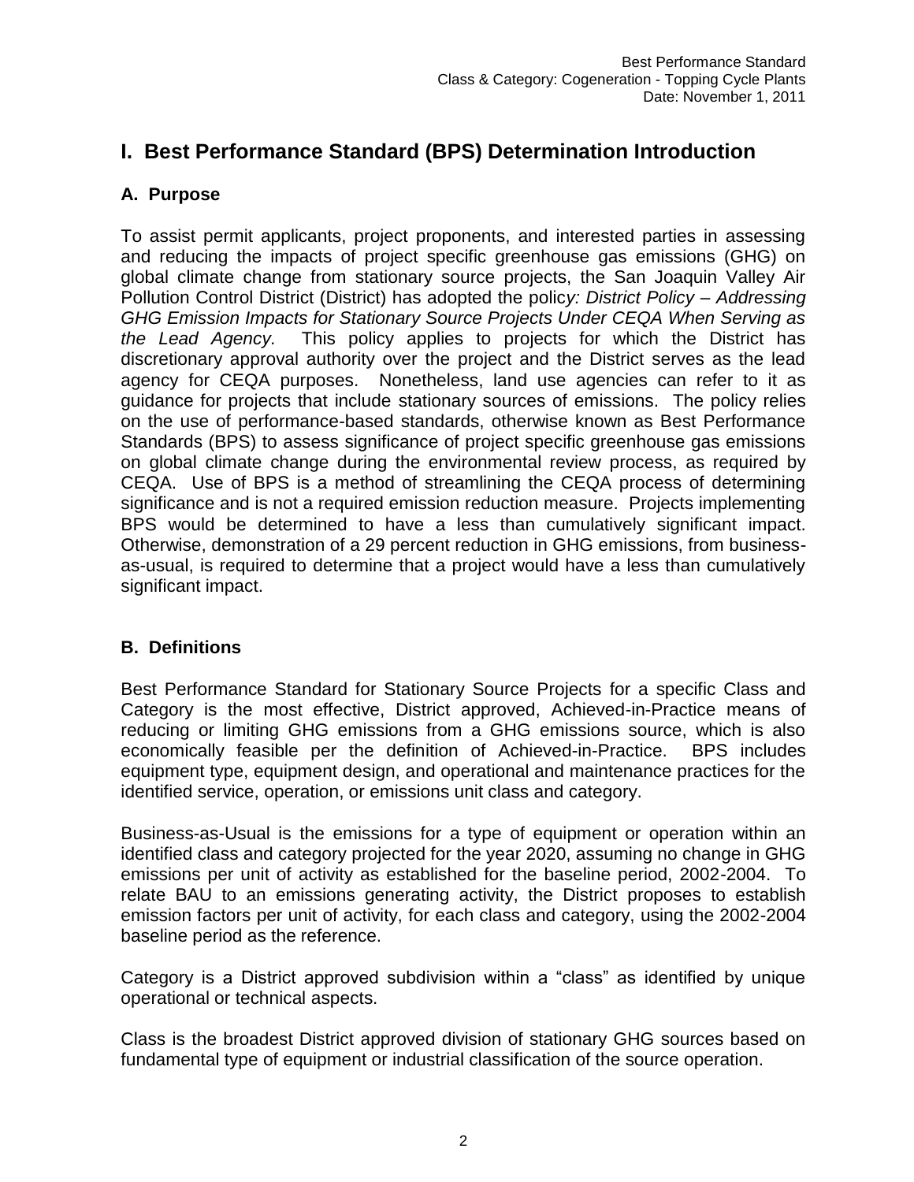# I. Best Performance Standard (BPS) Determination Introduction

## A. Purpose

To assist permit applicants, project proponents, and interested parties in assessing and reducing the impacts of project specific greenhouse gas emissions (GHG) on global climate change from stationary source projects, the San Joaquin Valley Air Pollution Control District (District) has adopted the polic*y: District Policy – Addressing GHG Emission Impacts for Stationary Source Projects Under CEQA When Serving as the Lead Agency.* This policy applies to projects for which the District has discretionary approval authority over the project and the District serves as the lead agency for CEQA purposes. Nonetheless, land use agencies can refer to it as guidance for projects that include stationary sources of emissions. The policy relies on the use of performance-based standards, otherwise known as Best Performance Standards (BPS) to assess significance of project specific greenhouse gas emissions on global climate change during the environmental review process, as required by CEQA. Use of BPS is a method of streamlining the CEQA process of determining significance and is not a required emission reduction measure. Projects implementing BPS would be determined to have a less than cumulatively significant impact. Otherwise, demonstration of a 29 percent reduction in GHG emissions, from business-as-usual, is required to determine that a project would have a less than cumulatively significant impact.

## B. Definitions

Best Performance Standard for Stationary Source Projects for a specific Class and Category is the most effective, District approved, Achieved-in-Practice means of reducing or limiting GHG emissions from a GHG emissions source, which is also economically feasible per the definition of Achieved-in-Practice. BPS includes equipment type, equipment design, and operational and maintenance practices for the identified service, operation, or emissions unit class and category.

Business-as-Usual is the emissions for a type of equipment or operation within an identified class and category projected for the year 2020, assuming no change in GHG emissions per unit of activity as established for the baseline period, 2002-2004. To relate BAU to an emissions generating activity, the District proposes to establish emission factors per unit of activity, for each class and category, using the 2002-2004 baseline period as the reference.

Category is a District approved subdivision within a "class" as identified by unique operational or technical aspects.

Class is the broadest District approved division of stationary GHG sources based on fundamental type of equipment or industrial classification of the source operation.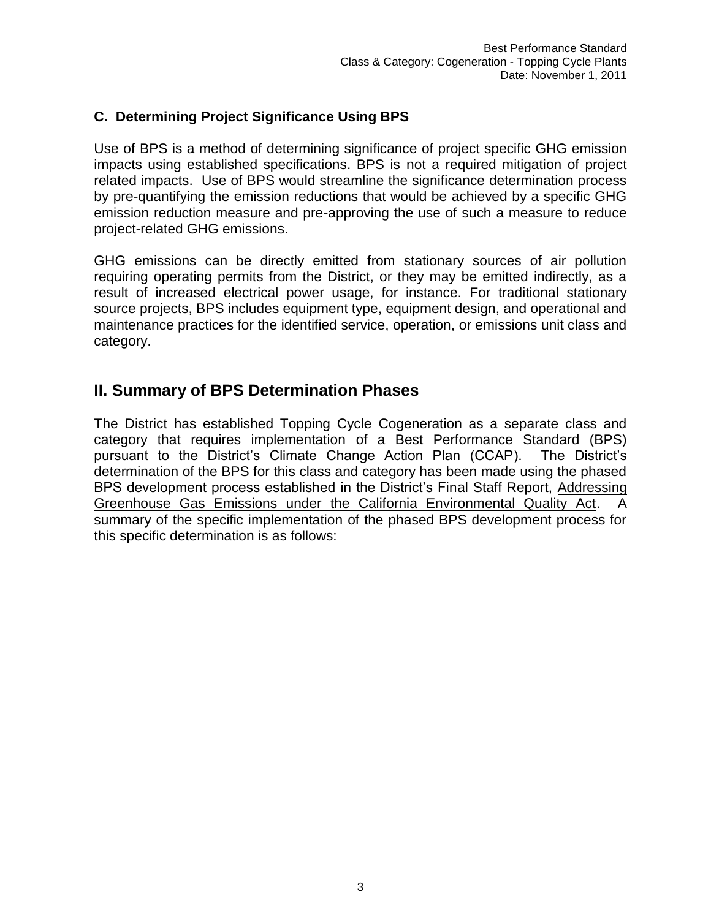### C. Determining Project Significance Using BPS

Use of BPS is a method of determining significance of project specific GHG emission impacts using established specifications. BPS is not a required mitigation of project related impacts. Use of BPS would streamline the significance determination process by pre-quantifying the emission reductions that would be achieved by a specific GHG emission reduction measure and pre-approving the use of such a measure to reduce project-related GHG emissions.

GHG emissions can be directly emitted from stationary sources of air pollution requiring operating permits from the District, or they may be emitted indirectly, as a result of increased electrical power usage, for instance. For traditional stationary source projects, BPS includes equipment type, equipment design, and operational and maintenance practices for the identified service, operation, or emissions unit class and category.

## II. Summary of BPS Determination Phases

The District has established Topping Cycle Cogeneration as a separate class and category that requires implementation of a Best Performance Standard (BPS) pursuant to the District's Climate Change Action Plan (CCAP). The District's determination of the BPS for this class and category has been made using the phased BPS development process established in the District's Final Staff Report, Addressing Greenhouse Gas Emissions under the California Environmental Quality Act. A summary of the specific implementation of the phased BPS development process for this specific determination is as follows: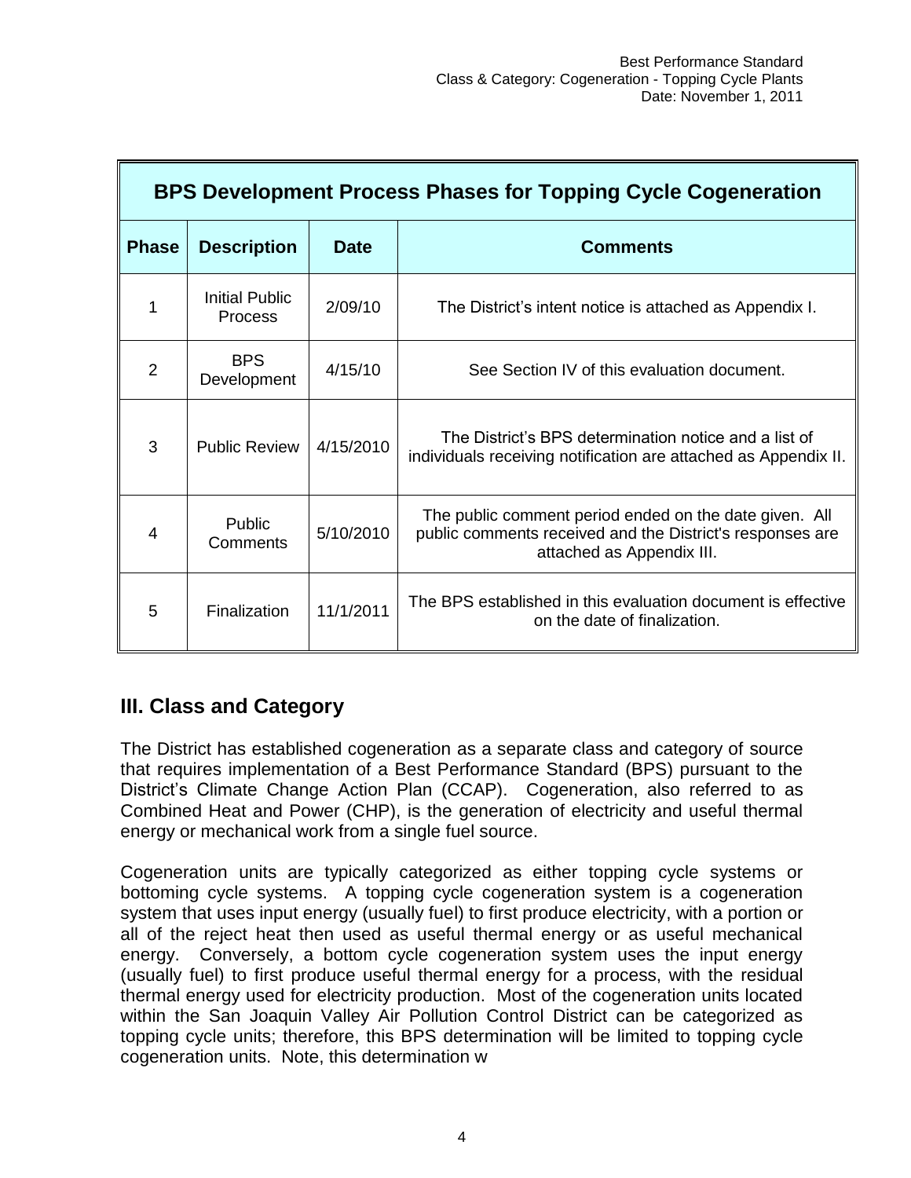| BPS Development Process Phases for Topping Cycle Cogeneration | | | |
|---|---|---|---|
| **Phase** | **Description** | **Date** | **Comments** |
| 1 | Initial Public Process | 2/09/10 | The District's intent notice is attached as Appendix I. |
| 2 | BPS Development | 4/15/10 | See Section IV of this evaluation document. |
| 3 | Public Review | 4/15/2010 | The District's BPS determination notice and a list of individuals receiving notification are attached as Appendix II. |
| 4 | Public Comments | 5/10/2010 | The public comment period ended on the date given. All public comments received and the District's responses are attached as Appendix III. |
| 5 | Finalization | 11/1/2011 | The BPS established in this evaluation document is effective on the date of finalization. |

## III. Class and Category

The District has established cogeneration as a separate class and category of source that requires implementation of a Best Performance Standard (BPS) pursuant to the District's Climate Change Action Plan (CCAP). Cogeneration, also referred to as Combined Heat and Power (CHP), is the generation of electricity and useful thermal energy or mechanical work from a single fuel source.

Cogeneration units are typically categorized as either topping cycle systems or bottoming cycle systems. A topping cycle cogeneration system is a cogeneration system that uses input energy (usually fuel) to first produce electricity, with a portion or all of the reject heat then used as useful thermal energy or as useful mechanical energy. Conversely, a bottom cycle cogeneration system uses the input energy (usually fuel) to first produce useful thermal energy for a process, with the residual thermal energy used for electricity production. Most of the cogeneration units located within the San Joaquin Valley Air Pollution Control District can be categorized as topping cycle units; therefore, this BPS determination will be limited to topping cycle cogeneration units. Note, this determination w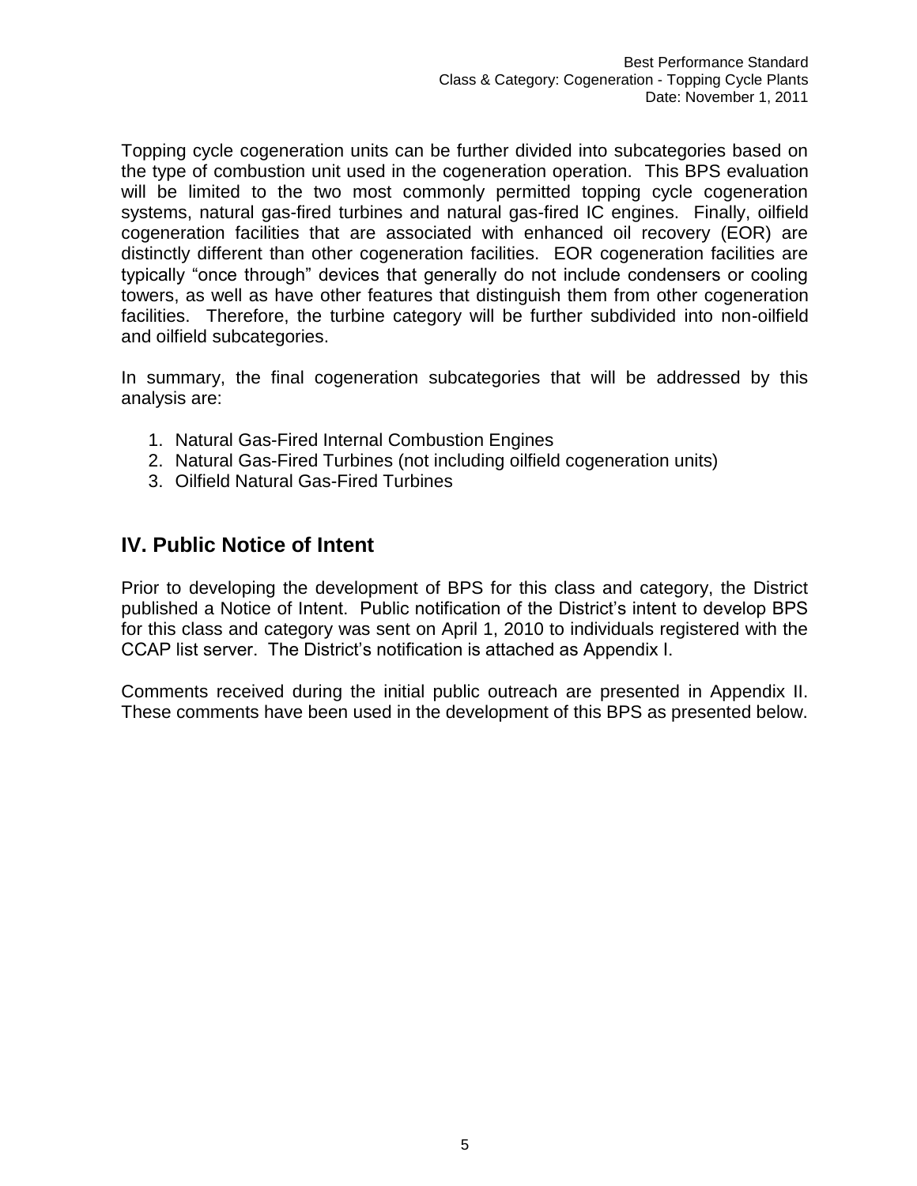Topping cycle cogeneration units can be further divided into subcategories based on the type of combustion unit used in the cogeneration operation. This BPS evaluation will be limited to the two most commonly permitted topping cycle cogeneration systems, natural gas-fired turbines and natural gas-fired IC engines. Finally, oilfield cogeneration facilities that are associated with enhanced oil recovery (EOR) are distinctly different than other cogeneration facilities. EOR cogeneration facilities are typically "once through" devices that generally do not include condensers or cooling towers, as well as have other features that distinguish them from other cogeneration facilities. Therefore, the turbine category will be further subdivided into non-oilfield and oilfield subcategories.

In summary, the final cogeneration subcategories that will be addressed by this analysis are:

1. Natural Gas-Fired Internal Combustion Engines
2. Natural Gas-Fired Turbines (not including oilfield cogeneration units)
3. Oilfield Natural Gas-Fired Turbines

## IV. Public Notice of Intent

Prior to developing the development of BPS for this class and category, the District published a Notice of Intent. Public notification of the District's intent to develop BPS for this class and category was sent on April 1, 2010 to individuals registered with the CCAP list server. The District's notification is attached as Appendix I.

Comments received during the initial public outreach are presented in Appendix II. These comments have been used in the development of this BPS as presented below.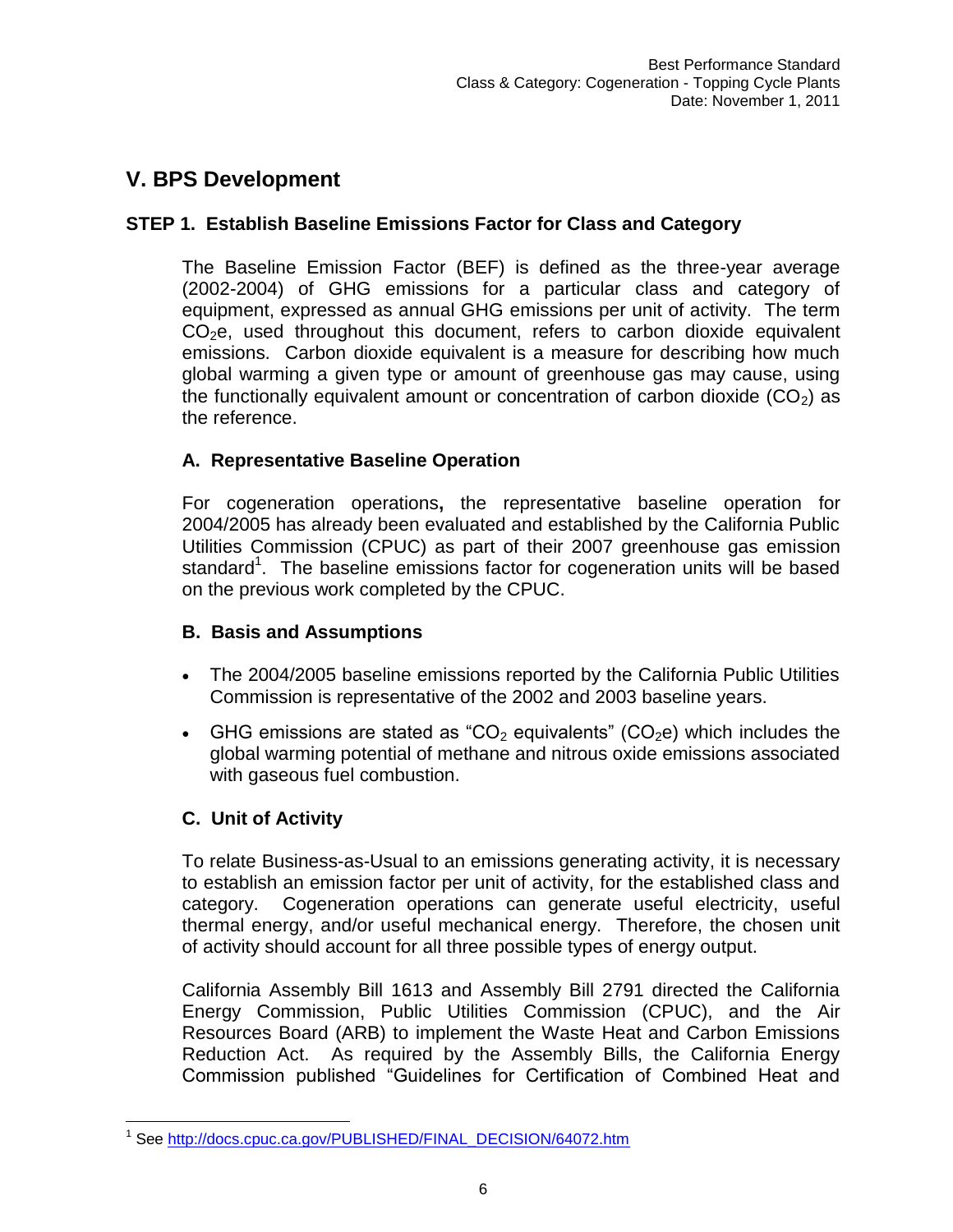## V. BPS Development

### STEP 1. Establish Baseline Emissions Factor for Class and Category

The Baseline Emission Factor (BEF) is defined as the three-year average (2002-2004) of GHG emissions for a particular class and category of equipment, expressed as annual GHG emissions per unit of activity. The term $CO_2e$, used throughout this document, refers to carbon dioxide equivalent emissions. Carbon dioxide equivalent is a measure for describing how much global warming a given type or amount of greenhouse gas may cause, using the functionally equivalent amount or concentration of carbon dioxide ($CO_2$) as the reference.

#### A. Representative Baseline Operation

For cogeneration operations**,** the representative baseline operation for 2004/2005 has already been evaluated and established by the California Public Utilities Commission (CPUC) as part of their 2007 greenhouse gas emission standard[1]. The baseline emissions factor for cogeneration units will be based on the previous work completed by the CPUC.

#### B. Basis and Assumptions

- The 2004/2005 baseline emissions reported by the California Public Utilities Commission is representative of the 2002 and 2003 baseline years.
- GHG emissions are stated as "$CO_2$ equivalents" ($CO_2e$) which includes the global warming potential of methane and nitrous oxide emissions associated with gaseous fuel combustion.

#### C. Unit of Activity

To relate Business-as-Usual to an emissions generating activity, it is necessary to establish an emission factor per unit of activity, for the established class and category. Cogeneration operations can generate useful electricity, useful thermal energy, and/or useful mechanical energy. Therefore, the chosen unit of activity should account for all three possible types of energy output.

California Assembly Bill 1613 and Assembly Bill 2791 directed the California Energy Commission, Public Utilities Commission (CPUC), and the Air Resources Board (ARB) to implement the Waste Heat and Carbon Emissions Reduction Act. As required by the Assembly Bills, the California Energy Commission published "Guidelines for Certification of Combined Heat and

[1] See http://docs.cpuc.ca.gov/PUBLISHED/FINAL_DECISION/64072.htm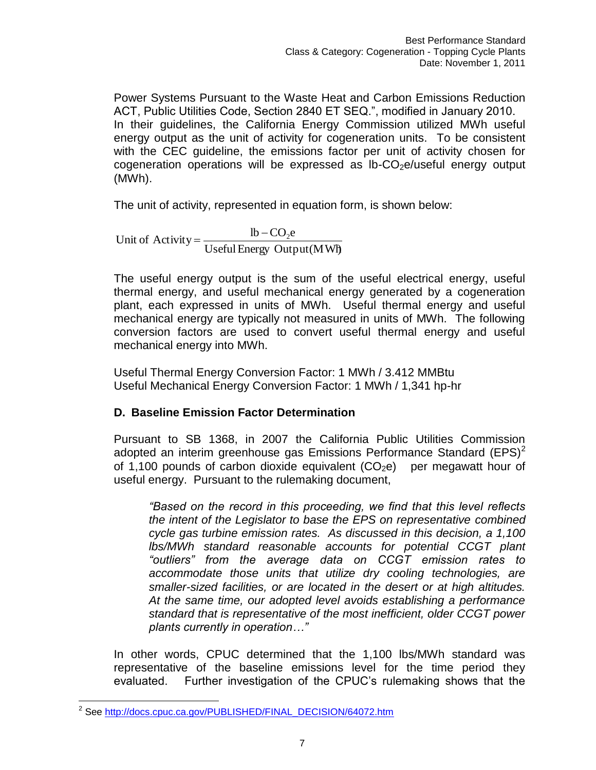Power Systems Pursuant to the Waste Heat and Carbon Emissions Reduction ACT, Public Utilities Code, Section 2840 ET SEQ.", modified in January 2010. In their guidelines, the California Energy Commission utilized MWh useful energy output as the unit of activity for cogeneration units. To be consistent with the CEC guideline, the emissions factor per unit of activity chosen for cogeneration operations will be expressed as lb-$CO_2$e/useful energy output (MWh).

The unit of activity, represented in equation form, is shown below:

$$\text{Unit of Activity} = \frac{\text{lb} - \text{CO}_2\text{e}}{\text{Useful Energy Output(MWh)}}$$

The useful energy output is the sum of the useful electrical energy, useful thermal energy, and useful mechanical energy generated by a cogeneration plant, each expressed in units of MWh. Useful thermal energy and useful mechanical energy are typically not measured in units of MWh. The following conversion factors are used to convert useful thermal energy and useful mechanical energy into MWh.

Useful Thermal Energy Conversion Factor: 1 MWh / 3.412 MMBtu
Useful Mechanical Energy Conversion Factor: 1 MWh / 1,341 hp-hr

### D. Baseline Emission Factor Determination

Pursuant to SB 1368, in 2007 the California Public Utilities Commission adopted an interim greenhouse gas Emissions Performance Standard (EPS)[2] of 1,100 pounds of carbon dioxide equivalent ($CO_2$e) per megawatt hour of useful energy. Pursuant to the rulemaking document,

> *"Based on the record in this proceeding, we find that this level reflects the intent of the Legislator to base the EPS on representative combined cycle gas turbine emission rates. As discussed in this decision, a 1,100 lbs/MWh standard reasonable accounts for potential CCGT plant "outliers" from the average data on CCGT emission rates to accommodate those units that utilize dry cooling technologies, are smaller-sized facilities, or are located in the desert or at high altitudes. At the same time, our adopted level avoids establishing a performance standard that is representative of the most inefficient, older CCGT power plants currently in operation…"*

In other words, CPUC determined that the 1,100 lbs/MWh standard was representative of the baseline emissions level for the time period they evaluated. Further investigation of the CPUC's rulemaking shows that the

---

[2] See http://docs.cpuc.ca.gov/PUBLISHED/FINAL_DECISION/64072.htm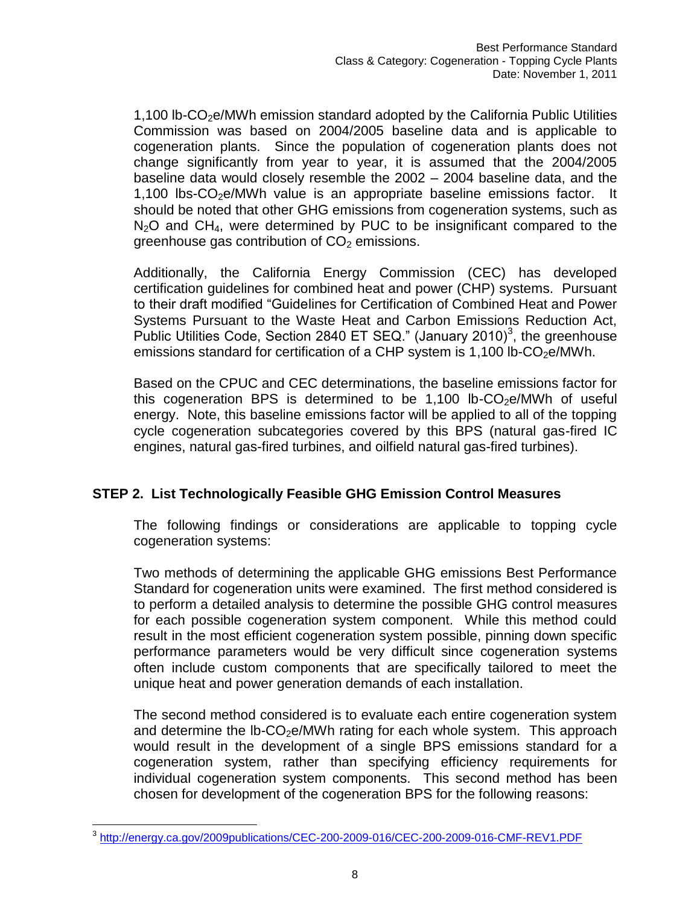1,100 lb-$CO_2$e/MWh emission standard adopted by the California Public Utilities Commission was based on 2004/2005 baseline data and is applicable to cogeneration plants. Since the population of cogeneration plants does not change significantly from year to year, it is assumed that the 2004/2005 baseline data would closely resemble the 2002 – 2004 baseline data, and the 1,100 lbs-$CO_2$e/MWh value is an appropriate baseline emissions factor. It should be noted that other GHG emissions from cogeneration systems, such as $N_2O$ and $CH_4$, were determined by PUC to be insignificant compared to the greenhouse gas contribution of $CO_2$ emissions.

Additionally, the California Energy Commission (CEC) has developed certification guidelines for combined heat and power (CHP) systems. Pursuant to their draft modified "Guidelines for Certification of Combined Heat and Power Systems Pursuant to the Waste Heat and Carbon Emissions Reduction Act, Public Utilities Code, Section 2840 ET SEQ." (January 2010)[3], the greenhouse emissions standard for certification of a CHP system is 1,100 lb-$CO_2$e/MWh.

Based on the CPUC and CEC determinations, the baseline emissions factor for this cogeneration BPS is determined to be 1,100 lb-$CO_2$e/MWh of useful energy. Note, this baseline emissions factor will be applied to all of the topping cycle cogeneration subcategories covered by this BPS (natural gas-fired IC engines, natural gas-fired turbines, and oilfield natural gas-fired turbines).

## STEP 2. List Technologically Feasible GHG Emission Control Measures

The following findings or considerations are applicable to topping cycle cogeneration systems:

Two methods of determining the applicable GHG emissions Best Performance Standard for cogeneration units were examined. The first method considered is to perform a detailed analysis to determine the possible GHG control measures for each possible cogeneration system component. While this method could result in the most efficient cogeneration system possible, pinning down specific performance parameters would be very difficult since cogeneration systems often include custom components that are specifically tailored to meet the unique heat and power generation demands of each installation.

The second method considered is to evaluate each entire cogeneration system and determine the lb-$CO_2$e/MWh rating for each whole system. This approach would result in the development of a single BPS emissions standard for a cogeneration system, rather than specifying efficiency requirements for individual cogeneration system components. This second method has been chosen for development of the cogeneration BPS for the following reasons:

[3] http://energy.ca.gov/2009publications/CEC-200-2009-016/CEC-200-2009-016-CMF-REV1.PDF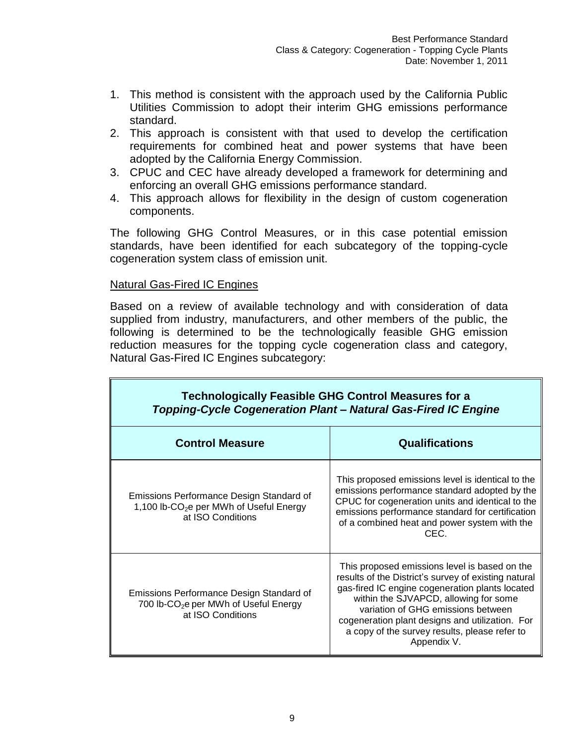1. This method is consistent with the approach used by the California Public Utilities Commission to adopt their interim GHG emissions performance standard.
2. This approach is consistent with that used to develop the certification requirements for combined heat and power systems that have been adopted by the California Energy Commission.
3. CPUC and CEC have already developed a framework for determining and enforcing an overall GHG emissions performance standard.
4. This approach allows for flexibility in the design of custom cogeneration components.

The following GHG Control Measures, or in this case potential emission standards, have been identified for each subcategory of the topping-cycle cogeneration system class of emission unit.

Natural Gas-Fired IC Engines

Based on a review of available technology and with consideration of data supplied from industry, manufacturers, and other members of the public, the following is determined to be the technologically feasible GHG emission reduction measures for the topping cycle cogeneration class and category, Natural Gas-Fired IC Engines subcategory:

| **Technologically Feasible GHG Control Measures for a *Topping-Cycle Cogeneration Plant – Natural Gas-Fired IC Engine*** | |
|---|---|
| **Control Measure** | **Qualifications** |
| Emissions Performance Design Standard of 1,100 lb-$CO_2$e per MWh of Useful Energy at ISO Conditions | This proposed emissions level is identical to the emissions performance standard adopted by the CPUC for cogeneration units and identical to the emissions performance standard for certification of a combined heat and power system with the CEC. |
| Emissions Performance Design Standard of 700 lb-$CO_2$e per MWh of Useful Energy at ISO Conditions | This proposed emissions level is based on the results of the District's survey of existing natural gas-fired IC engine cogeneration plants located within the SJVAPCD, allowing for some variation of GHG emissions between cogeneration plant designs and utilization. For a copy of the survey results, please refer to Appendix V. |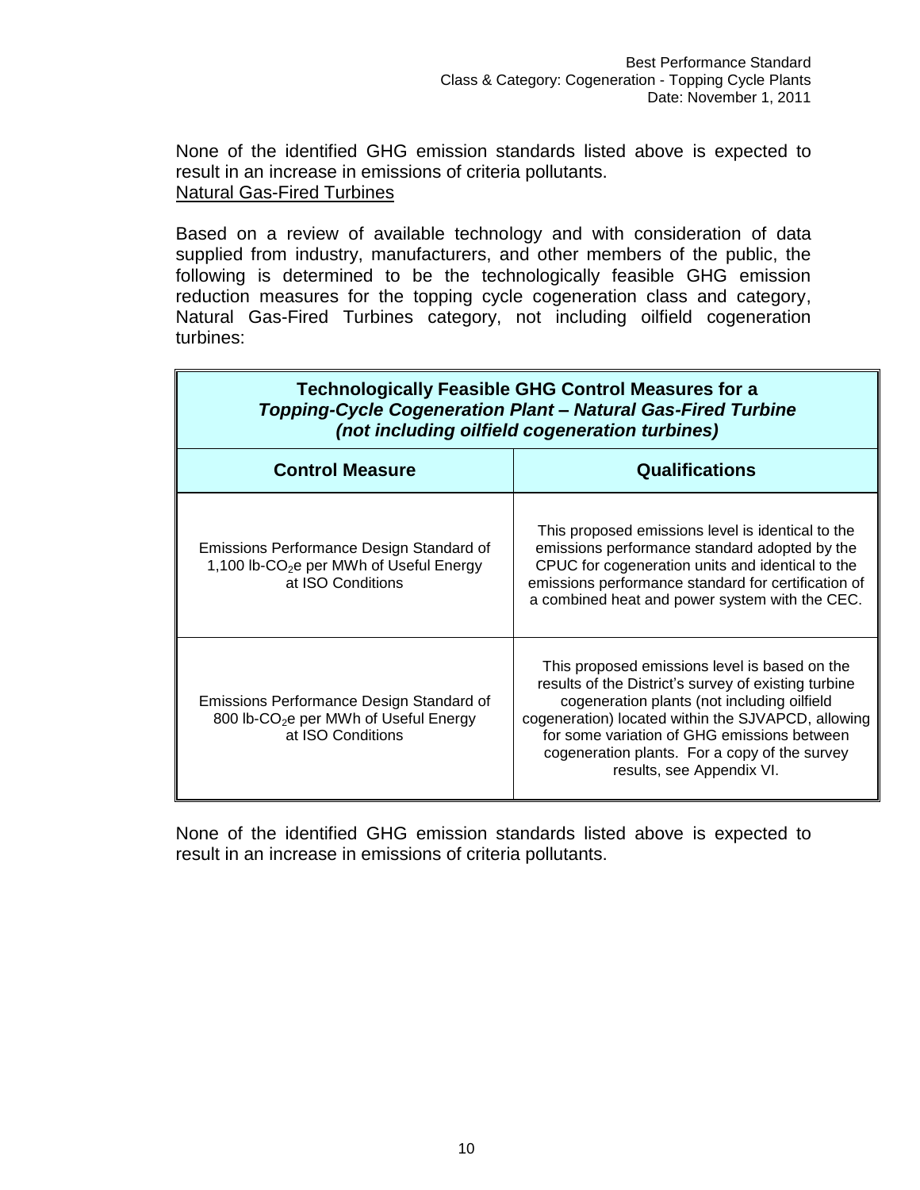None of the identified GHG emission standards listed above is expected to result in an increase in emissions of criteria pollutants.

Natural Gas-Fired Turbines

Based on a review of available technology and with consideration of data supplied from industry, manufacturers, and other members of the public, the following is determined to be the technologically feasible GHG emission reduction measures for the topping cycle cogeneration class and category, Natural Gas-Fired Turbines category, not including oilfield cogeneration turbines:

| **Technologically Feasible GHG Control Measures for a *Topping-Cycle Cogeneration Plant – Natural Gas-Fired Turbine (not including oilfield cogeneration turbines)*** | |
|---|---|
| **Control Measure** | **Qualifications** |
| Emissions Performance Design Standard of 1,100 lb-$CO_2$e per MWh of Useful Energy at ISO Conditions | This proposed emissions level is identical to the emissions performance standard adopted by the CPUC for cogeneration units and identical to the emissions performance standard for certification of a combined heat and power system with the CEC. |
| Emissions Performance Design Standard of 800 lb-$CO_2$e per MWh of Useful Energy at ISO Conditions | This proposed emissions level is based on the results of the District's survey of existing turbine cogeneration plants (not including oilfield cogeneration) located within the SJVAPCD, allowing for some variation of GHG emissions between cogeneration plants. For a copy of the survey results, see Appendix VI. |

None of the identified GHG emission standards listed above is expected to result in an increase in emissions of criteria pollutants.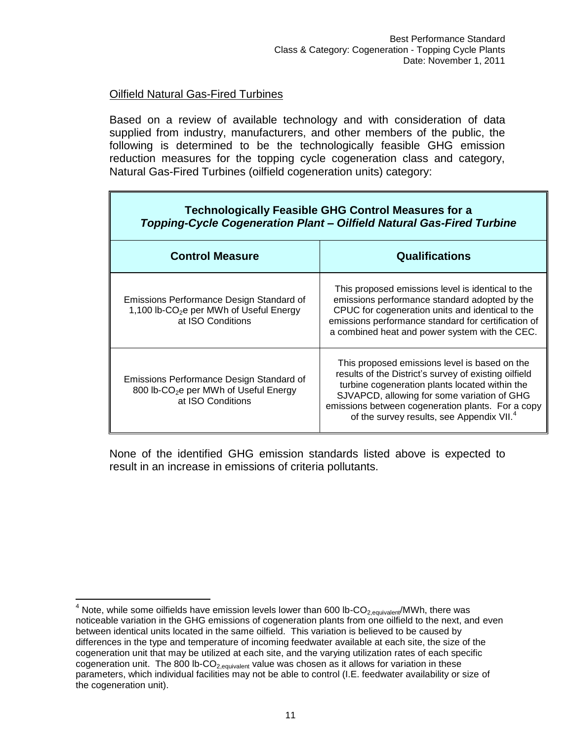Oilfield Natural Gas-Fired Turbines

Based on a review of available technology and with consideration of data supplied from industry, manufacturers, and other members of the public, the following is determined to be the technologically feasible GHG emission reduction measures for the topping cycle cogeneration class and category, Natural Gas-Fired Turbines (oilfield cogeneration units) category:

| **Technologically Feasible GHG Control Measures for a** ***Topping-Cycle Cogeneration Plant – Oilfield Natural Gas-Fired Turbine*** | |
|---|---|
| **Control Measure** | **Qualifications** |
| Emissions Performance Design Standard of 1,100 lb-$CO_2$e per MWh of Useful Energy at ISO Conditions | This proposed emissions level is identical to the emissions performance standard adopted by the CPUC for cogeneration units and identical to the emissions performance standard for certification of a combined heat and power system with the CEC. |
| Emissions Performance Design Standard of 800 lb-$CO_2$e per MWh of Useful Energy at ISO Conditions | This proposed emissions level is based on the results of the District's survey of existing oilfield turbine cogeneration plants located within the SJVAPCD, allowing for some variation of GHG emissions between cogeneration plants. For a copy of the survey results, see Appendix VII.[4] |

None of the identified GHG emission standards listed above is expected to result in an increase in emissions of criteria pollutants.

[4] Note, while some oilfields have emission levels lower than 600 lb-$CO_{2,equivalent}$/MWh, there was noticeable variation in the GHG emissions of cogeneration plants from one oilfield to the next, and even between identical units located in the same oilfield. This variation is believed to be caused by differences in the type and temperature of incoming feedwater available at each site, the size of the cogeneration unit that may be utilized at each site, and the varying utilization rates of each specific cogeneration unit. The 800 lb-$CO_{2,equivalent}$ value was chosen as it allows for variation in these parameters, which individual facilities may not be able to control (I.E. feedwater availability or size of the cogeneration unit).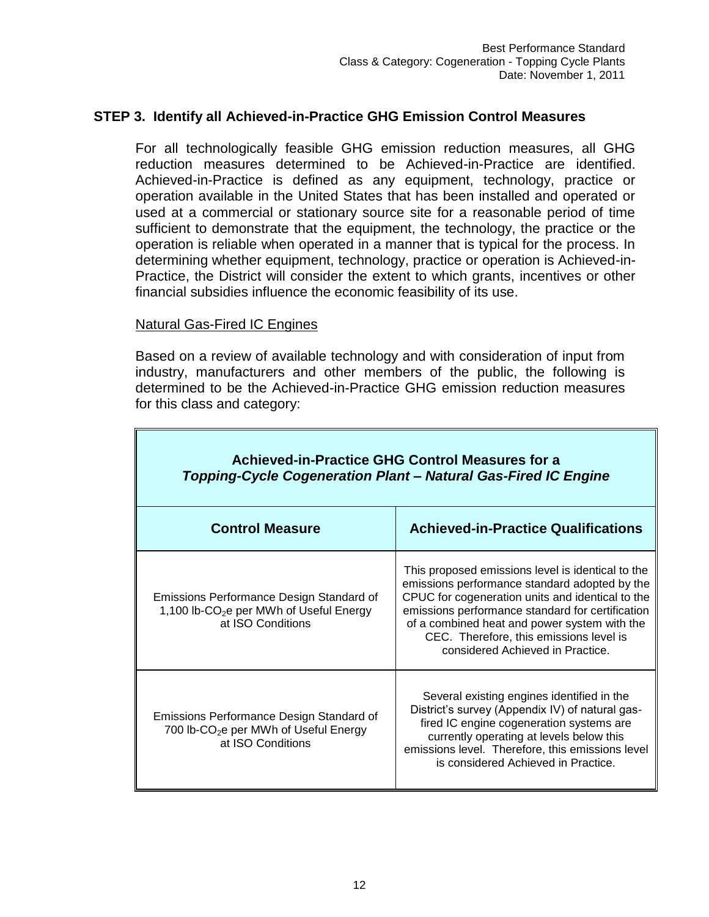## STEP 3. Identify all Achieved-in-Practice GHG Emission Control Measures

For all technologically feasible GHG emission reduction measures, all GHG reduction measures determined to be Achieved-in-Practice are identified. Achieved-in-Practice is defined as any equipment, technology, practice or operation available in the United States that has been installed and operated or used at a commercial or stationary source site for a reasonable period of time sufficient to demonstrate that the equipment, the technology, the practice or the operation is reliable when operated in a manner that is typical for the process. In determining whether equipment, technology, practice or operation is Achieved-in-Practice, the District will consider the extent to which grants, incentives or other financial subsidies influence the economic feasibility of its use.

Natural Gas-Fired IC Engines

Based on a review of available technology and with consideration of input from industry, manufacturers and other members of the public, the following is determined to be the Achieved-in-Practice GHG emission reduction measures for this class and category:

| **Achieved-in-Practice GHG Control Measures for a *Topping-Cycle Cogeneration Plant – Natural Gas-Fired IC Engine*** | |
|---|---|
| **Control Measure** | **Achieved-in-Practice Qualifications** |
| Emissions Performance Design Standard of 1,100 lb-$CO_2$e per MWh of Useful Energy at ISO Conditions | This proposed emissions level is identical to the emissions performance standard adopted by the CPUC for cogeneration units and identical to the emissions performance standard for certification of a combined heat and power system with the CEC. Therefore, this emissions level is considered Achieved in Practice. |
| Emissions Performance Design Standard of 700 lb-$CO_2$e per MWh of Useful Energy at ISO Conditions | Several existing engines identified in the District's survey (Appendix IV) of natural gas-fired IC engine cogeneration systems are currently operating at levels below this emissions level. Therefore, this emissions level is considered Achieved in Practice. |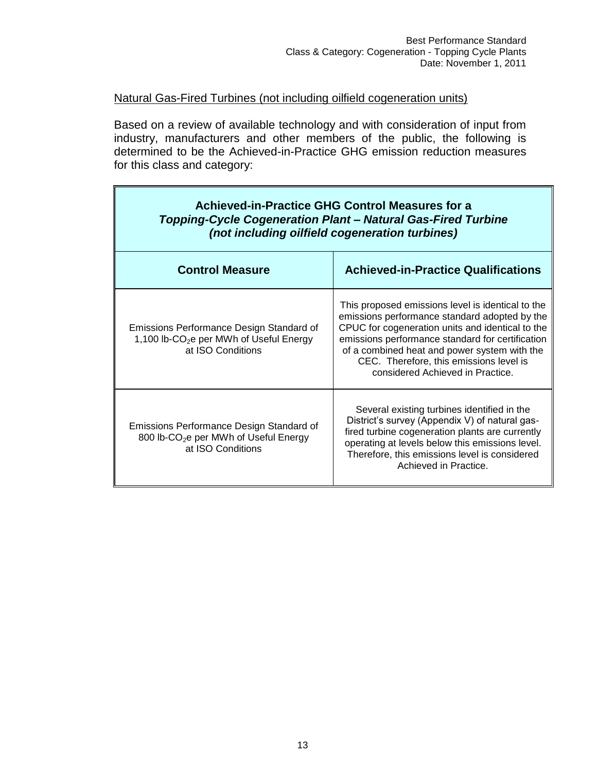Natural Gas-Fired Turbines (not including oilfield cogeneration units)

Based on a review of available technology and with consideration of input from industry, manufacturers and other members of the public, the following is determined to be the Achieved-in-Practice GHG emission reduction measures for this class and category:

**Achieved-in-Practice GHG Control Measures for a *Topping-Cycle Cogeneration Plant – Natural Gas-Fired Turbine (not including oilfield cogeneration turbines)***

| Control Measure | Achieved-in-Practice Qualifications |
| --- | --- |
| Emissions Performance Design Standard of 1,100 lb-$CO_2$e per MWh of Useful Energy at ISO Conditions | This proposed emissions level is identical to the emissions performance standard adopted by the CPUC for cogeneration units and identical to the emissions performance standard for certification of a combined heat and power system with the CEC. Therefore, this emissions level is considered Achieved in Practice. |
| Emissions Performance Design Standard of 800 lb-$CO_2$e per MWh of Useful Energy at ISO Conditions | Several existing turbines identified in the District's survey (Appendix V) of natural gas-fired turbine cogeneration plants are currently operating at levels below this emissions level. Therefore, this emissions level is considered Achieved in Practice. |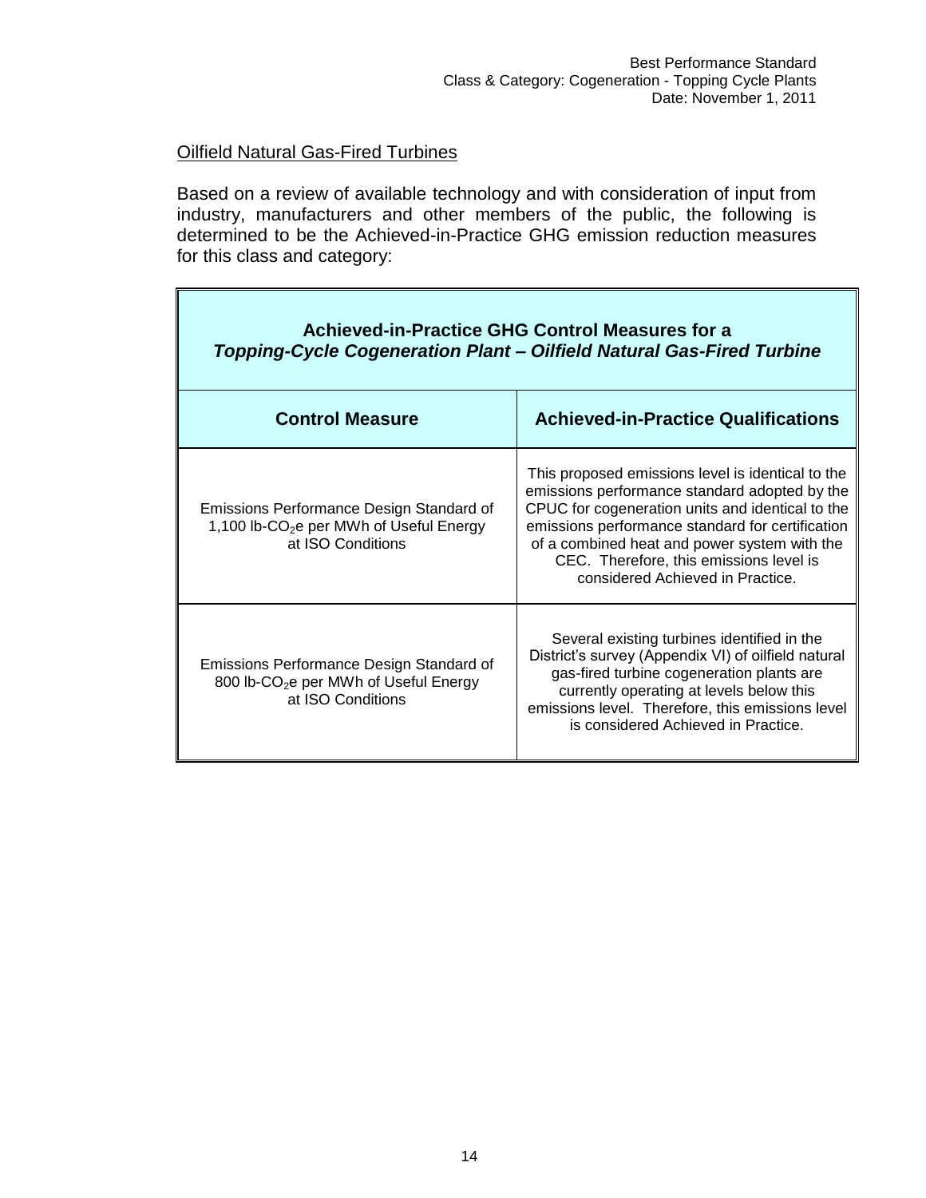<u>Oilfield Natural Gas-Fired Turbines</u>

Based on a review of available technology and with consideration of input from industry, manufacturers and other members of the public, the following is determined to be the Achieved-in-Practice GHG emission reduction measures for this class and category:

| **Achieved-in-Practice GHG Control Measures for a** ***Topping-Cycle Cogeneration Plant – Oilfield Natural Gas-Fired Turbine*** | |
|---|---|
| **Control Measure** | **Achieved-in-Practice Qualifications** |
| Emissions Performance Design Standard of 1,100 lb-$CO_2$e per MWh of Useful Energy at ISO Conditions | This proposed emissions level is identical to the emissions performance standard adopted by the CPUC for cogeneration units and identical to the emissions performance standard for certification of a combined heat and power system with the CEC. Therefore, this emissions level is considered Achieved in Practice. |
| Emissions Performance Design Standard of 800 lb-$CO_2$e per MWh of Useful Energy at ISO Conditions | Several existing turbines identified in the District's survey (Appendix VI) of oilfield natural gas-fired turbine cogeneration plants are currently operating at levels below this emissions level. Therefore, this emissions level is considered Achieved in Practice. |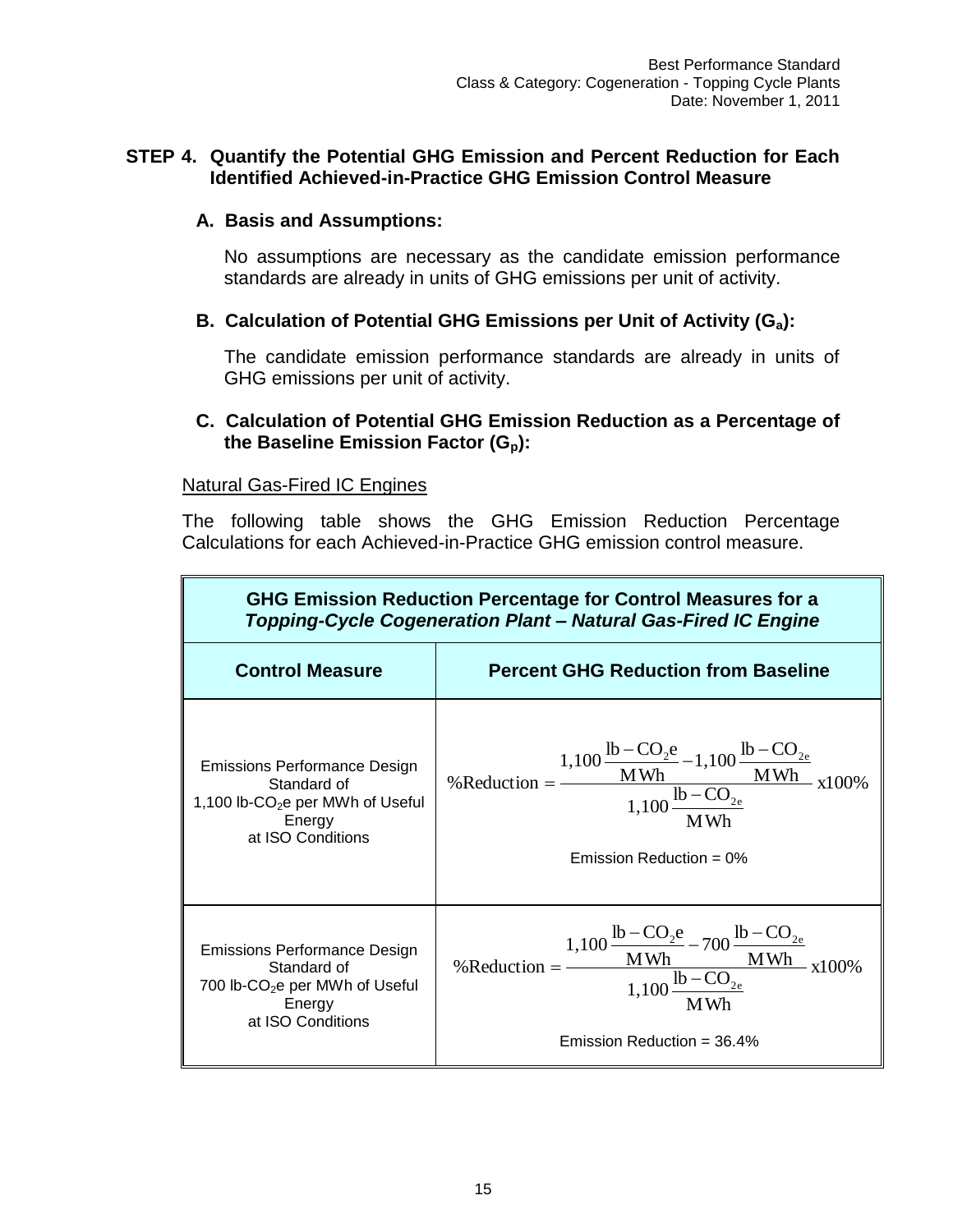## STEP 4. Quantify the Potential GHG Emission and Percent Reduction for Each Identified Achieved-in-Practice GHG Emission Control Measure

### A. Basis and Assumptions:

No assumptions are necessary as the candidate emission performance standards are already in units of GHG emissions per unit of activity.

### B. Calculation of Potential GHG Emissions per Unit of Activity ($G_a$):

The candidate emission performance standards are already in units of GHG emissions per unit of activity.

### C. Calculation of Potential GHG Emission Reduction as a Percentage of the Baseline Emission Factor ($G_p$):

Natural Gas-Fired IC Engines

The following table shows the GHG Emission Reduction Percentage Calculations for each Achieved-in-Practice GHG emission control measure.

| **GHG Emission Reduction Percentage for Control Measures for a *Topping-Cycle Cogeneration Plant – Natural Gas-Fired IC Engine*** | |
|---|---|
| **Control Measure** | **Percent GHG Reduction from Baseline** |
| Emissions Performance Design Standard of 1,100 lb-$CO_2$e per MWh of Useful Energy at ISO Conditions | $\%\text{Reduction} = \dfrac{1{,}100\,\frac{\text{lb}-\text{CO}_2\text{e}}{\text{MWh}} - 1{,}100\,\frac{\text{lb}-\text{CO}_{2\text{e}}}{\text{MWh}}}{1{,}100\,\frac{\text{lb}-\text{CO}_{2\text{e}}}{\text{MWh}}}\ \text{x}100\%$ <br> Emission Reduction = 0% |
| Emissions Performance Design Standard of 700 lb-$CO_2$e per MWh of Useful Energy at ISO Conditions | $\%\text{Reduction} = \dfrac{1{,}100\,\frac{\text{lb}-\text{CO}_2\text{e}}{\text{MWh}} - 700\,\frac{\text{lb}-\text{CO}_{2\text{e}}}{\text{MWh}}}{1{,}100\,\frac{\text{lb}-\text{CO}_{2\text{e}}}{\text{MWh}}}\ \text{x}100\%$ <br> Emission Reduction = 36.4% |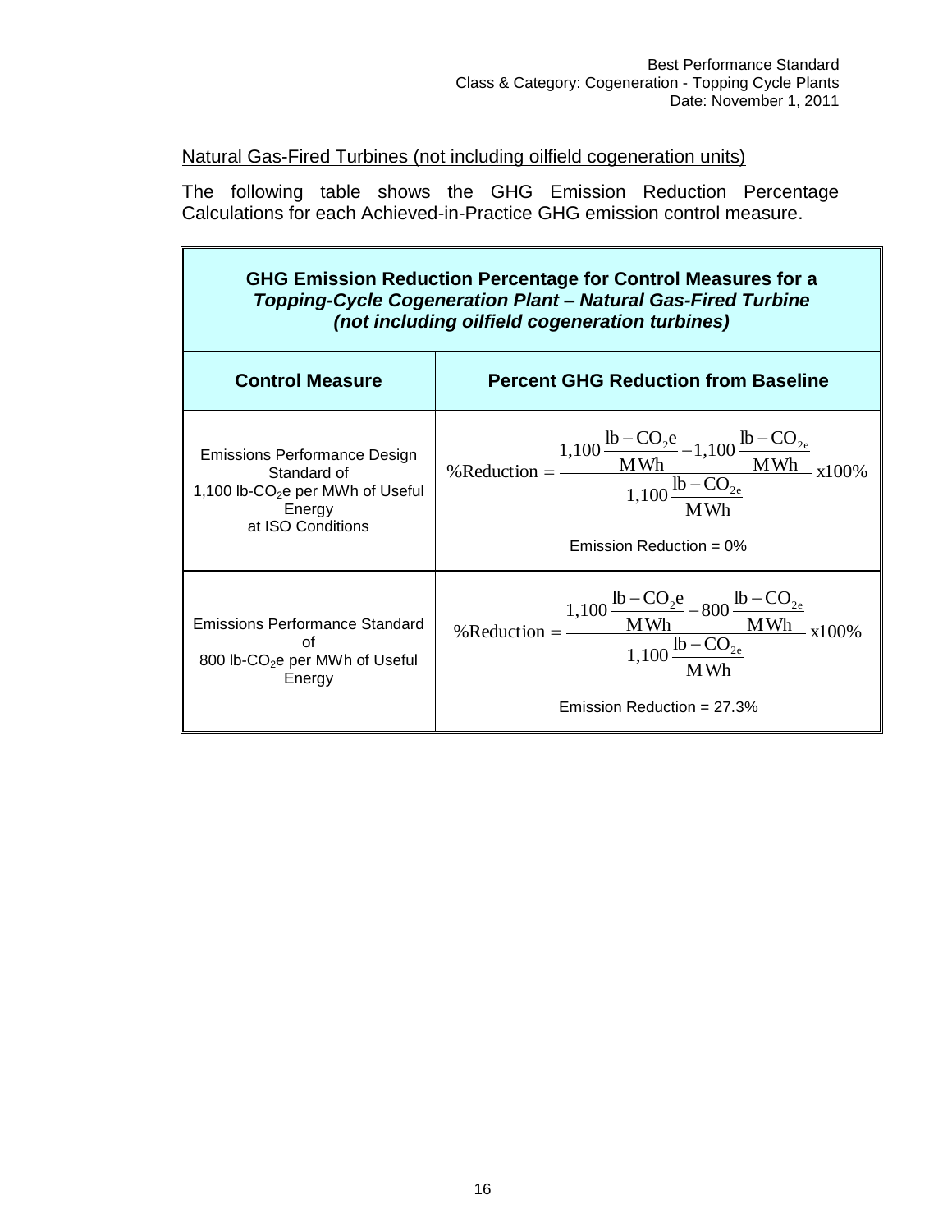Natural Gas-Fired Turbines (not including oilfield cogeneration units)

The following table shows the GHG Emission Reduction Percentage Calculations for each Achieved-in-Practice GHG emission control measure.

| **GHG Emission Reduction Percentage for Control Measures for a *Topping-Cycle Cogeneration Plant – Natural Gas-Fired Turbine (not including oilfield cogeneration turbines)*** | |
|---|---|
| **Control Measure** | **Percent GHG Reduction from Baseline** |
| Emissions Performance Design Standard of 1,100 lb-$CO_2$e per MWh of Useful Energy at ISO Conditions | $\%\text{Reduction} = \dfrac{1{,}100\dfrac{\text{lb}-\text{CO}_2\text{e}}{\text{MWh}} - 1{,}100\dfrac{\text{lb}-\text{CO}_{2\text{e}}}{\text{MWh}}}{1{,}100\dfrac{\text{lb}-\text{CO}_{2\text{e}}}{\text{MWh}}} \text{x}100\%$ <br> Emission Reduction = 0% |
| Emissions Performance Standard of 800 lb-$CO_2$e per MWh of Useful Energy | $\%\text{Reduction} = \dfrac{1{,}100\dfrac{\text{lb}-\text{CO}_2\text{e}}{\text{MWh}} - 800\dfrac{\text{lb}-\text{CO}_{2\text{e}}}{\text{MWh}}}{1{,}100\dfrac{\text{lb}-\text{CO}_{2\text{e}}}{\text{MWh}}} \text{x}100\%$ <br> Emission Reduction = 27.3% |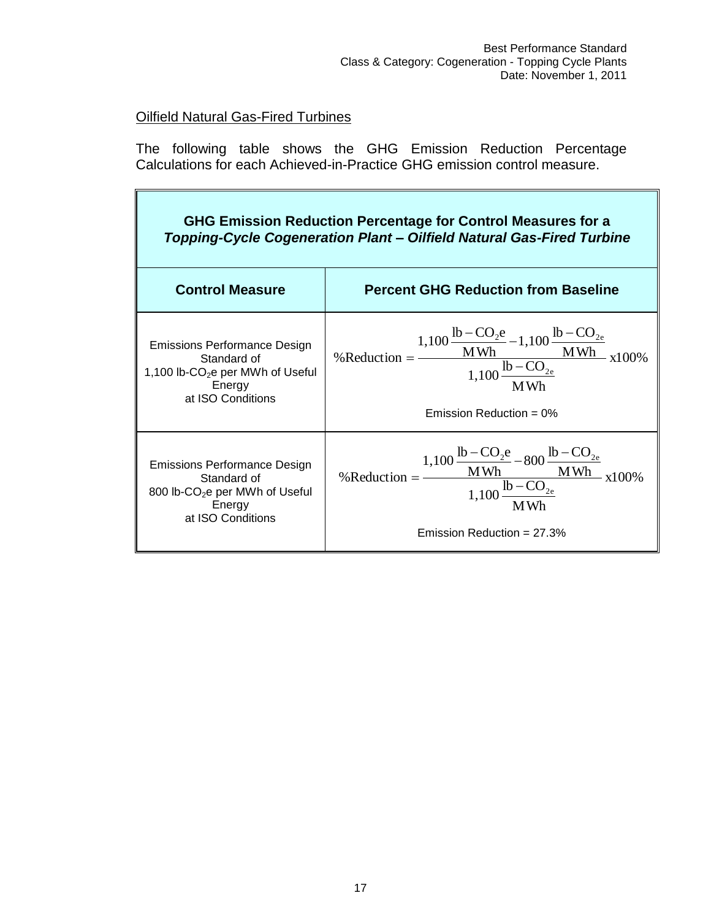## Oilfield Natural Gas-Fired Turbines

The following table shows the GHG Emission Reduction Percentage Calculations for each Achieved-in-Practice GHG emission control measure.

| **GHG Emission Reduction Percentage for Control Measures for a *Topping-Cycle Cogeneration Plant – Oilfield Natural Gas-Fired Turbine*** | |
|---|---|
| **Control Measure** | **Percent GHG Reduction from Baseline** |
| Emissions Performance Design Standard of 1,100 lb-$CO_2$e per MWh of Useful Energy at ISO Conditions | $\%\text{Reduction} = \dfrac{1{,}100\dfrac{\text{lb}-\text{CO}_2\text{e}}{\text{MWh}} - 1{,}100\dfrac{\text{lb}-\text{CO}_{2\text{e}}}{\text{MWh}}}{1{,}100\dfrac{\text{lb}-\text{CO}_{2\text{e}}}{\text{MWh}}}\ \text{x}100\%$ <br> Emission Reduction = 0% |
| Emissions Performance Design Standard of 800 lb-$CO_2$e per MWh of Useful Energy at ISO Conditions | $\%\text{Reduction} = \dfrac{1{,}100\dfrac{\text{lb}-\text{CO}_2\text{e}}{\text{MWh}} - 800\dfrac{\text{lb}-\text{CO}_{2\text{e}}}{\text{MWh}}}{1{,}100\dfrac{\text{lb}-\text{CO}_{2\text{e}}}{\text{MWh}}}\ \text{x}100\%$ <br> Emission Reduction = 27.3% |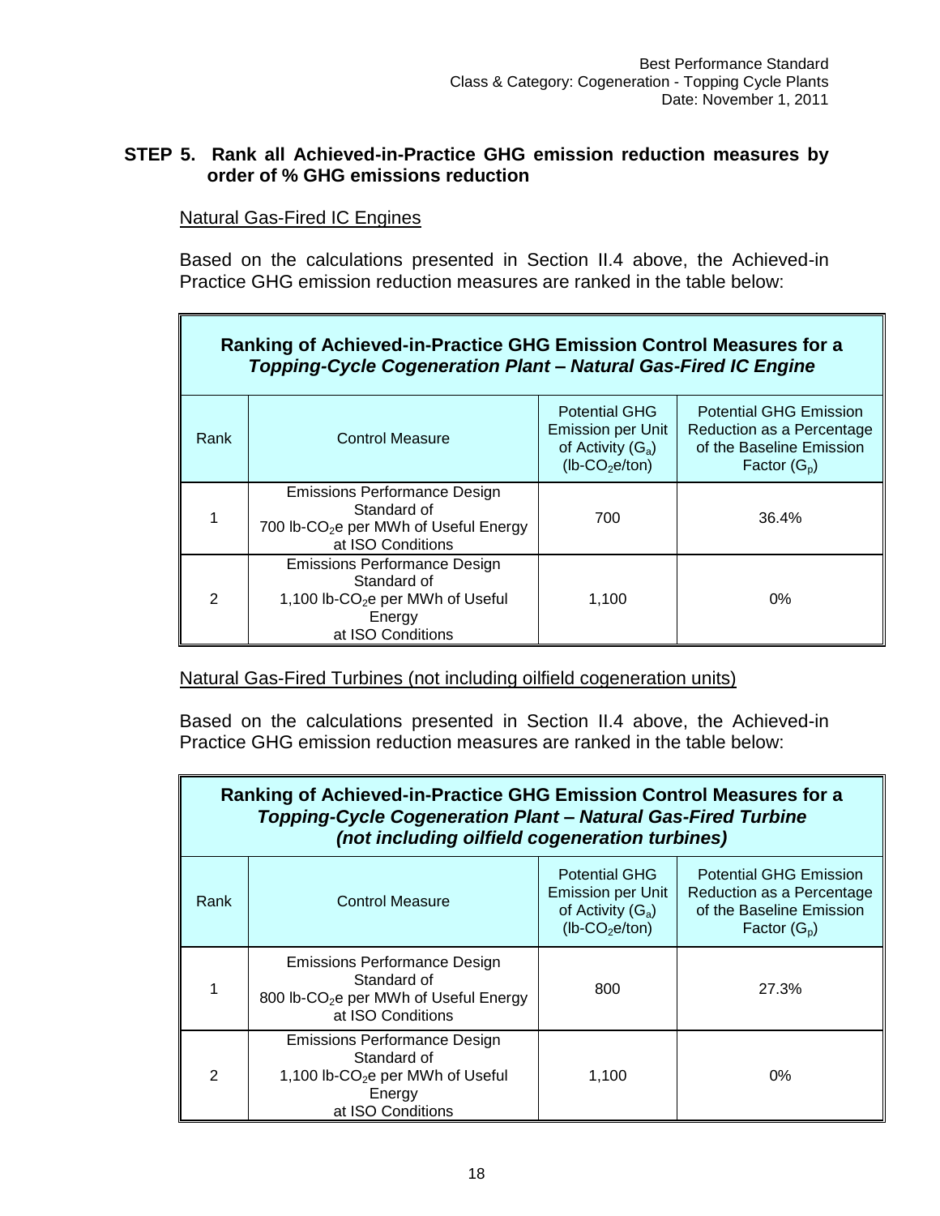## STEP 5. Rank all Achieved-in-Practice GHG emission reduction measures by order of % GHG emissions reduction

Natural Gas-Fired IC Engines

Based on the calculations presented in Section II.4 above, the Achieved-in Practice GHG emission reduction measures are ranked in the table below:

| **Ranking of Achieved-in-Practice GHG Emission Control Measures for a *Topping-Cycle Cogeneration Plant – Natural Gas-Fired IC Engine*** | | | |
|---|---|---|---|
| Rank | Control Measure | Potential GHG Emission per Unit of Activity ($G_a$) (lb-$CO_2$e/ton) | Potential GHG Emission Reduction as a Percentage of the Baseline Emission Factor ($G_p$) |
| 1 | Emissions Performance Design Standard of 700 lb-$CO_2$e per MWh of Useful Energy at ISO Conditions | 700 | 36.4% |
| 2 | Emissions Performance Design Standard of 1,100 lb-$CO_2$e per MWh of Useful Energy at ISO Conditions | 1,100 | 0% |

Natural Gas-Fired Turbines (not including oilfield cogeneration units)

Based on the calculations presented in Section II.4 above, the Achieved-in Practice GHG emission reduction measures are ranked in the table below:

| **Ranking of Achieved-in-Practice GHG Emission Control Measures for a *Topping-Cycle Cogeneration Plant – Natural Gas-Fired Turbine (not including oilfield cogeneration turbines)*** | | | |
|---|---|---|---|
| Rank | Control Measure | Potential GHG Emission per Unit of Activity ($G_a$) (lb-$CO_2$e/ton) | Potential GHG Emission Reduction as a Percentage of the Baseline Emission Factor ($G_p$) |
| 1 | Emissions Performance Design Standard of 800 lb-$CO_2$e per MWh of Useful Energy at ISO Conditions | 800 | 27.3% |
| 2 | Emissions Performance Design Standard of 1,100 lb-$CO_2$e per MWh of Useful Energy at ISO Conditions | 1,100 | 0% |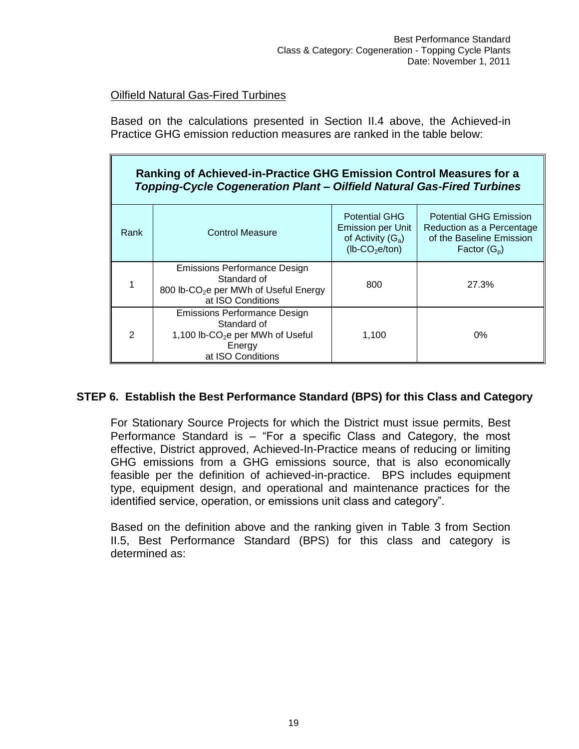Oilfield Natural Gas-Fired Turbines

Based on the calculations presented in Section II.4 above, the Achieved-in Practice GHG emission reduction measures are ranked in the table below:

| **Ranking of Achieved-in-Practice GHG Emission Control Measures for a *Topping-Cycle Cogeneration Plant – Oilfield Natural Gas-Fired Turbines*** | | | |
|---|---|---|---|
| Rank | Control Measure | Potential GHG Emission per Unit of Activity ($G_a$) (lb-$CO_2$e/ton) | Potential GHG Emission Reduction as a Percentage of the Baseline Emission Factor ($G_p$) |
| 1 | Emissions Performance Design Standard of 800 lb-$CO_2$e per MWh of Useful Energy at ISO Conditions | 800 | 27.3% |
| 2 | Emissions Performance Design Standard of 1,100 lb-$CO_2$e per MWh of Useful Energy at ISO Conditions | 1,100 | 0% |

## STEP 6. Establish the Best Performance Standard (BPS) for this Class and Category

For Stationary Source Projects for which the District must issue permits, Best Performance Standard is – "For a specific Class and Category, the most effective, District approved, Achieved-In-Practice means of reducing or limiting GHG emissions from a GHG emissions source, that is also economically feasible per the definition of achieved-in-practice. BPS includes equipment type, equipment design, and operational and maintenance practices for the identified service, operation, or emissions unit class and category".

Based on the definition above and the ranking given in Table 3 from Section II.5, Best Performance Standard (BPS) for this class and category is determined as: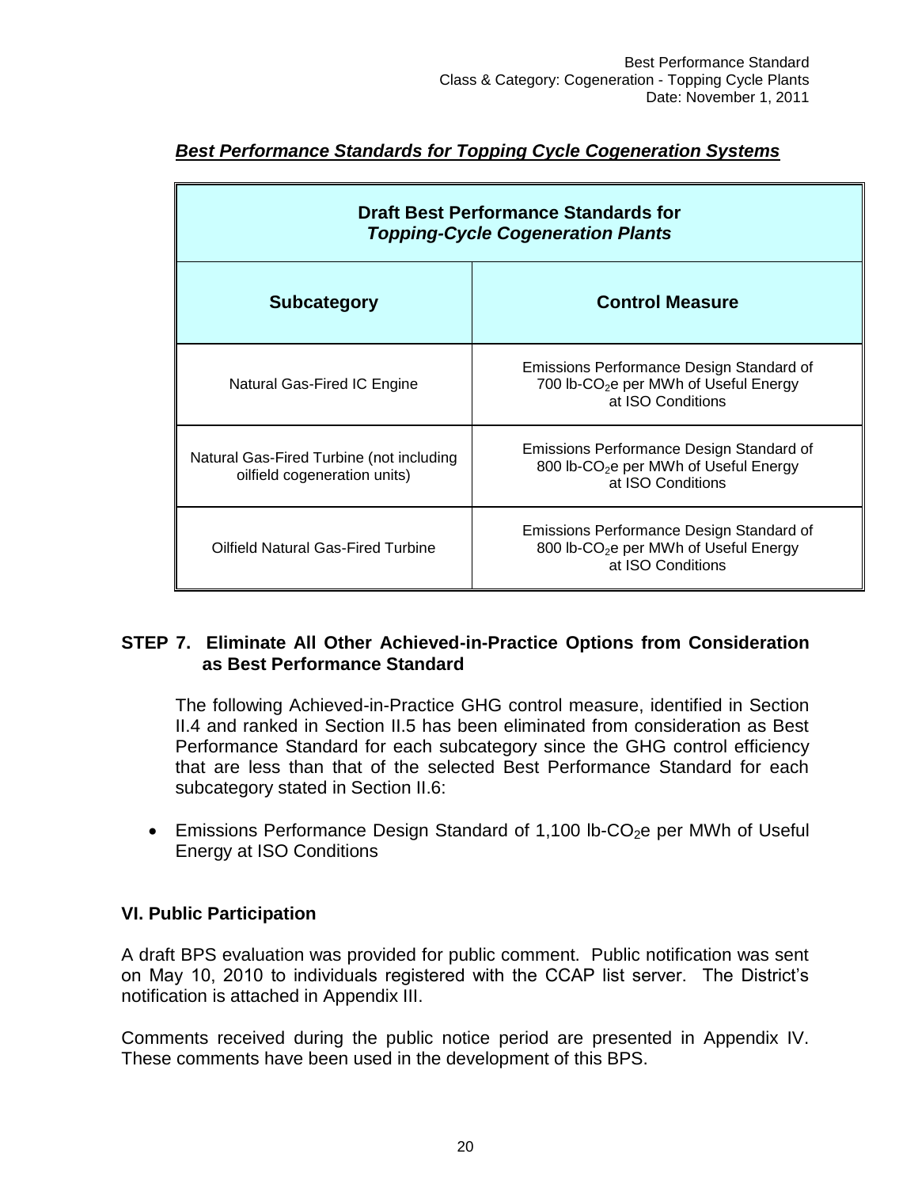***Best Performance Standards for Topping Cycle Cogeneration Systems***

| **Draft Best Performance Standards for *Topping-Cycle Cogeneration Plants*** | |
|---|---|
| **Subcategory** | **Control Measure** |
| Natural Gas-Fired IC Engine | Emissions Performance Design Standard of 700 lb-$CO_2$e per MWh of Useful Energy at ISO Conditions |
| Natural Gas-Fired Turbine (not including oilfield cogeneration units) | Emissions Performance Design Standard of 800 lb-$CO_2$e per MWh of Useful Energy at ISO Conditions |
| Oilfield Natural Gas-Fired Turbine | Emissions Performance Design Standard of 800 lb-$CO_2$e per MWh of Useful Energy at ISO Conditions |

**STEP 7. Eliminate All Other Achieved-in-Practice Options from Consideration as Best Performance Standard**

The following Achieved-in-Practice GHG control measure, identified in Section II.4 and ranked in Section II.5 has been eliminated from consideration as Best Performance Standard for each subcategory since the GHG control efficiency that are less than that of the selected Best Performance Standard for each subcategory stated in Section II.6:

- Emissions Performance Design Standard of 1,100 lb-$CO_2$e per MWh of Useful Energy at ISO Conditions

## VI. Public Participation

A draft BPS evaluation was provided for public comment. Public notification was sent on May 10, 2010 to individuals registered with the CCAP list server. The District's notification is attached in Appendix III.

Comments received during the public notice period are presented in Appendix IV. These comments have been used in the development of this BPS.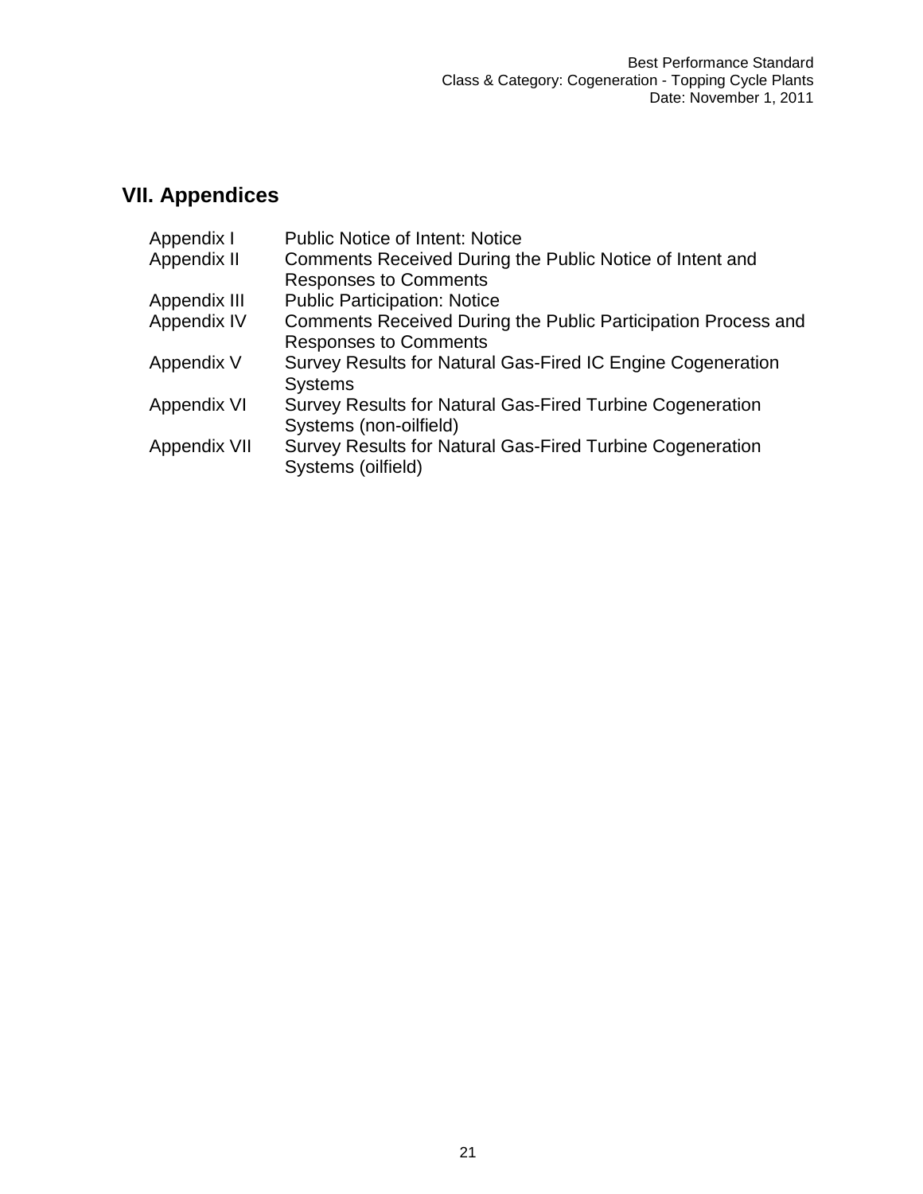## VII. Appendices

| | |
|---|---|
| Appendix I | Public Notice of Intent: Notice |
| Appendix II | Comments Received During the Public Notice of Intent and Responses to Comments |
| Appendix III | Public Participation: Notice |
| Appendix IV | Comments Received During the Public Participation Process and Responses to Comments |
| Appendix V | Survey Results for Natural Gas-Fired IC Engine Cogeneration Systems |
| Appendix VI | Survey Results for Natural Gas-Fired Turbine Cogeneration Systems (non-oilfield) |
| Appendix VII | Survey Results for Natural Gas-Fired Turbine Cogeneration Systems (oilfield) |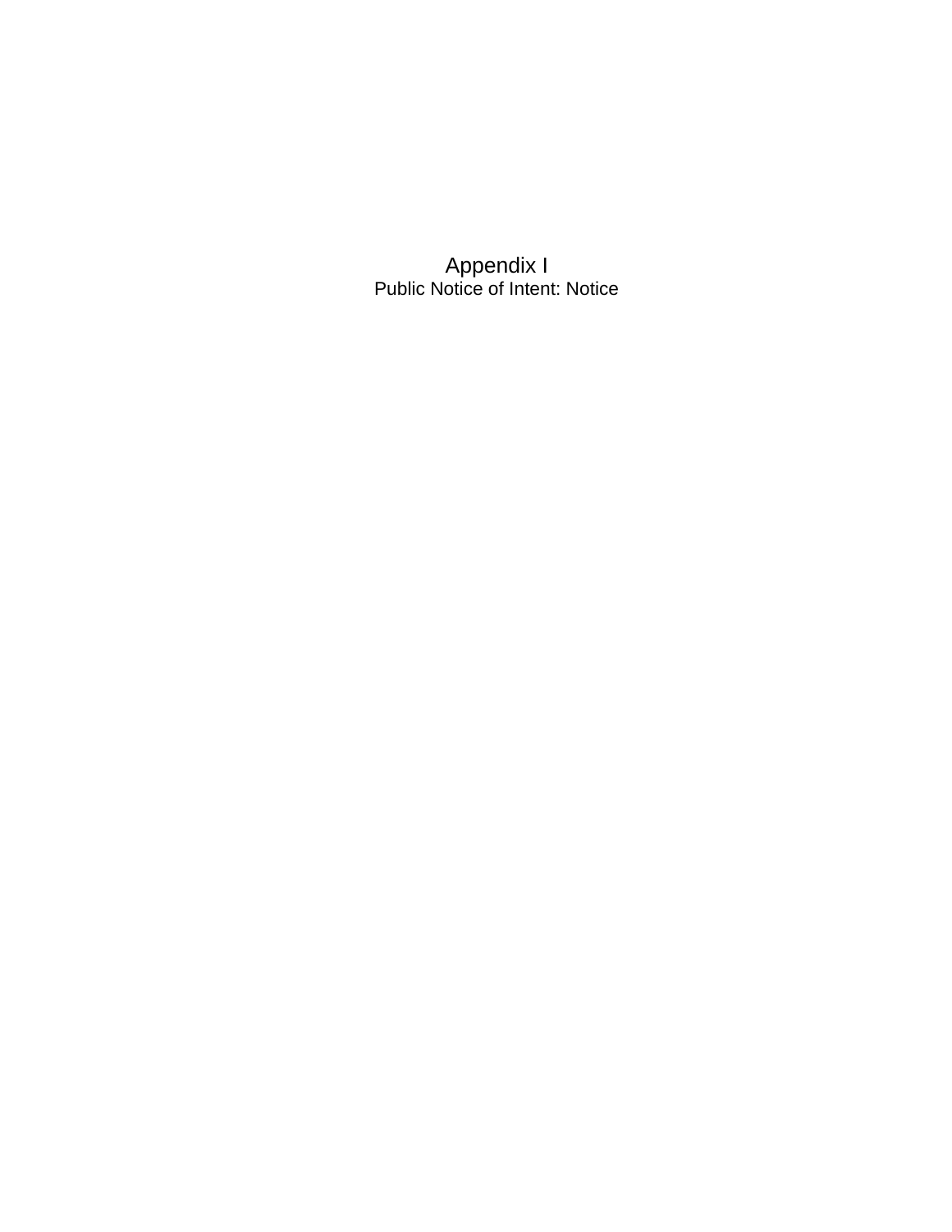# Appendix I

Public Notice of Intent: Notice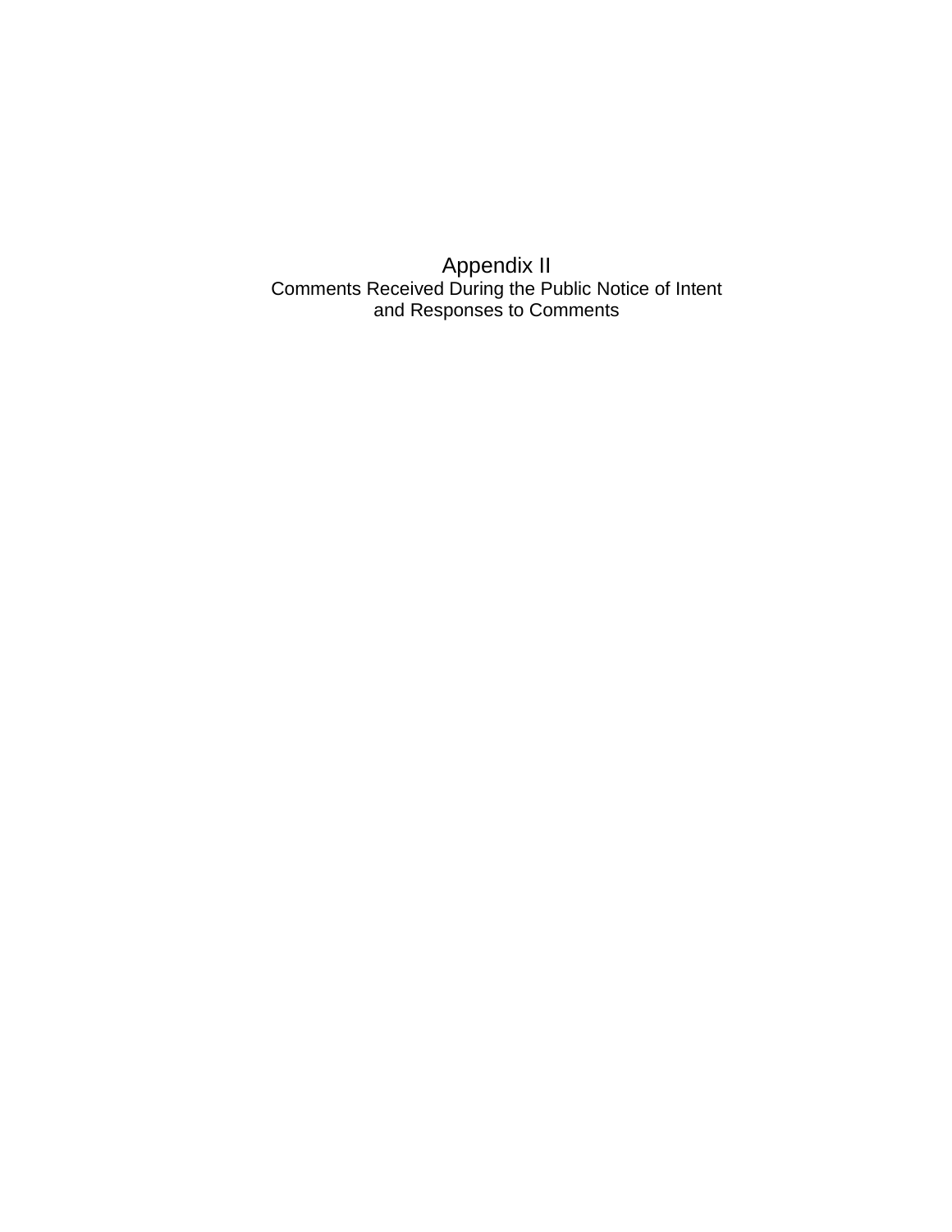# Appendix II

## Comments Received During the Public Notice of Intent and Responses to Comments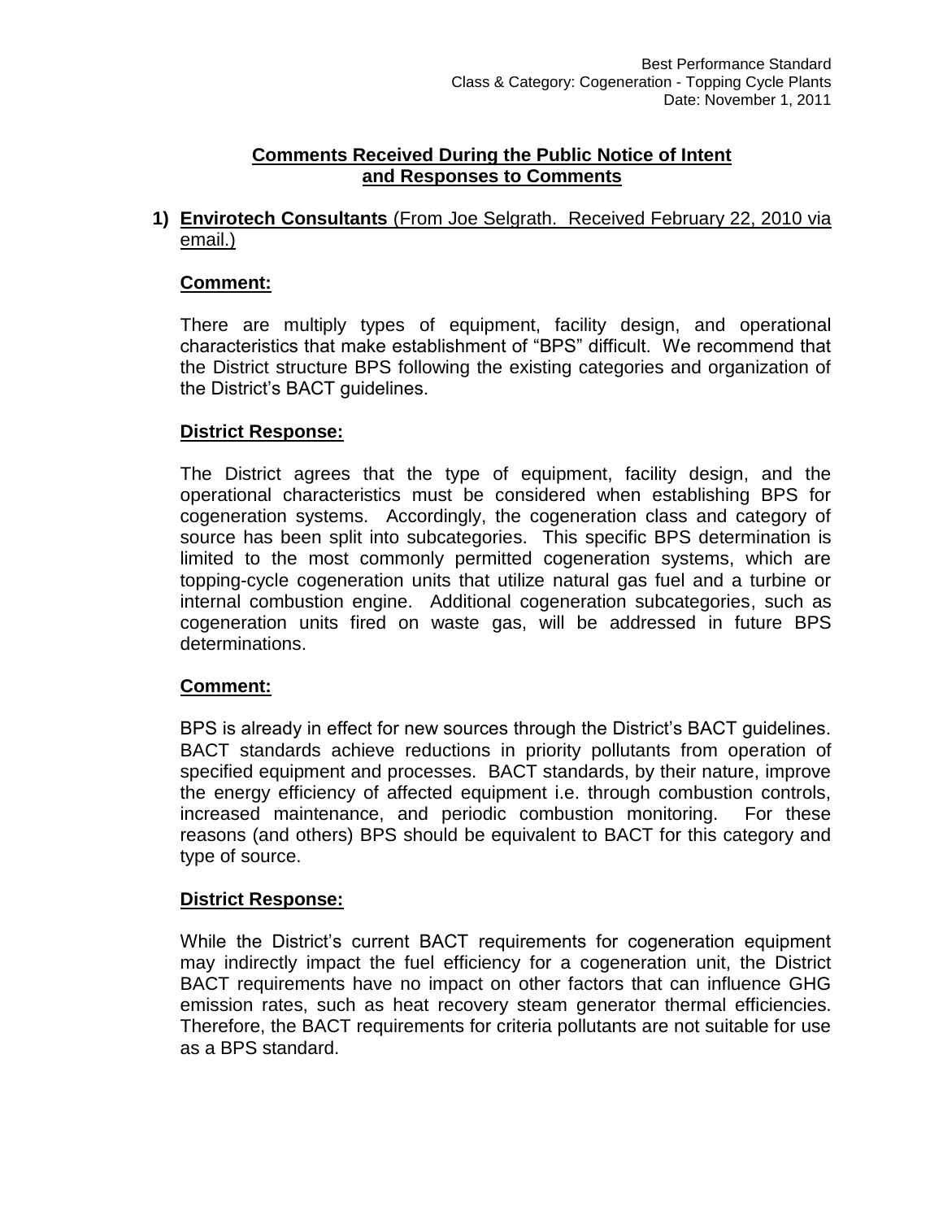**Comments Received During the Public Notice of Intent and Responses to Comments**

**1) Envirotech Consultants** (From Joe Selgrath. Received February 22, 2010 via email.)

**Comment:**

There are multiply types of equipment, facility design, and operational characteristics that make establishment of "BPS" difficult. We recommend that the District structure BPS following the existing categories and organization of the District's BACT guidelines.

**District Response:**

The District agrees that the type of equipment, facility design, and the operational characteristics must be considered when establishing BPS for cogeneration systems. Accordingly, the cogeneration class and category of source has been split into subcategories. This specific BPS determination is limited to the most commonly permitted cogeneration systems, which are topping-cycle cogeneration units that utilize natural gas fuel and a turbine or internal combustion engine. Additional cogeneration subcategories, such as cogeneration units fired on waste gas, will be addressed in future BPS determinations.

**Comment:**

BPS is already in effect for new sources through the District's BACT guidelines. BACT standards achieve reductions in priority pollutants from operation of specified equipment and processes. BACT standards, by their nature, improve the energy efficiency of affected equipment i.e. through combustion controls, increased maintenance, and periodic combustion monitoring. For these reasons (and others) BPS should be equivalent to BACT for this category and type of source.

**District Response:**

While the District's current BACT requirements for cogeneration equipment may indirectly impact the fuel efficiency for a cogeneration unit, the District BACT requirements have no impact on other factors that can influence GHG emission rates, such as heat recovery steam generator thermal efficiencies. Therefore, the BACT requirements for criteria pollutants are not suitable for use as a BPS standard.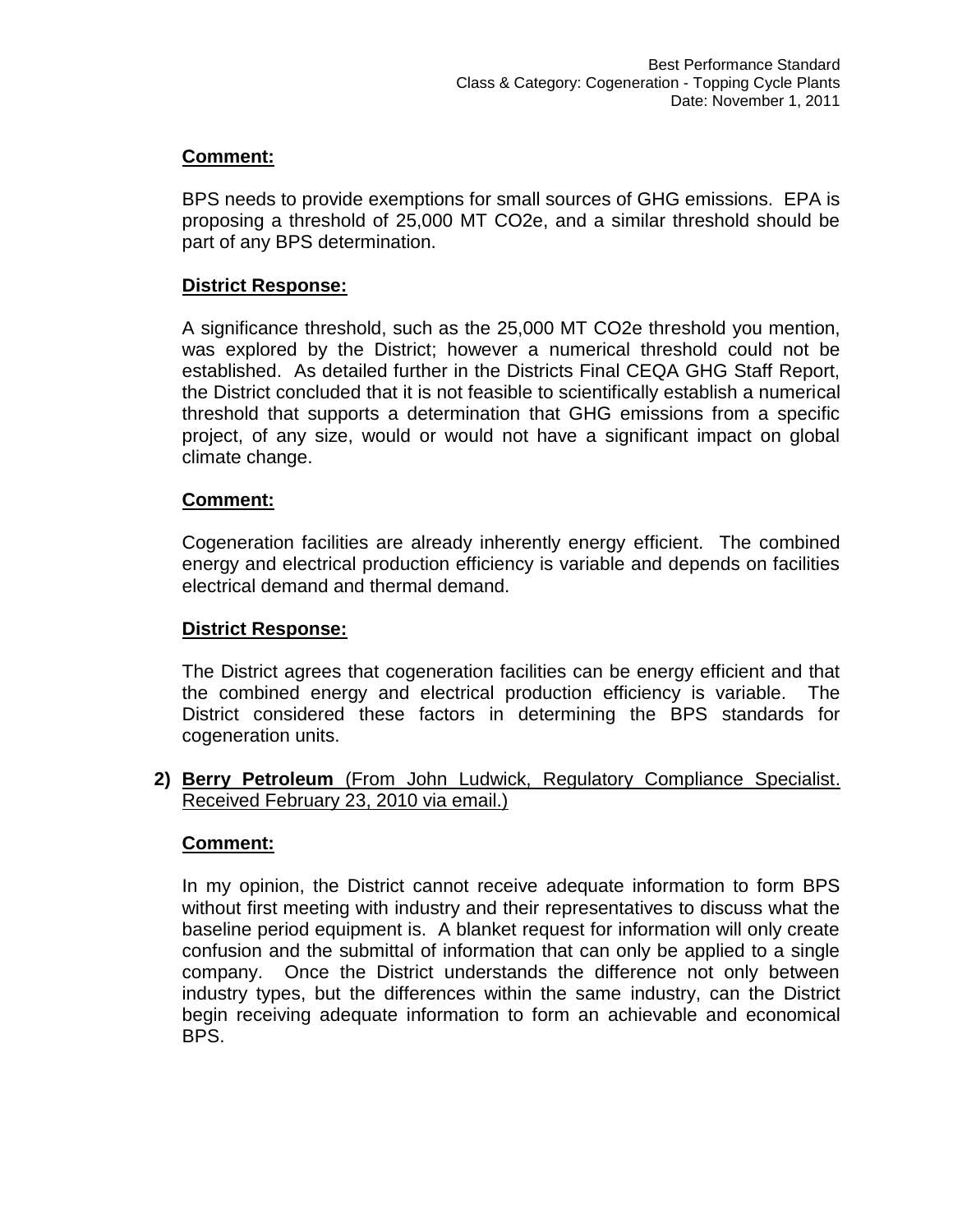**Comment:**

BPS needs to provide exemptions for small sources of GHG emissions. EPA is proposing a threshold of 25,000 MT CO2e, and a similar threshold should be part of any BPS determination.

**District Response:**

A significance threshold, such as the 25,000 MT CO2e threshold you mention, was explored by the District; however a numerical threshold could not be established. As detailed further in the Districts Final CEQA GHG Staff Report, the District concluded that it is not feasible to scientifically establish a numerical threshold that supports a determination that GHG emissions from a specific project, of any size, would or would not have a significant impact on global climate change.

**Comment:**

Cogeneration facilities are already inherently energy efficient. The combined energy and electrical production efficiency is variable and depends on facilities electrical demand and thermal demand.

**District Response:**

The District agrees that cogeneration facilities can be energy efficient and that the combined energy and electrical production efficiency is variable. The District considered these factors in determining the BPS standards for cogeneration units.

2) **Berry Petroleum** (From John Ludwick, Regulatory Compliance Specialist. Received February 23, 2010 via email.)

**Comment:**

In my opinion, the District cannot receive adequate information to form BPS without first meeting with industry and their representatives to discuss what the baseline period equipment is. A blanket request for information will only create confusion and the submittal of information that can only be applied to a single company. Once the District understands the difference not only between industry types, but the differences within the same industry, can the District begin receiving adequate information to form an achievable and economical BPS.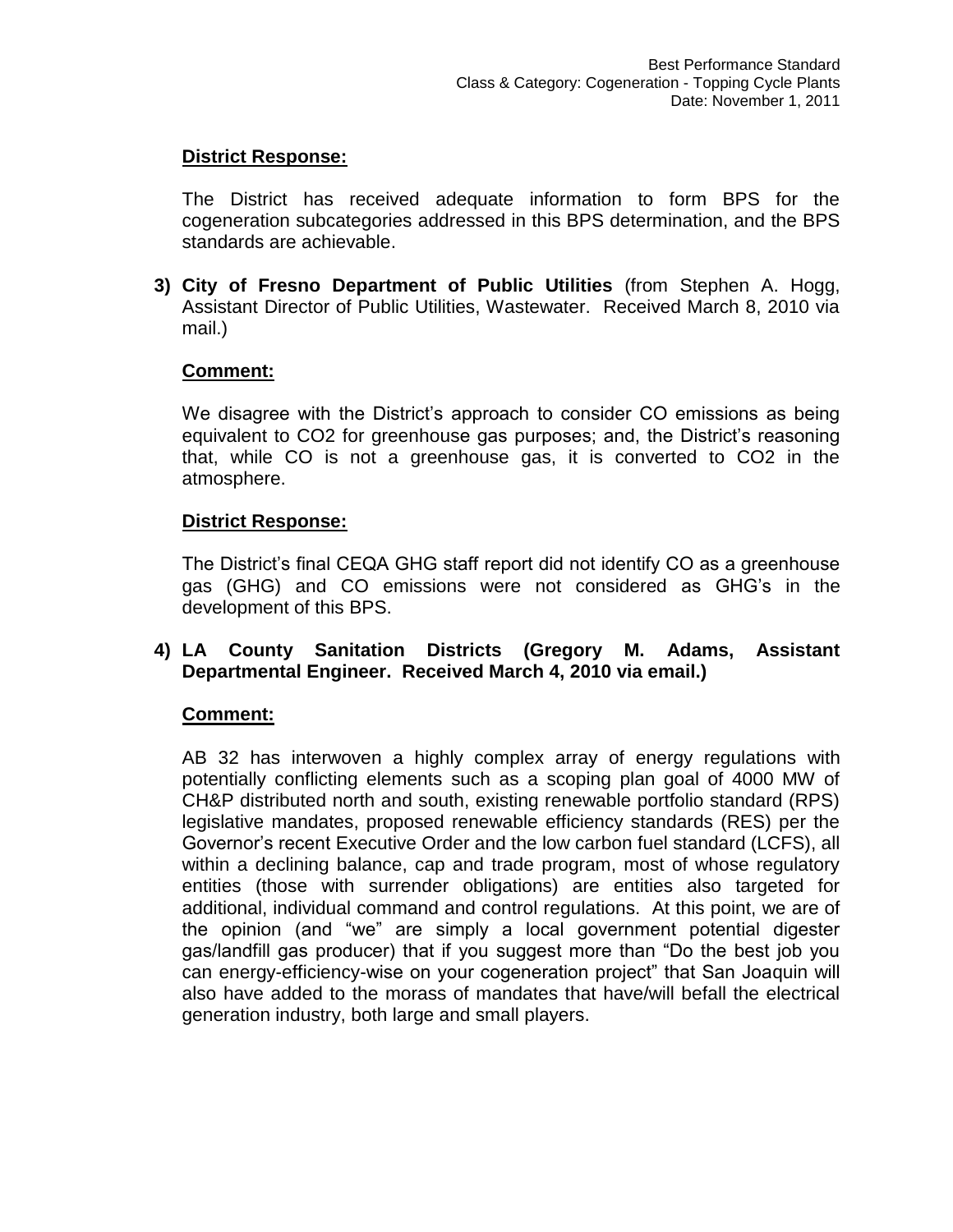**District Response:**

The District has received adequate information to form BPS for the cogeneration subcategories addressed in this BPS determination, and the BPS standards are achievable.

**3) City of Fresno Department of Public Utilities** (from Stephen A. Hogg, Assistant Director of Public Utilities, Wastewater. Received March 8, 2010 via mail.)

**Comment:**

We disagree with the District's approach to consider CO emissions as being equivalent to $CO_2$ for greenhouse gas purposes; and, the District's reasoning that, while CO is not a greenhouse gas, it is converted to $CO_2$ in the atmosphere.

**District Response:**

The District's final CEQA GHG staff report did not identify CO as a greenhouse gas (GHG) and CO emissions were not considered as GHG's in the development of this BPS.

**4) LA County Sanitation Districts (Gregory M. Adams, Assistant Departmental Engineer. Received March 4, 2010 via email.)**

**Comment:**

AB 32 has interwoven a highly complex array of energy regulations with potentially conflicting elements such as a scoping plan goal of 4000 MW of CH&P distributed north and south, existing renewable portfolio standard (RPS) legislative mandates, proposed renewable efficiency standards (RES) per the Governor's recent Executive Order and the low carbon fuel standard (LCFS), all within a declining balance, cap and trade program, most of whose regulatory entities (those with surrender obligations) are entities also targeted for additional, individual command and control regulations. At this point, we are of the opinion (and "we" are simply a local government potential digester gas/landfill gas producer) that if you suggest more than "Do the best job you can energy-efficiency-wise on your cogeneration project" that San Joaquin will also have added to the morass of mandates that have/will befall the electrical generation industry, both large and small players.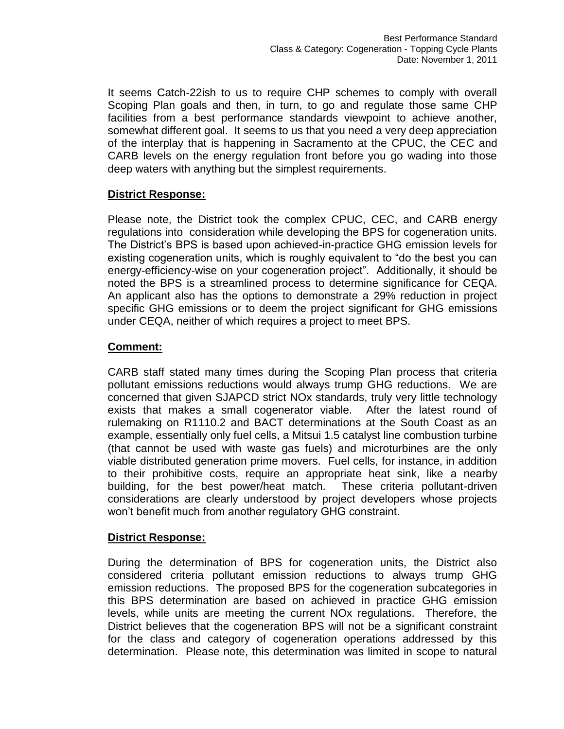It seems Catch-22ish to us to require CHP schemes to comply with overall Scoping Plan goals and then, in turn, to go and regulate those same CHP facilities from a best performance standards viewpoint to achieve another, somewhat different goal. It seems to us that you need a very deep appreciation of the interplay that is happening in Sacramento at the CPUC, the CEC and CARB levels on the energy regulation front before you go wading into those deep waters with anything but the simplest requirements.

**District Response:**

Please note, the District took the complex CPUC, CEC, and CARB energy regulations into consideration while developing the BPS for cogeneration units. The District's BPS is based upon achieved-in-practice GHG emission levels for existing cogeneration units, which is roughly equivalent to "do the best you can energy-efficiency-wise on your cogeneration project". Additionally, it should be noted the BPS is a streamlined process to determine significance for CEQA. An applicant also has the options to demonstrate a 29% reduction in project specific GHG emissions or to deem the project significant for GHG emissions under CEQA, neither of which requires a project to meet BPS.

**Comment:**

CARB staff stated many times during the Scoping Plan process that criteria pollutant emissions reductions would always trump GHG reductions. We are concerned that given SJAPCD strict NOx standards, truly very little technology exists that makes a small cogenerator viable. After the latest round of rulemaking on R1110.2 and BACT determinations at the South Coast as an example, essentially only fuel cells, a Mitsui 1.5 catalyst line combustion turbine (that cannot be used with waste gas fuels) and microturbines are the only viable distributed generation prime movers. Fuel cells, for instance, in addition to their prohibitive costs, require an appropriate heat sink, like a nearby building, for the best power/heat match. These criteria pollutant-driven considerations are clearly understood by project developers whose projects won't benefit much from another regulatory GHG constraint.

**District Response:**

During the determination of BPS for cogeneration units, the District also considered criteria pollutant emission reductions to always trump GHG emission reductions. The proposed BPS for the cogeneration subcategories in this BPS determination are based on achieved in practice GHG emission levels, while units are meeting the current NOx regulations. Therefore, the District believes that the cogeneration BPS will not be a significant constraint for the class and category of cogeneration operations addressed by this determination. Please note, this determination was limited in scope to natural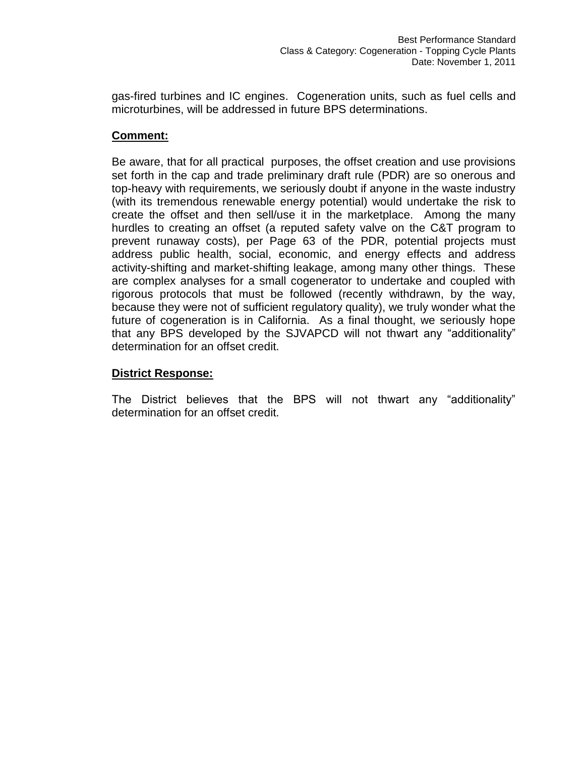gas-fired turbines and IC engines. Cogeneration units, such as fuel cells and microturbines, will be addressed in future BPS determinations.

**Comment:**

Be aware, that for all practical purposes, the offset creation and use provisions set forth in the cap and trade preliminary draft rule (PDR) are so onerous and top-heavy with requirements, we seriously doubt if anyone in the waste industry (with its tremendous renewable energy potential) would undertake the risk to create the offset and then sell/use it in the marketplace. Among the many hurdles to creating an offset (a reputed safety valve on the C&T program to prevent runaway costs), per Page 63 of the PDR, potential projects must address public health, social, economic, and energy effects and address activity-shifting and market-shifting leakage, among many other things. These are complex analyses for a small cogenerator to undertake and coupled with rigorous protocols that must be followed (recently withdrawn, by the way, because they were not of sufficient regulatory quality), we truly wonder what the future of cogeneration is in California. As a final thought, we seriously hope that any BPS developed by the SJVAPCD will not thwart any "additionality" determination for an offset credit.

**District Response:**

The District believes that the BPS will not thwart any "additionality" determination for an offset credit.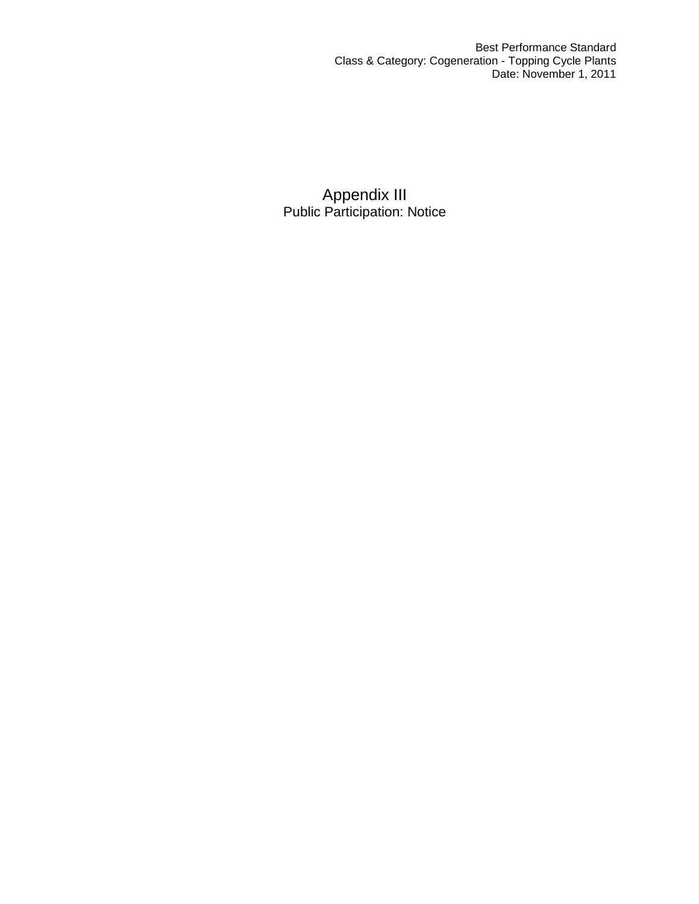# Appendix III

Public Participation: Notice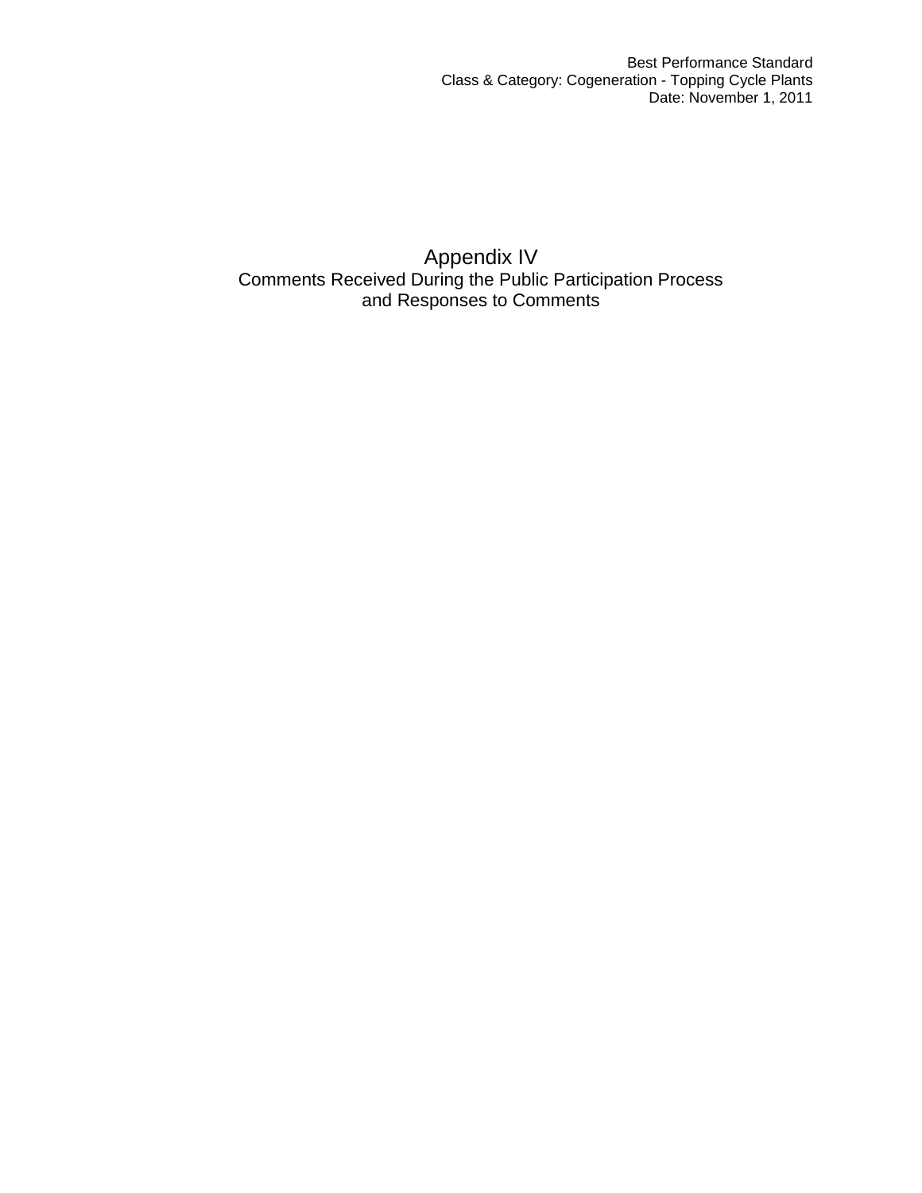# Appendix IV

## Comments Received During the Public Participation Process and Responses to Comments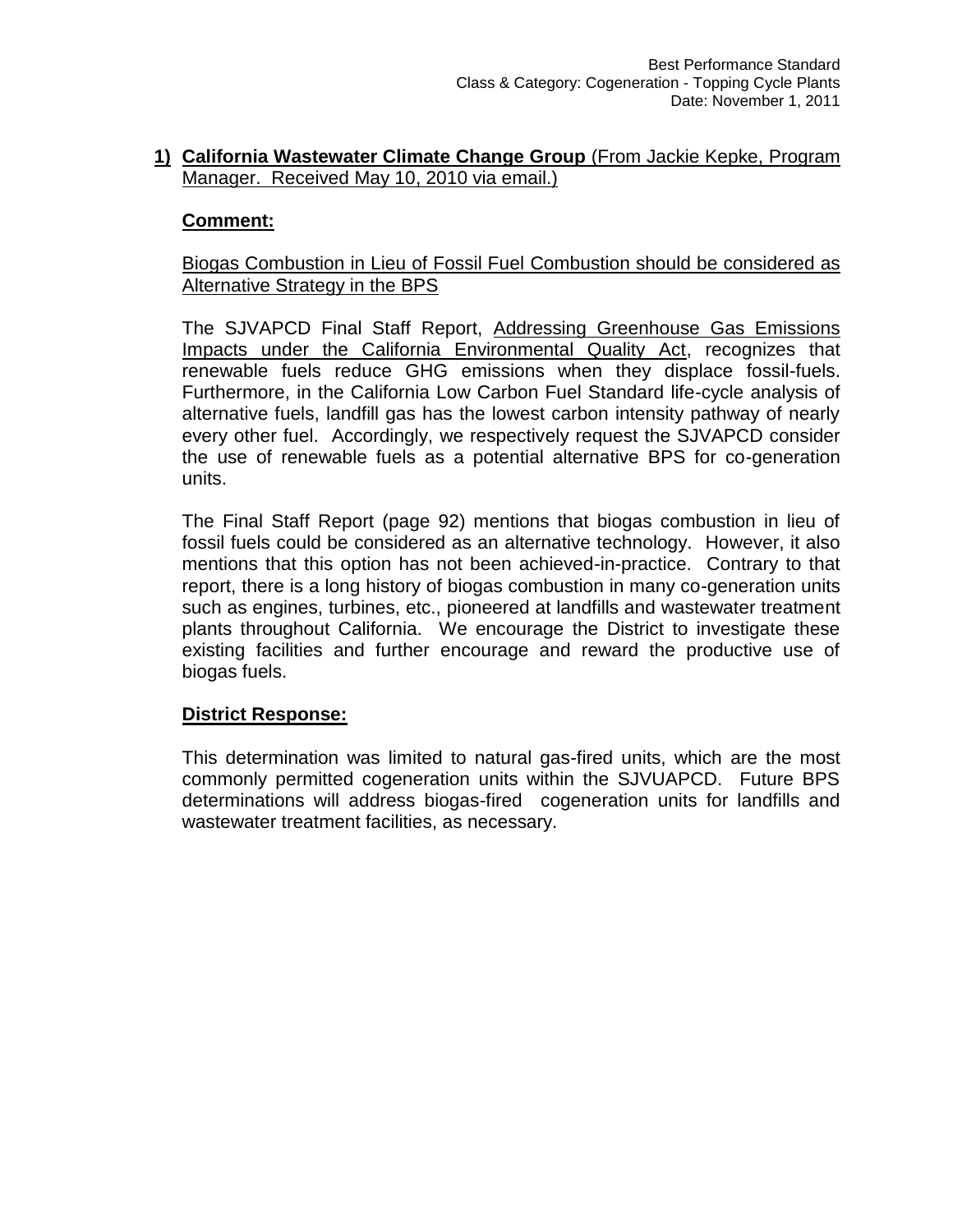**1) California Wastewater Climate Change Group** (From Jackie Kepke, Program Manager. Received May 10, 2010 via email.)

**Comment:**

Biogas Combustion in Lieu of Fossil Fuel Combustion should be considered as Alternative Strategy in the BPS

The SJVAPCD Final Staff Report, Addressing Greenhouse Gas Emissions Impacts under the California Environmental Quality Act, recognizes that renewable fuels reduce GHG emissions when they displace fossil-fuels. Furthermore, in the California Low Carbon Fuel Standard life-cycle analysis of alternative fuels, landfill gas has the lowest carbon intensity pathway of nearly every other fuel. Accordingly, we respectively request the SJVAPCD consider the use of renewable fuels as a potential alternative BPS for co-generation units.

The Final Staff Report (page 92) mentions that biogas combustion in lieu of fossil fuels could be considered as an alternative technology. However, it also mentions that this option has not been achieved-in-practice. Contrary to that report, there is a long history of biogas combustion in many co-generation units such as engines, turbines, etc., pioneered at landfills and wastewater treatment plants throughout California. We encourage the District to investigate these existing facilities and further encourage and reward the productive use of biogas fuels.

**District Response:**

This determination was limited to natural gas-fired units, which are the most commonly permitted cogeneration units within the SJVUAPCD. Future BPS determinations will address biogas-fired cogeneration units for landfills and wastewater treatment facilities, as necessary.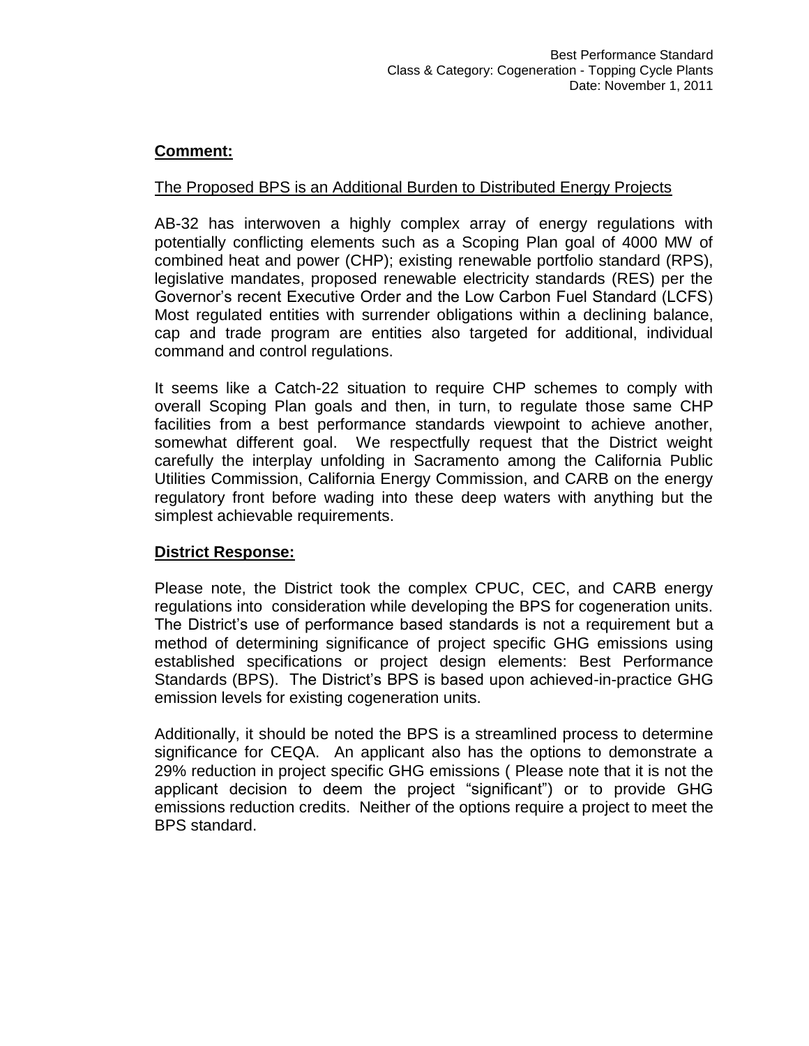**Comment:**

The Proposed BPS is an Additional Burden to Distributed Energy Projects

AB-32 has interwoven a highly complex array of energy regulations with potentially conflicting elements such as a Scoping Plan goal of 4000 MW of combined heat and power (CHP); existing renewable portfolio standard (RPS), legislative mandates, proposed renewable electricity standards (RES) per the Governor's recent Executive Order and the Low Carbon Fuel Standard (LCFS) Most regulated entities with surrender obligations within a declining balance, cap and trade program are entities also targeted for additional, individual command and control regulations.

It seems like a Catch-22 situation to require CHP schemes to comply with overall Scoping Plan goals and then, in turn, to regulate those same CHP facilities from a best performance standards viewpoint to achieve another, somewhat different goal. We respectfully request that the District weight carefully the interplay unfolding in Sacramento among the California Public Utilities Commission, California Energy Commission, and CARB on the energy regulatory front before wading into these deep waters with anything but the simplest achievable requirements.

**District Response:**

Please note, the District took the complex CPUC, CEC, and CARB energy regulations into consideration while developing the BPS for cogeneration units. The District's use of performance based standards is not a requirement but a method of determining significance of project specific GHG emissions using established specifications or project design elements: Best Performance Standards (BPS). The District's BPS is based upon achieved-in-practice GHG emission levels for existing cogeneration units.

Additionally, it should be noted the BPS is a streamlined process to determine significance for CEQA. An applicant also has the options to demonstrate a 29% reduction in project specific GHG emissions ( Please note that it is not the applicant decision to deem the project "significant") or to provide GHG emissions reduction credits. Neither of the options require a project to meet the BPS standard.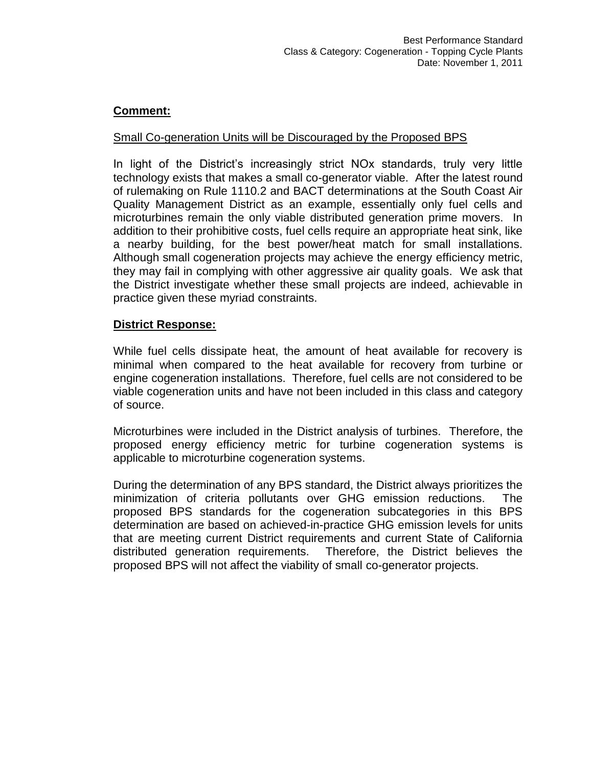**Comment:**

Small Co-generation Units will be Discouraged by the Proposed BPS

In light of the District's increasingly strict NOx standards, truly very little technology exists that makes a small co-generator viable. After the latest round of rulemaking on Rule 1110.2 and BACT determinations at the South Coast Air Quality Management District as an example, essentially only fuel cells and microturbines remain the only viable distributed generation prime movers. In addition to their prohibitive costs, fuel cells require an appropriate heat sink, like a nearby building, for the best power/heat match for small installations. Although small cogeneration projects may achieve the energy efficiency metric, they may fail in complying with other aggressive air quality goals. We ask that the District investigate whether these small projects are indeed, achievable in practice given these myriad constraints.

**District Response:**

While fuel cells dissipate heat, the amount of heat available for recovery is minimal when compared to the heat available for recovery from turbine or engine cogeneration installations. Therefore, fuel cells are not considered to be viable cogeneration units and have not been included in this class and category of source.

Microturbines were included in the District analysis of turbines. Therefore, the proposed energy efficiency metric for turbine cogeneration systems is applicable to microturbine cogeneration systems.

During the determination of any BPS standard, the District always prioritizes the minimization of criteria pollutants over GHG emission reductions. The proposed BPS standards for the cogeneration subcategories in this BPS determination are based on achieved-in-practice GHG emission levels for units that are meeting current District requirements and current State of California distributed generation requirements. Therefore, the District believes the proposed BPS will not affect the viability of small co-generator projects.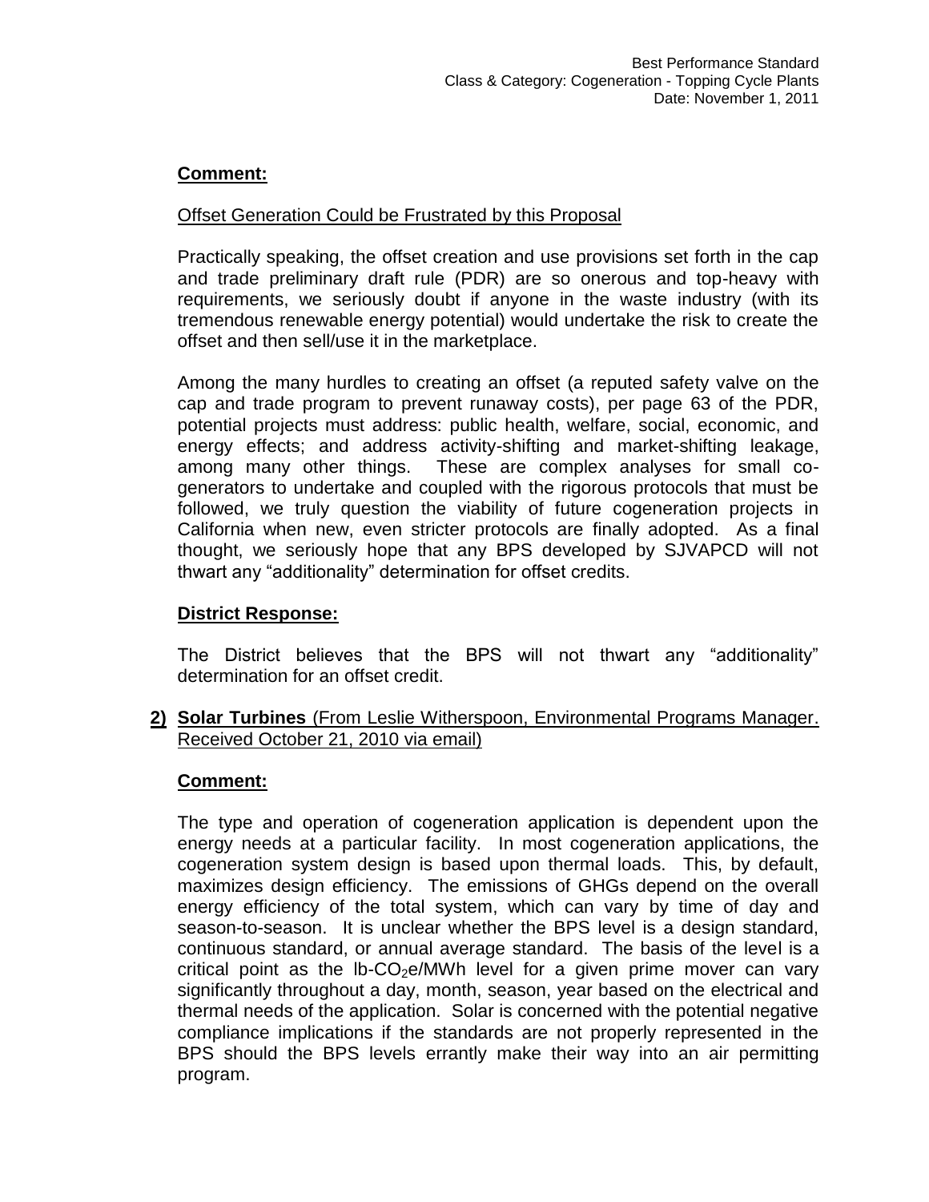**Comment:**

Offset Generation Could be Frustrated by this Proposal

Practically speaking, the offset creation and use provisions set forth in the cap and trade preliminary draft rule (PDR) are so onerous and top-heavy with requirements, we seriously doubt if anyone in the waste industry (with its tremendous renewable energy potential) would undertake the risk to create the offset and then sell/use it in the marketplace.

Among the many hurdles to creating an offset (a reputed safety valve on the cap and trade program to prevent runaway costs), per page 63 of the PDR, potential projects must address: public health, welfare, social, economic, and energy effects; and address activity-shifting and market-shifting leakage, among many other things. These are complex analyses for small co-generators to undertake and coupled with the rigorous protocols that must be followed, we truly question the viability of future cogeneration projects in California when new, even stricter protocols are finally adopted. As a final thought, we seriously hope that any BPS developed by SJVAPCD will not thwart any "additionality" determination for offset credits.

**District Response:**

The District believes that the BPS will not thwart any "additionality" determination for an offset credit.

**2) Solar Turbines** (From Leslie Witherspoon, Environmental Programs Manager. Received October 21, 2010 via email)

**Comment:**

The type and operation of cogeneration application is dependent upon the energy needs at a particular facility. In most cogeneration applications, the cogeneration system design is based upon thermal loads. This, by default, maximizes design efficiency. The emissions of GHGs depend on the overall energy efficiency of the total system, which can vary by time of day and season-to-season. It is unclear whether the BPS level is a design standard, continuous standard, or annual average standard. The basis of the level is a critical point as the lb-$CO_2$e/MWh level for a given prime mover can vary significantly throughout a day, month, season, year based on the electrical and thermal needs of the application. Solar is concerned with the potential negative compliance implications if the standards are not properly represented in the BPS should the BPS levels errantly make their way into an air permitting program.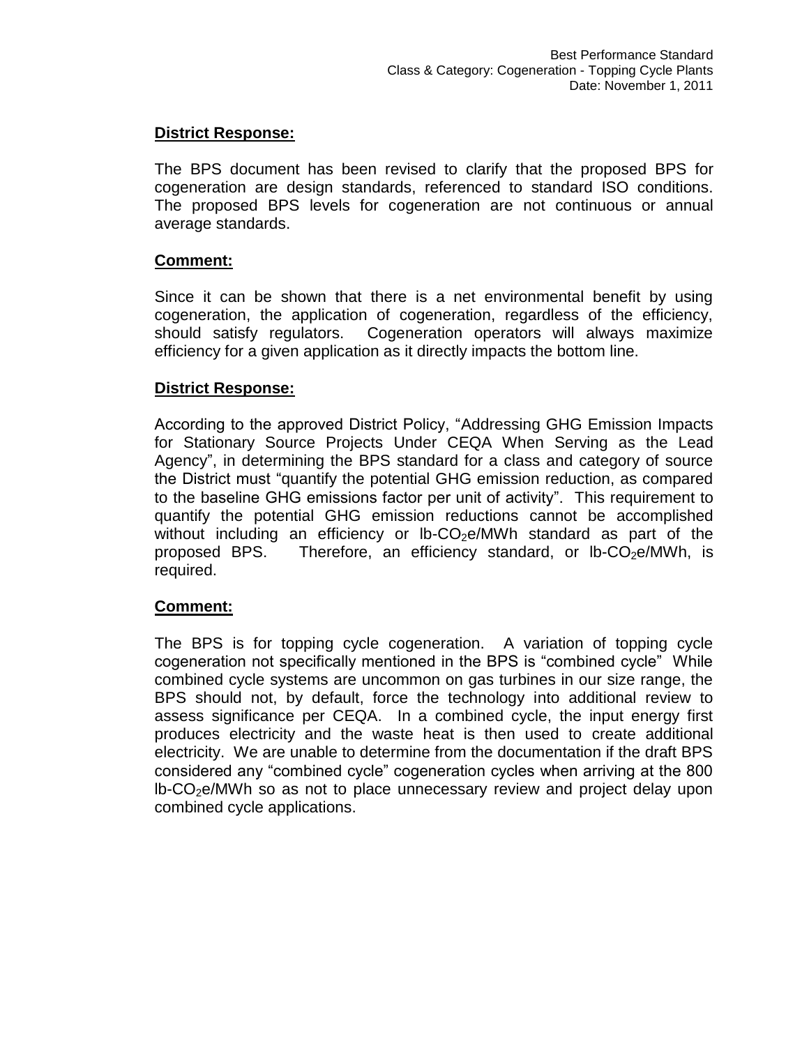**District Response:**

The BPS document has been revised to clarify that the proposed BPS for cogeneration are design standards, referenced to standard ISO conditions. The proposed BPS levels for cogeneration are not continuous or annual average standards.

**Comment:**

Since it can be shown that there is a net environmental benefit by using cogeneration, the application of cogeneration, regardless of the efficiency, should satisfy regulators. Cogeneration operators will always maximize efficiency for a given application as it directly impacts the bottom line.

**District Response:**

According to the approved District Policy, "Addressing GHG Emission Impacts for Stationary Source Projects Under CEQA When Serving as the Lead Agency", in determining the BPS standard for a class and category of source the District must "quantify the potential GHG emission reduction, as compared to the baseline GHG emissions factor per unit of activity". This requirement to quantify the potential GHG emission reductions cannot be accomplished without including an efficiency or lb-$CO_2$e/MWh standard as part of the proposed BPS. Therefore, an efficiency standard, or lb-$CO_2$e/MWh, is required.

**Comment:**

The BPS is for topping cycle cogeneration. A variation of topping cycle cogeneration not specifically mentioned in the BPS is "combined cycle" While combined cycle systems are uncommon on gas turbines in our size range, the BPS should not, by default, force the technology into additional review to assess significance per CEQA. In a combined cycle, the input energy first produces electricity and the waste heat is then used to create additional electricity. We are unable to determine from the documentation if the draft BPS considered any "combined cycle" cogeneration cycles when arriving at the 800 lb-$CO_2$e/MWh so as not to place unnecessary review and project delay upon combined cycle applications.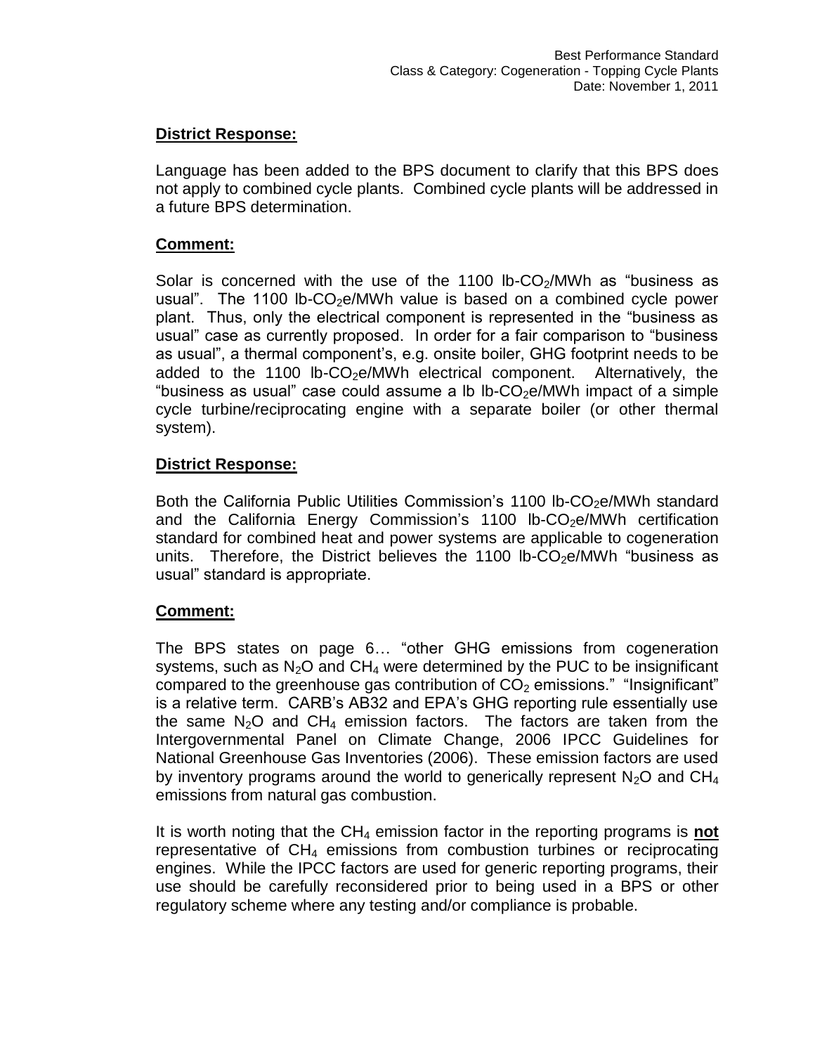**District Response:**

Language has been added to the BPS document to clarify that this BPS does not apply to combined cycle plants. Combined cycle plants will be addressed in a future BPS determination.

**Comment:**

Solar is concerned with the use of the 1100 lb-$CO_2$/MWh as "business as usual". The 1100 lb-$CO_2$e/MWh value is based on a combined cycle power plant. Thus, only the electrical component is represented in the "business as usual" case as currently proposed. In order for a fair comparison to "business as usual", a thermal component's, e.g. onsite boiler, GHG footprint needs to be added to the 1100 lb-$CO_2$e/MWh electrical component. Alternatively, the "business as usual" case could assume a lb lb-$CO_2$e/MWh impact of a simple cycle turbine/reciprocating engine with a separate boiler (or other thermal system).

**District Response:**

Both the California Public Utilities Commission's 1100 lb-$CO_2$e/MWh standard and the California Energy Commission's 1100 lb-$CO_2$e/MWh certification standard for combined heat and power systems are applicable to cogeneration units. Therefore, the District believes the 1100 lb-$CO_2$e/MWh "business as usual" standard is appropriate.

**Comment:**

The BPS states on page 6… "other GHG emissions from cogeneration systems, such as $N_2O$ and $CH_4$ were determined by the PUC to be insignificant compared to the greenhouse gas contribution of $CO_2$ emissions." "Insignificant" is a relative term. CARB's AB32 and EPA's GHG reporting rule essentially use the same $N_2O$ and $CH_4$ emission factors. The factors are taken from the Intergovernmental Panel on Climate Change, 2006 IPCC Guidelines for National Greenhouse Gas Inventories (2006). These emission factors are used by inventory programs around the world to generically represent $N_2O$ and $CH_4$ emissions from natural gas combustion.

It is worth noting that the $CH_4$ emission factor in the reporting programs is **not** representative of $CH_4$ emissions from combustion turbines or reciprocating engines. While the IPCC factors are used for generic reporting programs, their use should be carefully reconsidered prior to being used in a BPS or other regulatory scheme where any testing and/or compliance is probable.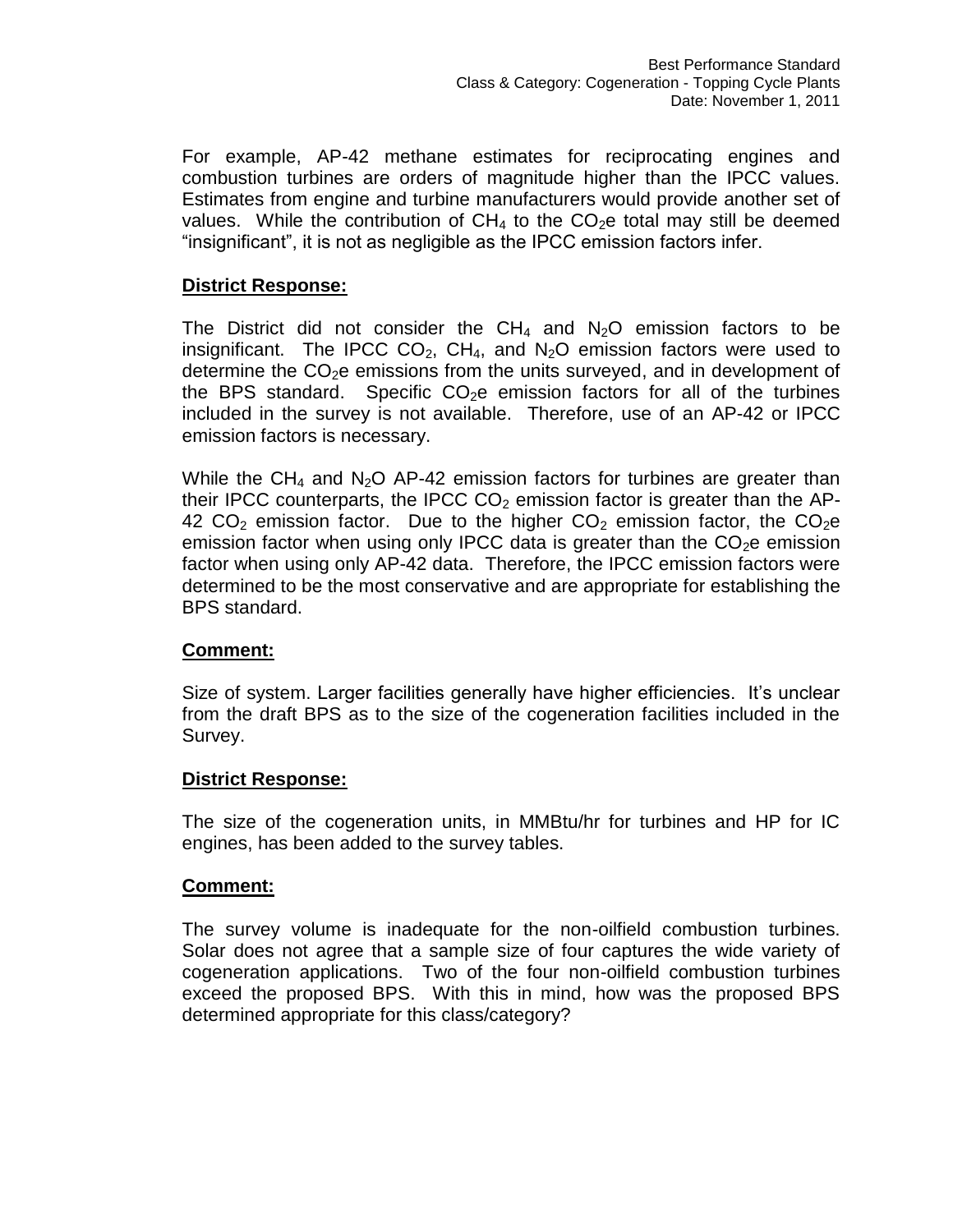For example, AP-42 methane estimates for reciprocating engines and combustion turbines are orders of magnitude higher than the IPCC values. Estimates from engine and turbine manufacturers would provide another set of values. While the contribution of $CH_4$ to the $CO_2e$ total may still be deemed "insignificant", it is not as negligible as the IPCC emission factors infer.

**District Response:**

The District did not consider the $CH_4$ and $N_2O$ emission factors to be insignificant. The IPCC $CO_2$, $CH_4$, and $N_2O$ emission factors were used to determine the $CO_2e$ emissions from the units surveyed, and in development of the BPS standard. Specific $CO_2e$ emission factors for all of the turbines included in the survey is not available. Therefore, use of an AP-42 or IPCC emission factors is necessary.

While the $CH_4$ and $N_2O$ AP-42 emission factors for turbines are greater than their IPCC counterparts, the IPCC $CO_2$ emission factor is greater than the AP-42 $CO_2$ emission factor. Due to the higher $CO_2$ emission factor, the $CO_2e$ emission factor when using only IPCC data is greater than the $CO_2e$ emission factor when using only AP-42 data. Therefore, the IPCC emission factors were determined to be the most conservative and are appropriate for establishing the BPS standard.

**Comment:**

Size of system. Larger facilities generally have higher efficiencies. It's unclear from the draft BPS as to the size of the cogeneration facilities included in the Survey.

**District Response:**

The size of the cogeneration units, in MMBtu/hr for turbines and HP for IC engines, has been added to the survey tables.

**Comment:**

The survey volume is inadequate for the non-oilfield combustion turbines. Solar does not agree that a sample size of four captures the wide variety of cogeneration applications. Two of the four non-oilfield combustion turbines exceed the proposed BPS. With this in mind, how was the proposed BPS determined appropriate for this class/category?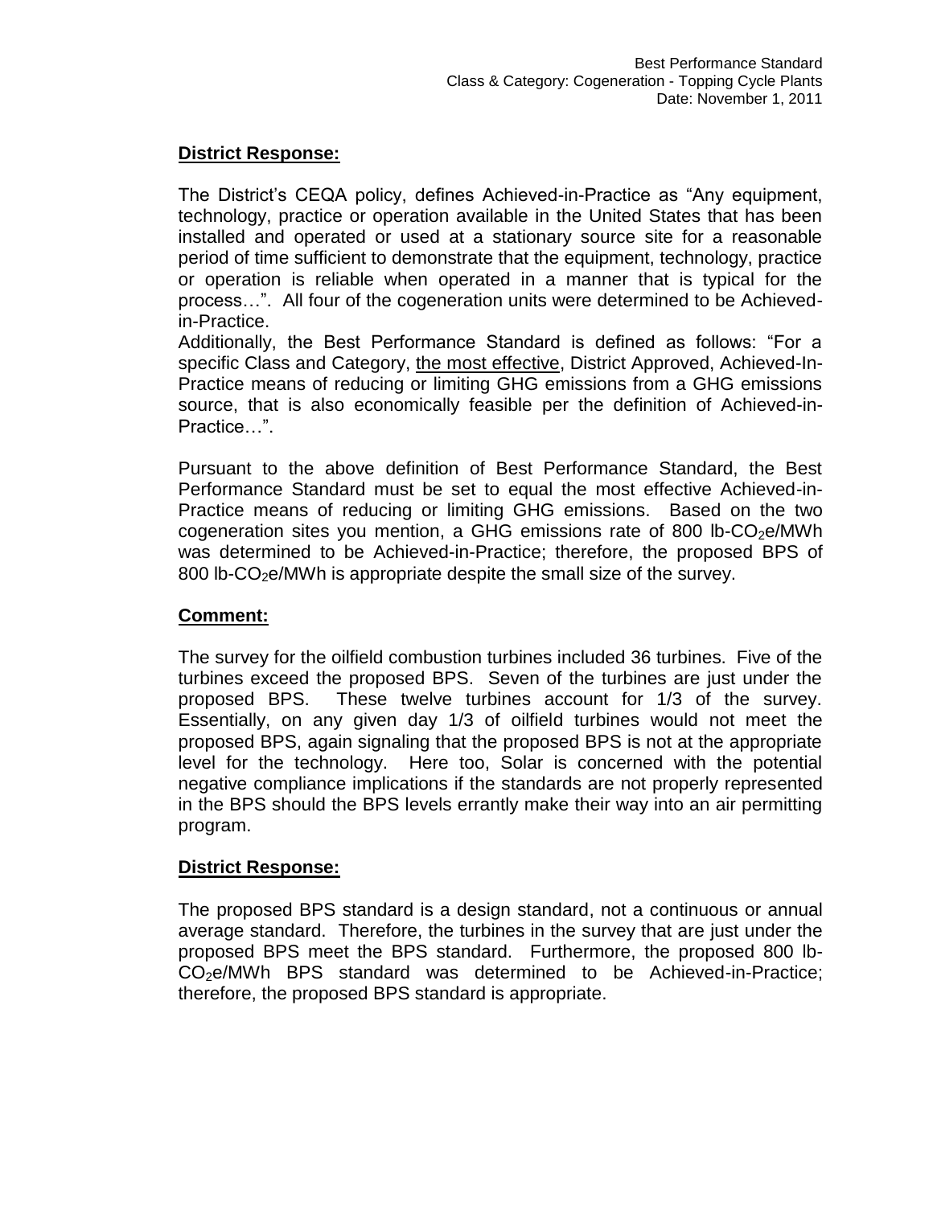**District Response:**

The District's CEQA policy, defines Achieved-in-Practice as "Any equipment, technology, practice or operation available in the United States that has been installed and operated or used at a stationary source site for a reasonable period of time sufficient to demonstrate that the equipment, technology, practice or operation is reliable when operated in a manner that is typical for the process…". All four of the cogeneration units were determined to be Achieved-in-Practice.

Additionally, the Best Performance Standard is defined as follows: "For a specific Class and Category, <u>the most effective</u>, District Approved, Achieved-In-Practice means of reducing or limiting GHG emissions from a GHG emissions source, that is also economically feasible per the definition of Achieved-in-Practice…".

Pursuant to the above definition of Best Performance Standard, the Best Performance Standard must be set to equal the most effective Achieved-in-Practice means of reducing or limiting GHG emissions. Based on the two cogeneration sites you mention, a GHG emissions rate of 800 lb-$CO_2$e/MWh was determined to be Achieved-in-Practice; therefore, the proposed BPS of 800 lb-$CO_2$e/MWh is appropriate despite the small size of the survey.

**Comment:**

The survey for the oilfield combustion turbines included 36 turbines. Five of the turbines exceed the proposed BPS. Seven of the turbines are just under the proposed BPS. These twelve turbines account for 1/3 of the survey. Essentially, on any given day 1/3 of oilfield turbines would not meet the proposed BPS, again signaling that the proposed BPS is not at the appropriate level for the technology. Here too, Solar is concerned with the potential negative compliance implications if the standards are not properly represented in the BPS should the BPS levels errantly make their way into an air permitting program.

**District Response:**

The proposed BPS standard is a design standard, not a continuous or annual average standard. Therefore, the turbines in the survey that are just under the proposed BPS meet the BPS standard. Furthermore, the proposed 800 lb-$CO_2$e/MWh BPS standard was determined to be Achieved-in-Practice; therefore, the proposed BPS standard is appropriate.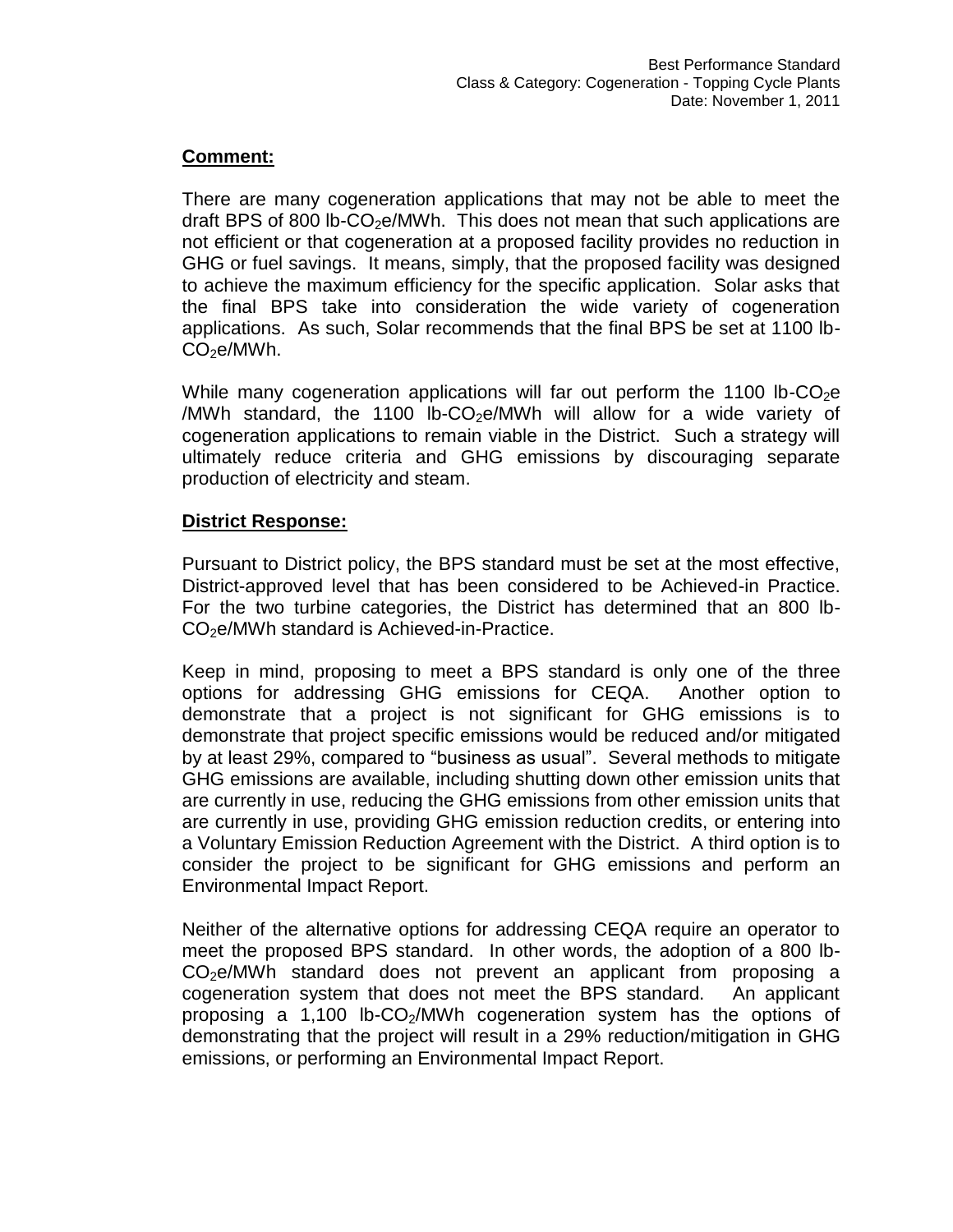**Comment:**

There are many cogeneration applications that may not be able to meet the draft BPS of 800 lb-$CO_2$e/MWh. This does not mean that such applications are not efficient or that cogeneration at a proposed facility provides no reduction in GHG or fuel savings. It means, simply, that the proposed facility was designed to achieve the maximum efficiency for the specific application. Solar asks that the final BPS take into consideration the wide variety of cogeneration applications. As such, Solar recommends that the final BPS be set at 1100 lb-$CO_2$e/MWh.

While many cogeneration applications will far out perform the 1100 lb-$CO_2$e /MWh standard, the 1100 lb-$CO_2$e/MWh will allow for a wide variety of cogeneration applications to remain viable in the District. Such a strategy will ultimately reduce criteria and GHG emissions by discouraging separate production of electricity and steam.

**District Response:**

Pursuant to District policy, the BPS standard must be set at the most effective, District-approved level that has been considered to be Achieved-in Practice. For the two turbine categories, the District has determined that an 800 lb-$CO_2$e/MWh standard is Achieved-in-Practice.

Keep in mind, proposing to meet a BPS standard is only one of the three options for addressing GHG emissions for CEQA. Another option to demonstrate that a project is not significant for GHG emissions is to demonstrate that project specific emissions would be reduced and/or mitigated by at least 29%, compared to "business as usual". Several methods to mitigate GHG emissions are available, including shutting down other emission units that are currently in use, reducing the GHG emissions from other emission units that are currently in use, providing GHG emission reduction credits, or entering into a Voluntary Emission Reduction Agreement with the District. A third option is to consider the project to be significant for GHG emissions and perform an Environmental Impact Report.

Neither of the alternative options for addressing CEQA require an operator to meet the proposed BPS standard. In other words, the adoption of a 800 lb-$CO_2$e/MWh standard does not prevent an applicant from proposing a cogeneration system that does not meet the BPS standard. An applicant proposing a 1,100 lb-$CO_2$/MWh cogeneration system has the options of demonstrating that the project will result in a 29% reduction/mitigation in GHG emissions, or performing an Environmental Impact Report.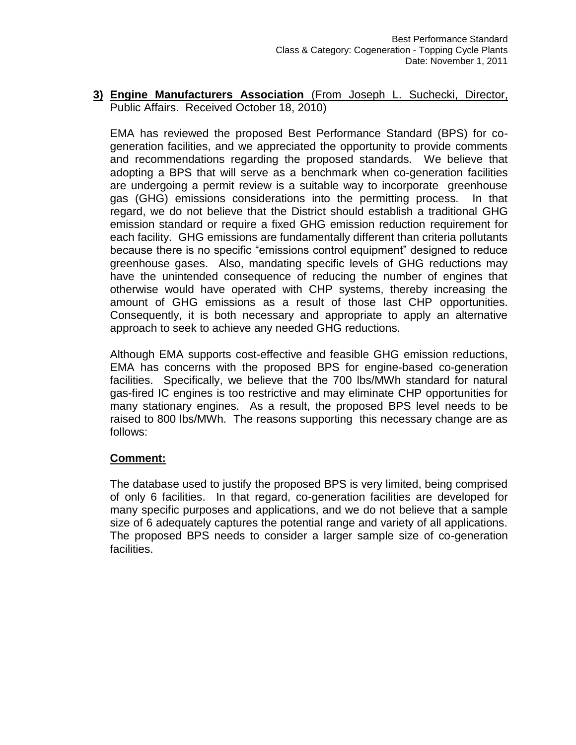**3) Engine Manufacturers Association** (From Joseph L. Suchecki, Director, Public Affairs. Received October 18, 2010)

EMA has reviewed the proposed Best Performance Standard (BPS) for co-generation facilities, and we appreciated the opportunity to provide comments and recommendations regarding the proposed standards. We believe that adopting a BPS that will serve as a benchmark when co-generation facilities are undergoing a permit review is a suitable way to incorporate greenhouse gas (GHG) emissions considerations into the permitting process. In that regard, we do not believe that the District should establish a traditional GHG emission standard or require a fixed GHG emission reduction requirement for each facility. GHG emissions are fundamentally different than criteria pollutants because there is no specific "emissions control equipment" designed to reduce greenhouse gases. Also, mandating specific levels of GHG reductions may have the unintended consequence of reducing the number of engines that otherwise would have operated with CHP systems, thereby increasing the amount of GHG emissions as a result of those last CHP opportunities. Consequently, it is both necessary and appropriate to apply an alternative approach to seek to achieve any needed GHG reductions.

Although EMA supports cost-effective and feasible GHG emission reductions, EMA has concerns with the proposed BPS for engine-based co-generation facilities. Specifically, we believe that the 700 lbs/MWh standard for natural gas-fired IC engines is too restrictive and may eliminate CHP opportunities for many stationary engines. As a result, the proposed BPS level needs to be raised to 800 lbs/MWh. The reasons supporting this necessary change are as follows:

**Comment:**

The database used to justify the proposed BPS is very limited, being comprised of only 6 facilities. In that regard, co-generation facilities are developed for many specific purposes and applications, and we do not believe that a sample size of 6 adequately captures the potential range and variety of all applications. The proposed BPS needs to consider a larger sample size of co-generation facilities.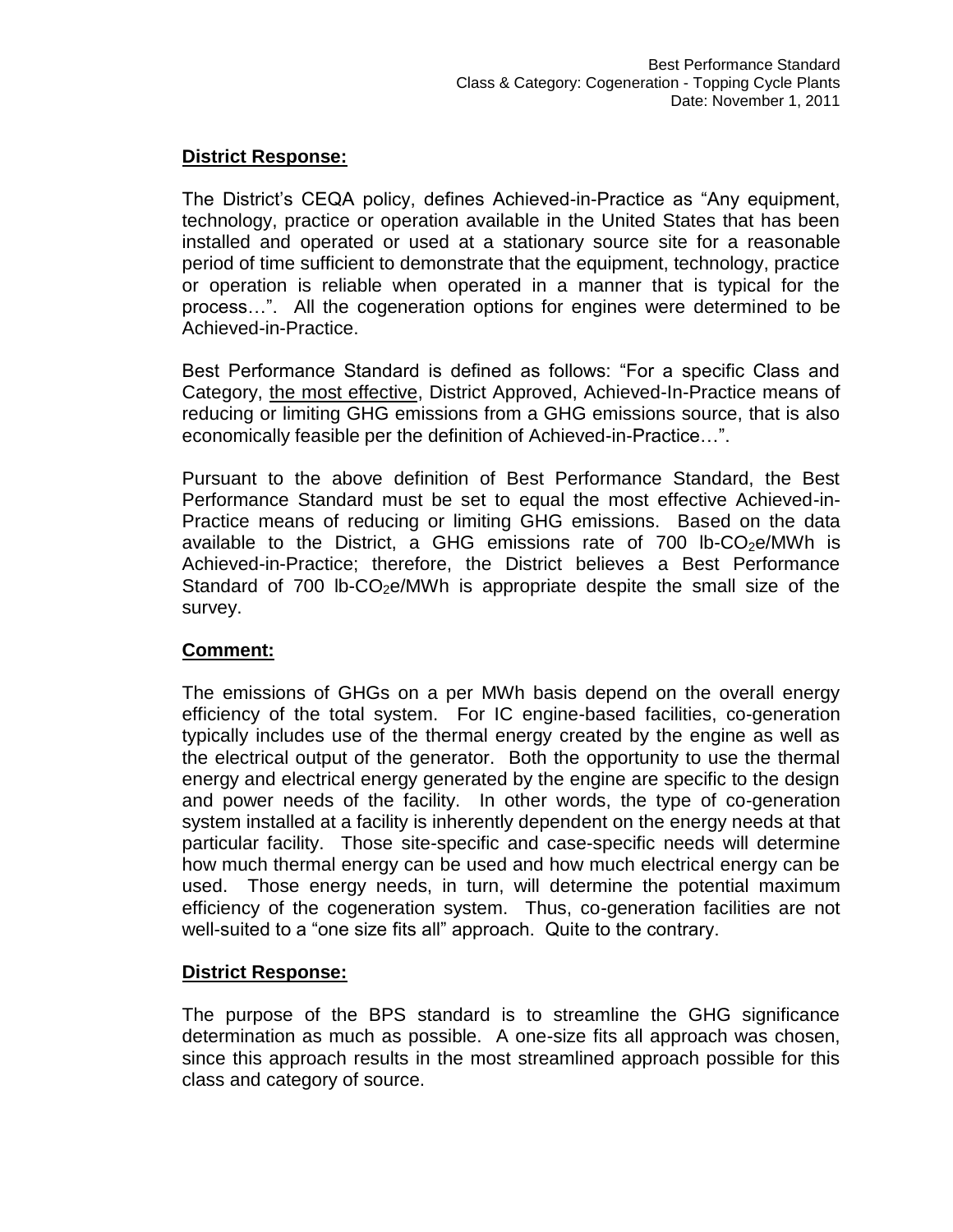**District Response:**

The District's CEQA policy, defines Achieved-in-Practice as "Any equipment, technology, practice or operation available in the United States that has been installed and operated or used at a stationary source site for a reasonable period of time sufficient to demonstrate that the equipment, technology, practice or operation is reliable when operated in a manner that is typical for the process…". All the cogeneration options for engines were determined to be Achieved-in-Practice.

Best Performance Standard is defined as follows: "For a specific Class and Category, the most effective, District Approved, Achieved-In-Practice means of reducing or limiting GHG emissions from a GHG emissions source, that is also economically feasible per the definition of Achieved-in-Practice…".

Pursuant to the above definition of Best Performance Standard, the Best Performance Standard must be set to equal the most effective Achieved-in-Practice means of reducing or limiting GHG emissions. Based on the data available to the District, a GHG emissions rate of 700 lb-$CO_2$e/MWh is Achieved-in-Practice; therefore, the District believes a Best Performance Standard of 700 lb-$CO_2$e/MWh is appropriate despite the small size of the survey.

**Comment:**

The emissions of GHGs on a per MWh basis depend on the overall energy efficiency of the total system. For IC engine-based facilities, co-generation typically includes use of the thermal energy created by the engine as well as the electrical output of the generator. Both the opportunity to use the thermal energy and electrical energy generated by the engine are specific to the design and power needs of the facility. In other words, the type of co-generation system installed at a facility is inherently dependent on the energy needs at that particular facility. Those site-specific and case-specific needs will determine how much thermal energy can be used and how much electrical energy can be used. Those energy needs, in turn, will determine the potential maximum efficiency of the cogeneration system. Thus, co-generation facilities are not well-suited to a "one size fits all" approach. Quite to the contrary.

**District Response:**

The purpose of the BPS standard is to streamline the GHG significance determination as much as possible. A one-size fits all approach was chosen, since this approach results in the most streamlined approach possible for this class and category of source.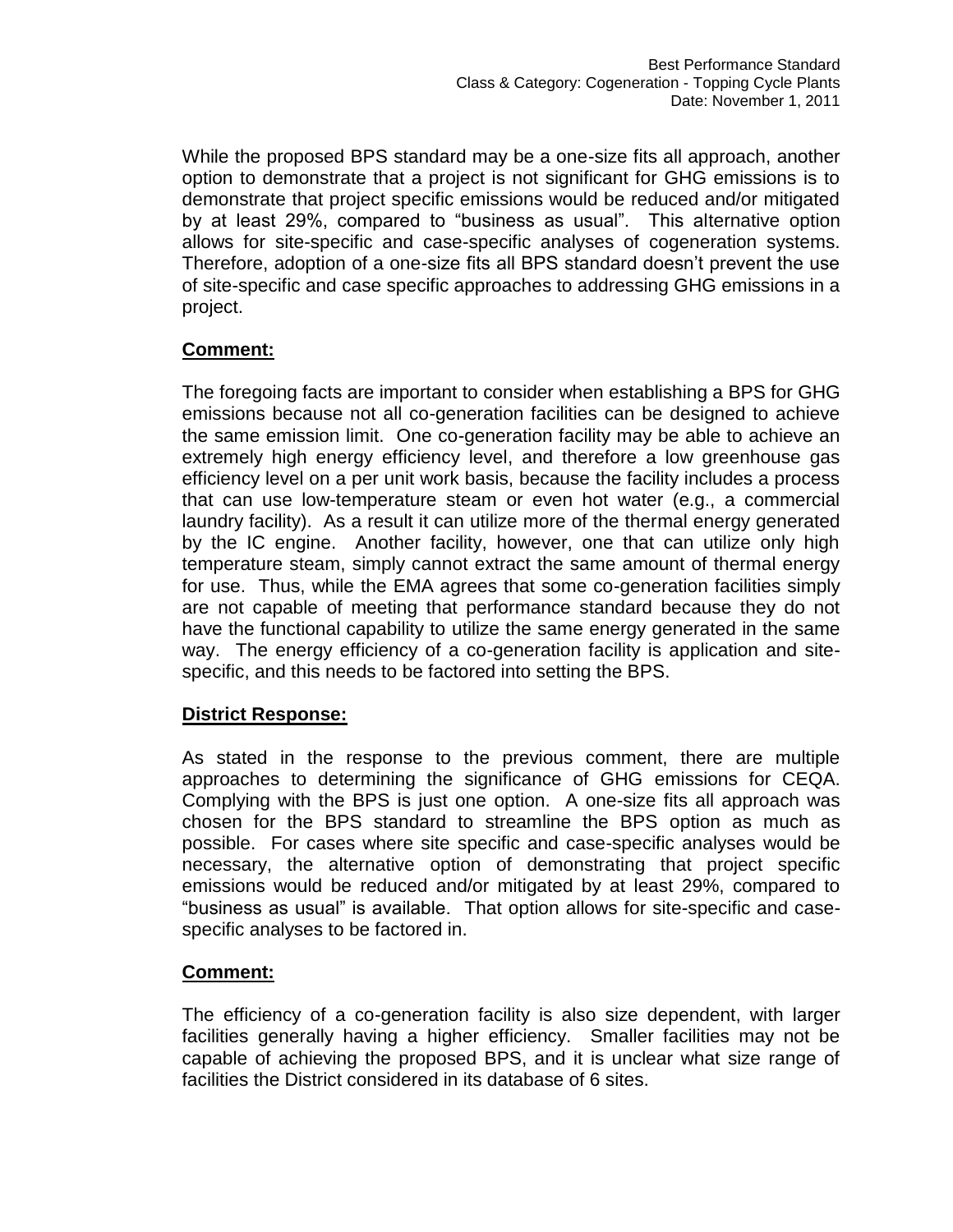While the proposed BPS standard may be a one-size fits all approach, another option to demonstrate that a project is not significant for GHG emissions is to demonstrate that project specific emissions would be reduced and/or mitigated by at least 29%, compared to “business as usual”. This alternative option allows for site-specific and case-specific analyses of cogeneration systems. Therefore, adoption of a one-size fits all BPS standard doesn’t prevent the use of site-specific and case specific approaches to addressing GHG emissions in a project.

**Comment:**

The foregoing facts are important to consider when establishing a BPS for GHG emissions because not all co-generation facilities can be designed to achieve the same emission limit. One co-generation facility may be able to achieve an extremely high energy efficiency level, and therefore a low greenhouse gas efficiency level on a per unit work basis, because the facility includes a process that can use low-temperature steam or even hot water (e.g., a commercial laundry facility). As a result it can utilize more of the thermal energy generated by the IC engine. Another facility, however, one that can utilize only high temperature steam, simply cannot extract the same amount of thermal energy for use. Thus, while the EMA agrees that some co-generation facilities simply are not capable of meeting that performance standard because they do not have the functional capability to utilize the same energy generated in the same way. The energy efficiency of a co-generation facility is application and site-specific, and this needs to be factored into setting the BPS.

**District Response:**

As stated in the response to the previous comment, there are multiple approaches to determining the significance of GHG emissions for CEQA. Complying with the BPS is just one option. A one-size fits all approach was chosen for the BPS standard to streamline the BPS option as much as possible. For cases where site specific and case-specific analyses would be necessary, the alternative option of demonstrating that project specific emissions would be reduced and/or mitigated by at least 29%, compared to “business as usual” is available. That option allows for site-specific and case-specific analyses to be factored in.

**Comment:**

The efficiency of a co-generation facility is also size dependent, with larger facilities generally having a higher efficiency. Smaller facilities may not be capable of achieving the proposed BPS, and it is unclear what size range of facilities the District considered in its database of 6 sites.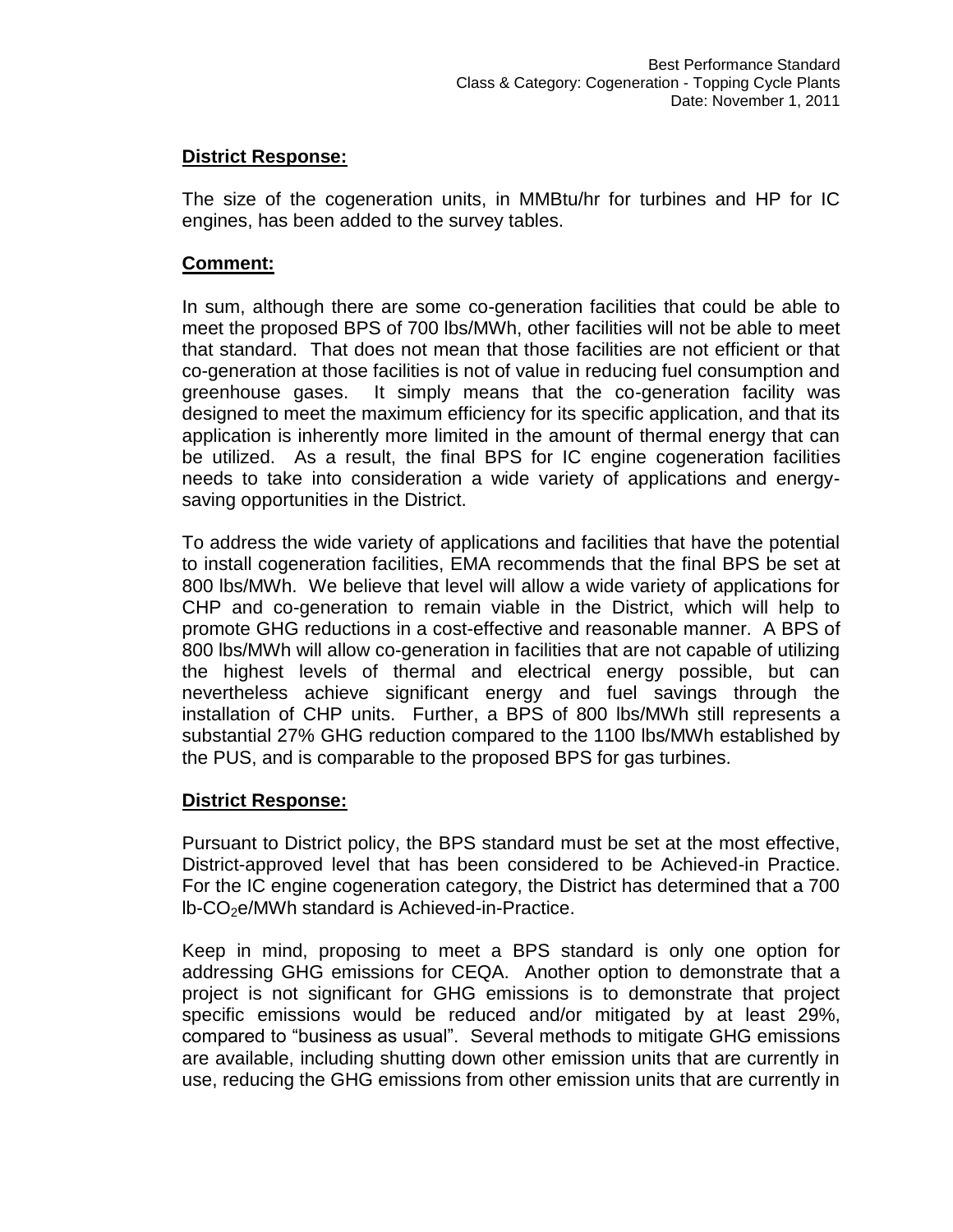**District Response:**

The size of the cogeneration units, in MMBtu/hr for turbines and HP for IC engines, has been added to the survey tables.

**Comment:**

In sum, although there are some co-generation facilities that could be able to meet the proposed BPS of 700 lbs/MWh, other facilities will not be able to meet that standard. That does not mean that those facilities are not efficient or that co-generation at those facilities is not of value in reducing fuel consumption and greenhouse gases. It simply means that the co-generation facility was designed to meet the maximum efficiency for its specific application, and that its application is inherently more limited in the amount of thermal energy that can be utilized. As a result, the final BPS for IC engine cogeneration facilities needs to take into consideration a wide variety of applications and energy-saving opportunities in the District.

To address the wide variety of applications and facilities that have the potential to install cogeneration facilities, EMA recommends that the final BPS be set at 800 lbs/MWh. We believe that level will allow a wide variety of applications for CHP and co-generation to remain viable in the District, which will help to promote GHG reductions in a cost-effective and reasonable manner. A BPS of 800 lbs/MWh will allow co-generation in facilities that are not capable of utilizing the highest levels of thermal and electrical energy possible, but can nevertheless achieve significant energy and fuel savings through the installation of CHP units. Further, a BPS of 800 lbs/MWh still represents a substantial 27% GHG reduction compared to the 1100 lbs/MWh established by the PUS, and is comparable to the proposed BPS for gas turbines.

**District Response:**

Pursuant to District policy, the BPS standard must be set at the most effective, District-approved level that has been considered to be Achieved-in Practice. For the IC engine cogeneration category, the District has determined that a 700 lb-$CO_2$e/MWh standard is Achieved-in-Practice.

Keep in mind, proposing to meet a BPS standard is only one option for addressing GHG emissions for CEQA. Another option to demonstrate that a project is not significant for GHG emissions is to demonstrate that project specific emissions would be reduced and/or mitigated by at least 29%, compared to "business as usual". Several methods to mitigate GHG emissions are available, including shutting down other emission units that are currently in use, reducing the GHG emissions from other emission units that are currently in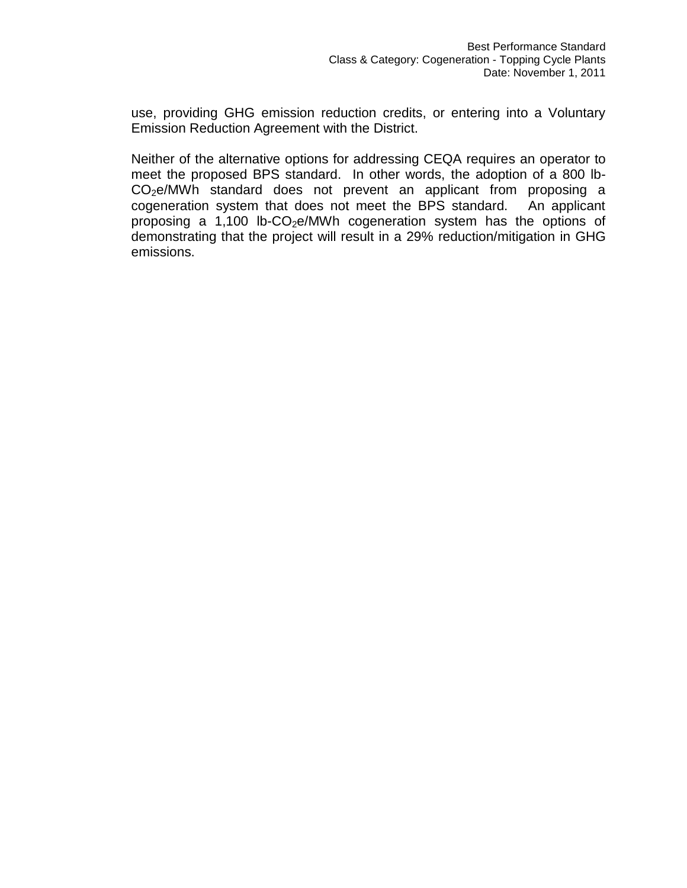use, providing GHG emission reduction credits, or entering into a Voluntary Emission Reduction Agreement with the District.

Neither of the alternative options for addressing CEQA requires an operator to meet the proposed BPS standard. In other words, the adoption of a 800 lb-$CO_2$e/MWh standard does not prevent an applicant from proposing a cogeneration system that does not meet the BPS standard. An applicant proposing a 1,100 lb-$CO_2$e/MWh cogeneration system has the options of demonstrating that the project will result in a 29% reduction/mitigation in GHG emissions.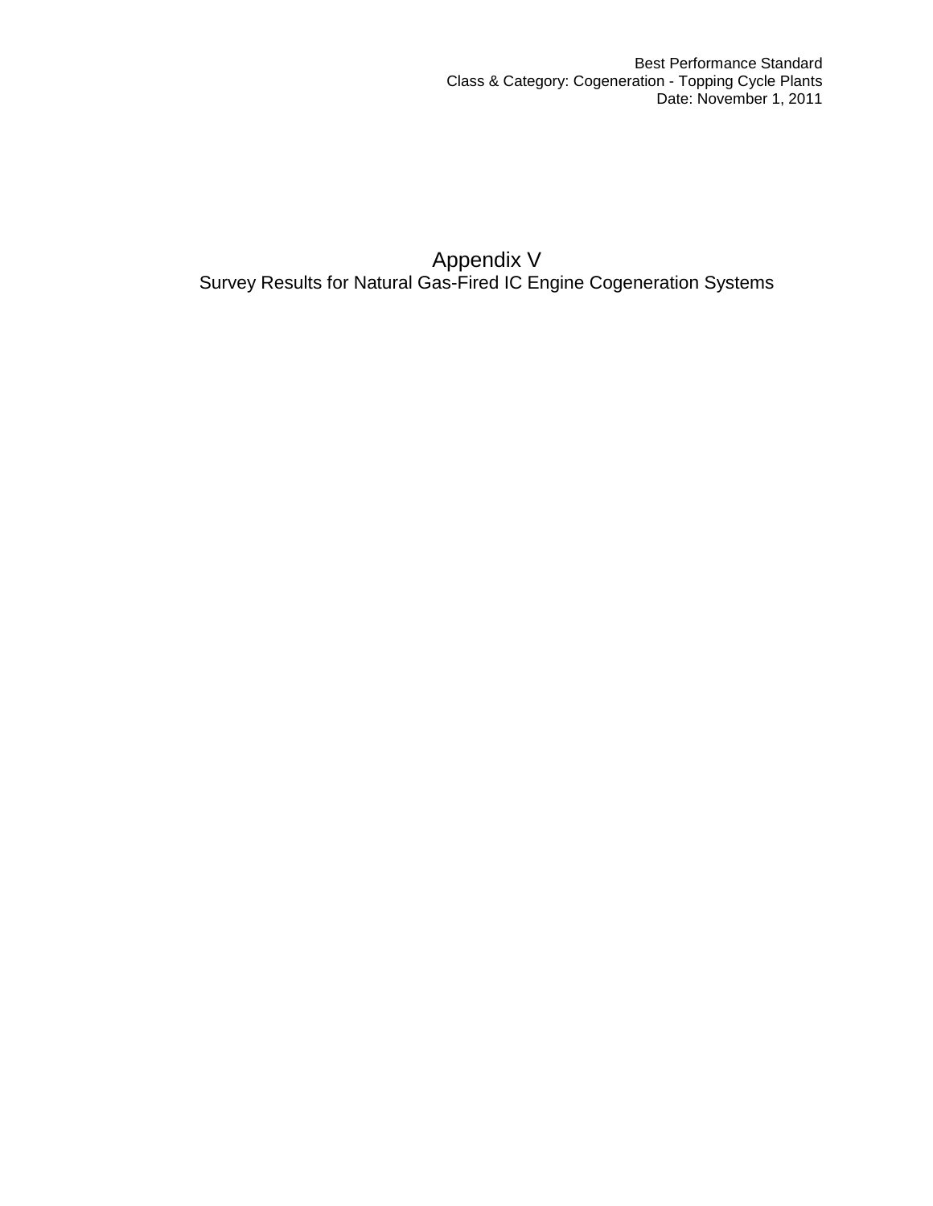# Appendix V

## Survey Results for Natural Gas-Fired IC Engine Cogeneration Systems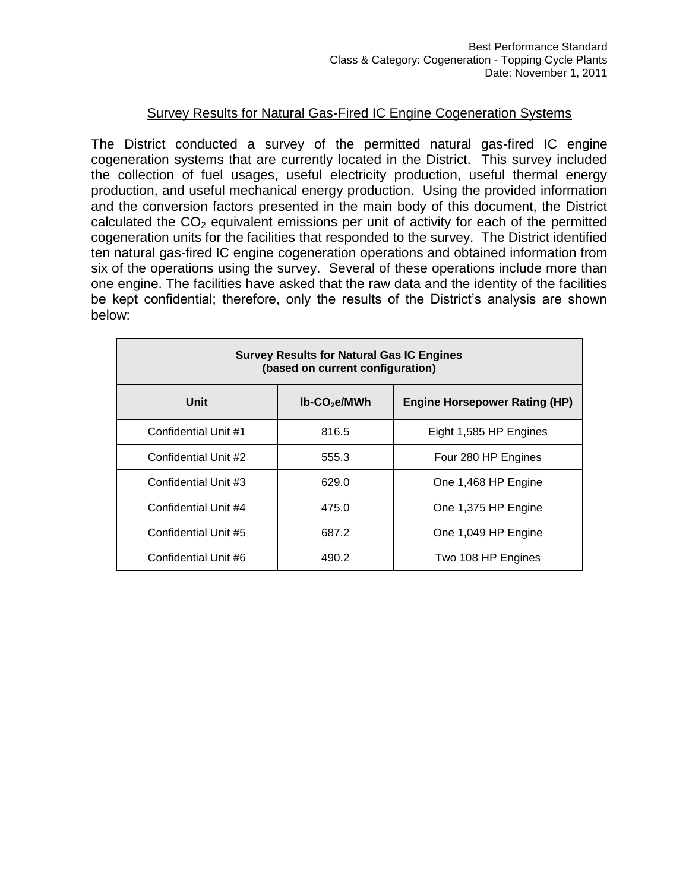## Survey Results for Natural Gas-Fired IC Engine Cogeneration Systems

The District conducted a survey of the permitted natural gas-fired IC engine cogeneration systems that are currently located in the District. This survey included the collection of fuel usages, useful electricity production, useful thermal energy production, and useful mechanical energy production. Using the provided information and the conversion factors presented in the main body of this document, the District calculated the $CO_2$ equivalent emissions per unit of activity for each of the permitted cogeneration units for the facilities that responded to the survey. The District identified ten natural gas-fired IC engine cogeneration operations and obtained information from six of the operations using the survey. Several of these operations include more than one engine. The facilities have asked that the raw data and the identity of the facilities be kept confidential; therefore, only the results of the District's analysis are shown below:

| **Survey Results for Natural Gas IC Engines (based on current configuration)** | | |
|---|---|---|
| **Unit** | **lb-$CO_2$e/MWh** | **Engine Horsepower Rating (HP)** |
| Confidential Unit #1 | 816.5 | Eight 1,585 HP Engines |
| Confidential Unit #2 | 555.3 | Four 280 HP Engines |
| Confidential Unit #3 | 629.0 | One 1,468 HP Engine |
| Confidential Unit #4 | 475.0 | One 1,375 HP Engine |
| Confidential Unit #5 | 687.2 | One 1,049 HP Engine |
| Confidential Unit #6 | 490.2 | Two 108 HP Engines |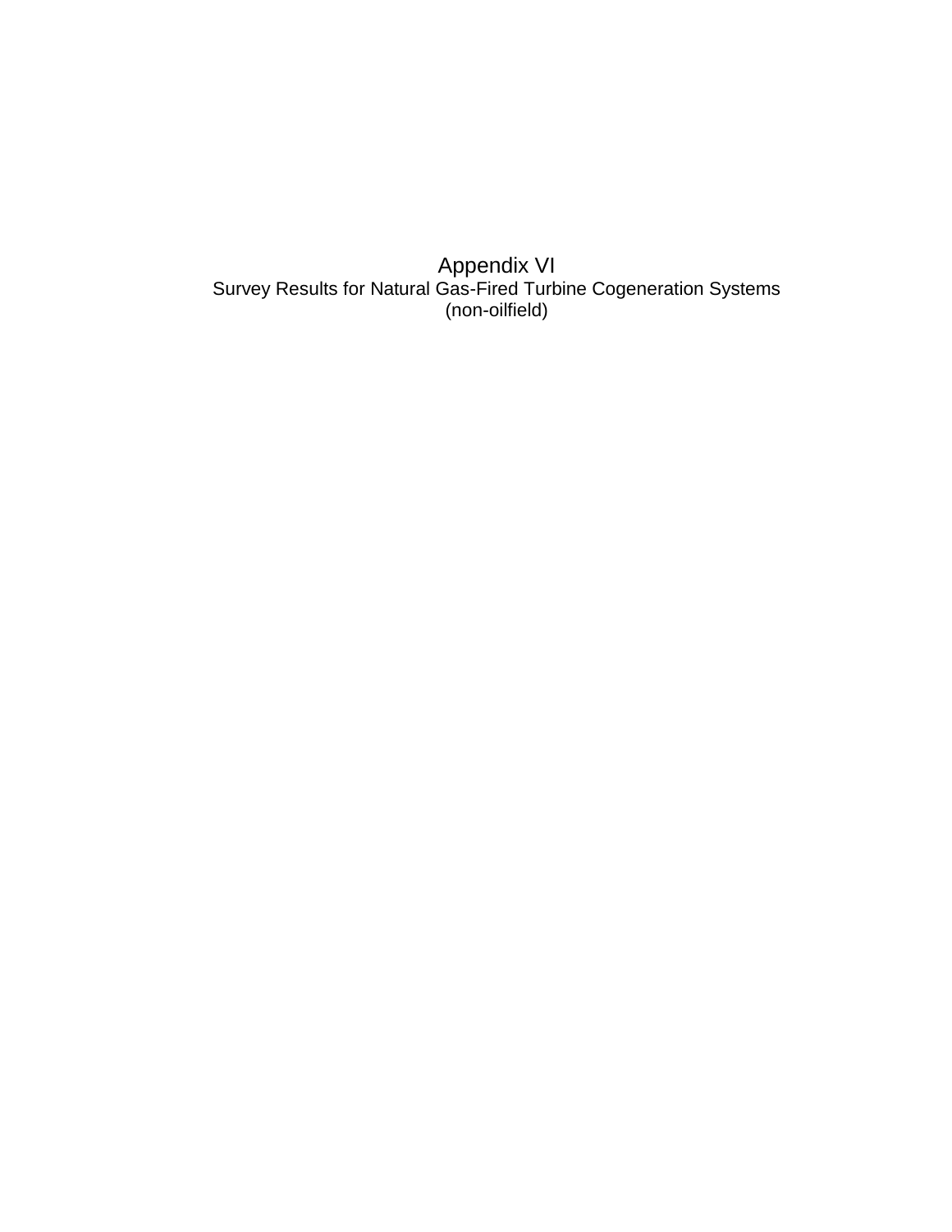# Appendix VI

Survey Results for Natural Gas-Fired Turbine Cogeneration Systems (non-oilfield)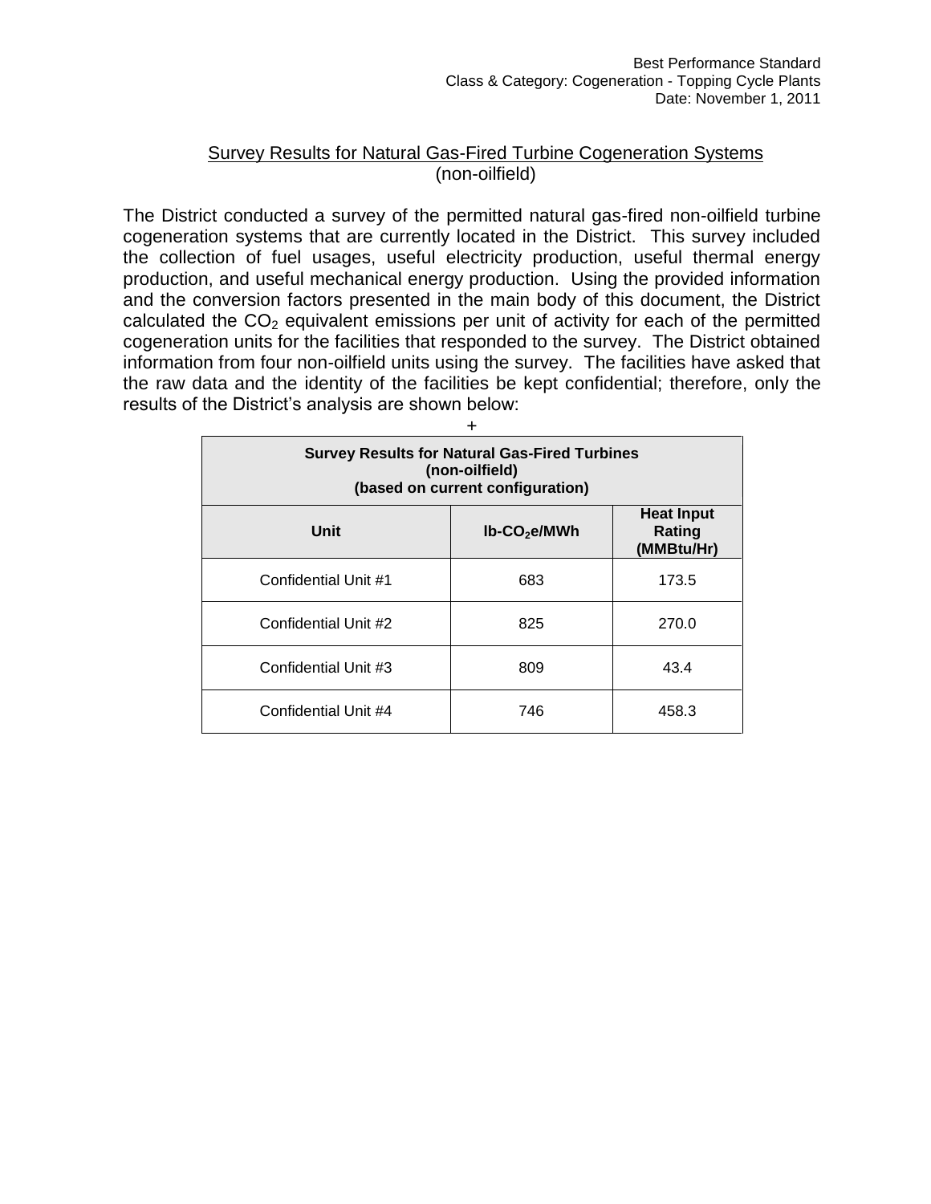## Survey Results for Natural Gas-Fired Turbine Cogeneration Systems (non-oilfield)

The District conducted a survey of the permitted natural gas-fired non-oilfield turbine cogeneration systems that are currently located in the District. This survey included the collection of fuel usages, useful electricity production, useful thermal energy production, and useful mechanical energy production. Using the provided information and the conversion factors presented in the main body of this document, the District calculated the $CO_2$ equivalent emissions per unit of activity for each of the permitted cogeneration units for the facilities that responded to the survey. The District obtained information from four non-oilfield units using the survey. The facilities have asked that the raw data and the identity of the facilities be kept confidential; therefore, only the results of the District's analysis are shown below:

+

| **Survey Results for Natural Gas-Fired Turbines (non-oilfield) (based on current configuration)** | | |
|---|---|---|
| **Unit** | **lb-$CO_2$e/MWh** | **Heat Input Rating (MMBtu/Hr)** |
| Confidential Unit #1 | 683 | 173.5 |
| Confidential Unit #2 | 825 | 270.0 |
| Confidential Unit #3 | 809 | 43.4 |
| Confidential Unit #4 | 746 | 458.3 |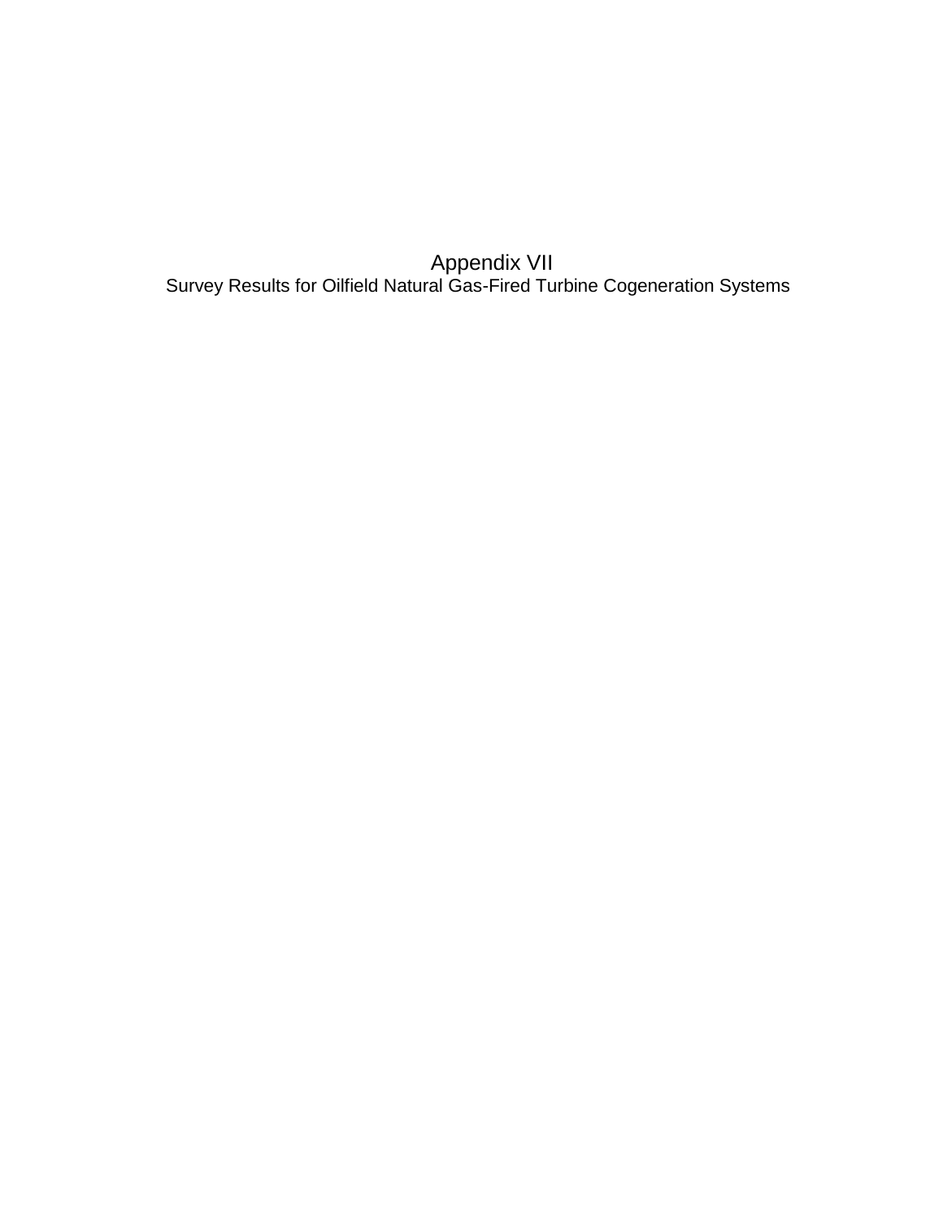# Appendix VII

## Survey Results for Oilfield Natural Gas-Fired Turbine Cogeneration Systems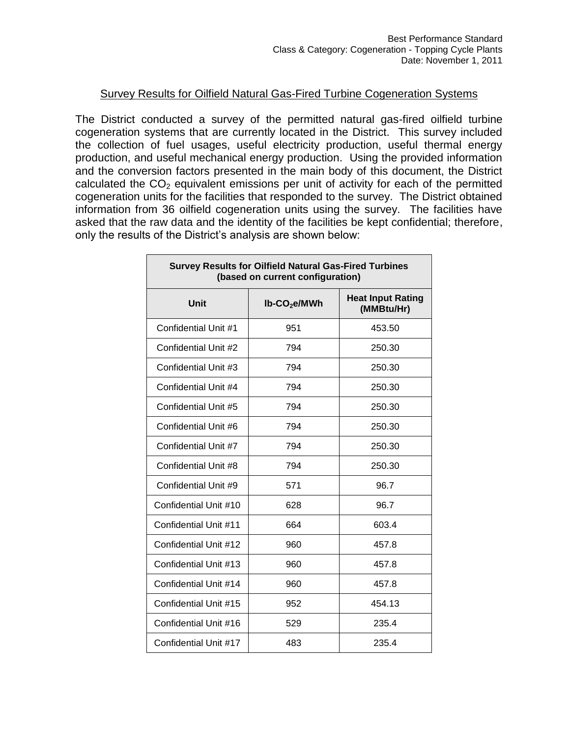## Survey Results for Oilfield Natural Gas-Fired Turbine Cogeneration Systems

The District conducted a survey of the permitted natural gas-fired oilfield turbine cogeneration systems that are currently located in the District. This survey included the collection of fuel usages, useful electricity production, useful thermal energy production, and useful mechanical energy production. Using the provided information and the conversion factors presented in the main body of this document, the District calculated the $CO_2$ equivalent emissions per unit of activity for each of the permitted cogeneration units for the facilities that responded to the survey. The District obtained information from 36 oilfield cogeneration units using the survey. The facilities have asked that the raw data and the identity of the facilities be kept confidential; therefore, only the results of the District's analysis are shown below:

| **Survey Results for Oilfield Natural Gas-Fired Turbines (based on current configuration)** | | |
|---|---|---|
| **Unit** | **lb-$CO_2$e/MWh** | **Heat Input Rating (MMBtu/Hr)** |
| Confidential Unit #1 | 951 | 453.50 |
| Confidential Unit #2 | 794 | 250.30 |
| Confidential Unit #3 | 794 | 250.30 |
| Confidential Unit #4 | 794 | 250.30 |
| Confidential Unit #5 | 794 | 250.30 |
| Confidential Unit #6 | 794 | 250.30 |
| Confidential Unit #7 | 794 | 250.30 |
| Confidential Unit #8 | 794 | 250.30 |
| Confidential Unit #9 | 571 | 96.7 |
| Confidential Unit #10 | 628 | 96.7 |
| Confidential Unit #11 | 664 | 603.4 |
| Confidential Unit #12 | 960 | 457.8 |
| Confidential Unit #13 | 960 | 457.8 |
| Confidential Unit #14 | 960 | 457.8 |
| Confidential Unit #15 | 952 | 454.13 |
| Confidential Unit #16 | 529 | 235.4 |
| Confidential Unit #17 | 483 | 235.4 |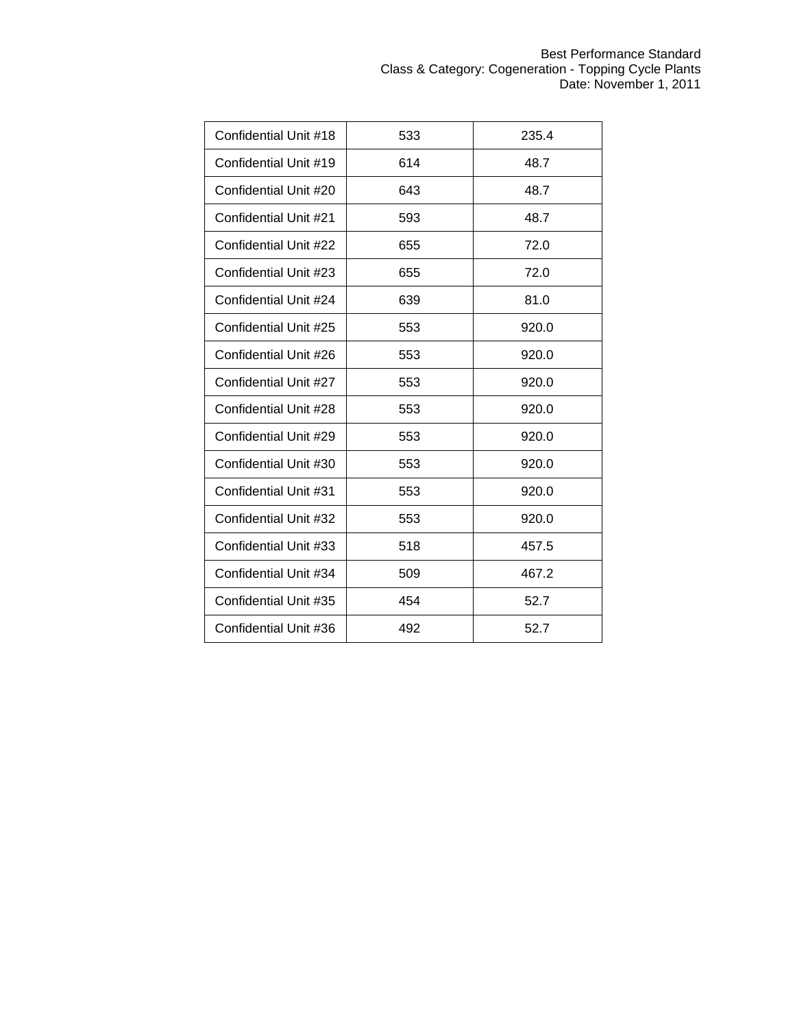| | | |
|---|---|---|
| Confidential Unit #18 | 533 | 235.4 |
| Confidential Unit #19 | 614 | 48.7 |
| Confidential Unit #20 | 643 | 48.7 |
| Confidential Unit #21 | 593 | 48.7 |
| Confidential Unit #22 | 655 | 72.0 |
| Confidential Unit #23 | 655 | 72.0 |
| Confidential Unit #24 | 639 | 81.0 |
| Confidential Unit #25 | 553 | 920.0 |
| Confidential Unit #26 | 553 | 920.0 |
| Confidential Unit #27 | 553 | 920.0 |
| Confidential Unit #28 | 553 | 920.0 |
| Confidential Unit #29 | 553 | 920.0 |
| Confidential Unit #30 | 553 | 920.0 |
| Confidential Unit #31 | 553 | 920.0 |
| Confidential Unit #32 | 553 | 920.0 |
| Confidential Unit #33 | 518 | 457.5 |
| Confidential Unit #34 | 509 | 467.2 |
| Confidential Unit #35 | 454 | 52.7 |
| Confidential Unit #36 | 492 | 52.7 |